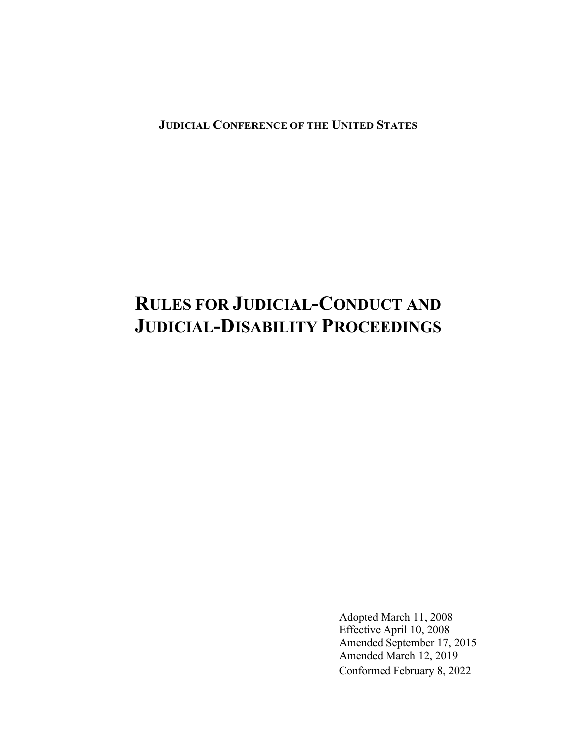**JUDICIAL CONFERENCE OF THE UNITED STATES**

# RULES FOR JUDICIAL-CONDUCT AND JUDICIAL-DISABILITY PROCEEDINGS

Adopted March 11, 2008
Effective April 10, 2008
Amended September 17, 2015
Amended March 12, 2019
Conformed February 8, 2022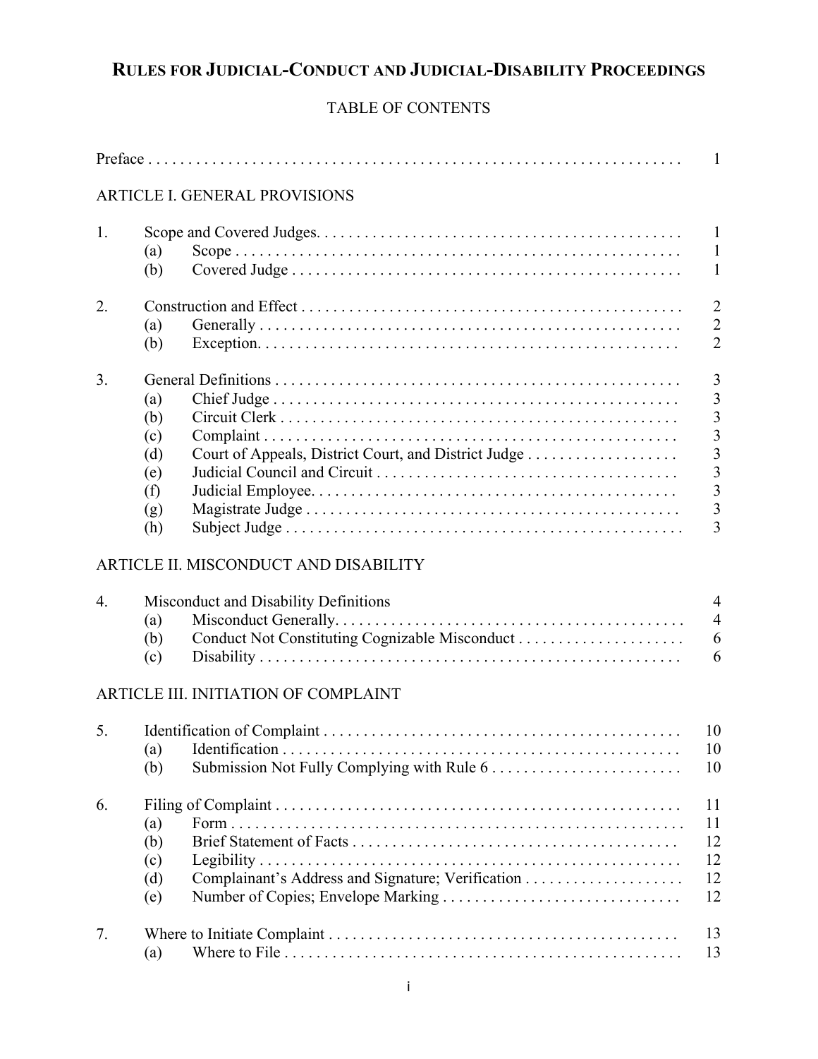# RULES FOR JUDICIAL-CONDUCT AND JUDICIAL-DISABILITY PROCEEDINGS

## TABLE OF CONTENTS

| | | | |
|---|---|---|---|
| Preface | | | 1 |
| **ARTICLE I. GENERAL PROVISIONS** | | | |
| 1. | Scope and Covered Judges | | 1 |
| | (a) | Scope | 1 |
| | (b) | Covered Judge | 1 |
| 2. | Construction and Effect | | 2 |
| | (a) | Generally | 2 |
| | (b) | Exception | 2 |
| 3. | General Definitions | | 3 |
| | (a) | Chief Judge | 3 |
| | (b) | Circuit Clerk | 3 |
| | (c) | Complaint | 3 |
| | (d) | Court of Appeals, District Court, and District Judge | 3 |
| | (e) | Judicial Council and Circuit | 3 |
| | (f) | Judicial Employee | 3 |
| | (g) | Magistrate Judge | 3 |
| | (h) | Subject Judge | 3 |
| **ARTICLE II. MISCONDUCT AND DISABILITY** | | | |
| 4. | Misconduct and Disability Definitions | | 4 |
| | (a) | Misconduct Generally | 4 |
| | (b) | Conduct Not Constituting Cognizable Misconduct | 6 |
| | (c) | Disability | 6 |
| **ARTICLE III. INITIATION OF COMPLAINT** | | | |
| 5. | Identification of Complaint | | 10 |
| | (a) | Identification | 10 |
| | (b) | Submission Not Fully Complying with Rule 6 | 10 |
| 6. | Filing of Complaint | | 11 |
| | (a) | Form | 11 |
| | (b) | Brief Statement of Facts | 12 |
| | (c) | Legibility | 12 |
| | (d) | Complainant's Address and Signature; Verification | 12 |
| | (e) | Number of Copies; Envelope Marking | 12 |
| 7. | Where to Initiate Complaint | | 13 |
| | (a) | Where to File | 13 |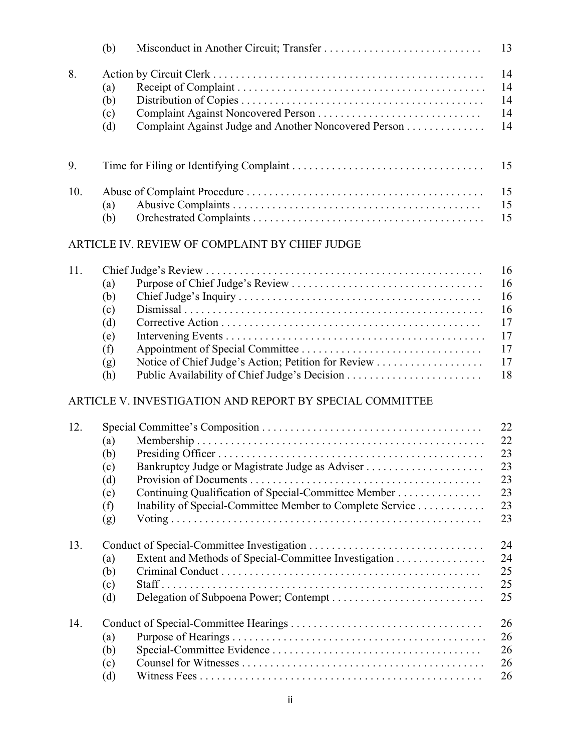| | | | |
|---|---|---|---|
| | (b) | Misconduct in Another Circuit; Transfer | 13 |
| 8. | | Action by Circuit Clerk | 14 |
| | (a) | Receipt of Complaint | 14 |
| | (b) | Distribution of Copies | 14 |
| | (c) | Complaint Against Noncovered Person | 14 |
| | (d) | Complaint Against Judge and Another Noncovered Person | 14 |
| 9. | | Time for Filing or Identifying Complaint | 15 |
| 10. | | Abuse of Complaint Procedure | 15 |
| | (a) | Abusive Complaints | 15 |
| | (b) | Orchestrated Complaints | 15 |

ARTICLE IV. REVIEW OF COMPLAINT BY CHIEF JUDGE

| | | | |
|---|---|---|---|
| 11. | | Chief Judge's Review | 16 |
| | (a) | Purpose of Chief Judge's Review | 16 |
| | (b) | Chief Judge's Inquiry | 16 |
| | (c) | Dismissal | 16 |
| | (d) | Corrective Action | 17 |
| | (e) | Intervening Events | 17 |
| | (f) | Appointment of Special Committee | 17 |
| | (g) | Notice of Chief Judge's Action; Petition for Review | 17 |
| | (h) | Public Availability of Chief Judge's Decision | 18 |

ARTICLE V. INVESTIGATION AND REPORT BY SPECIAL COMMITTEE

| | | | |
|---|---|---|---|
| 12. | | Special Committee's Composition | 22 |
| | (a) | Membership | 22 |
| | (b) | Presiding Officer | 23 |
| | (c) | Bankruptcy Judge or Magistrate Judge as Adviser | 23 |
| | (d) | Provision of Documents | 23 |
| | (e) | Continuing Qualification of Special-Committee Member | 23 |
| | (f) | Inability of Special-Committee Member to Complete Service | 23 |
| | (g) | Voting | 23 |
| 13. | | Conduct of Special-Committee Investigation | 24 |
| | (a) | Extent and Methods of Special-Committee Investigation | 24 |
| | (b) | Criminal Conduct | 25 |
| | (c) | Staff | 25 |
| | (d) | Delegation of Subpoena Power; Contempt | 25 |
| 14. | | Conduct of Special-Committee Hearings | 26 |
| | (a) | Purpose of Hearings | 26 |
| | (b) | Special-Committee Evidence | 26 |
| | (c) | Counsel for Witnesses | 26 |
| | (d) | Witness Fees | 26 |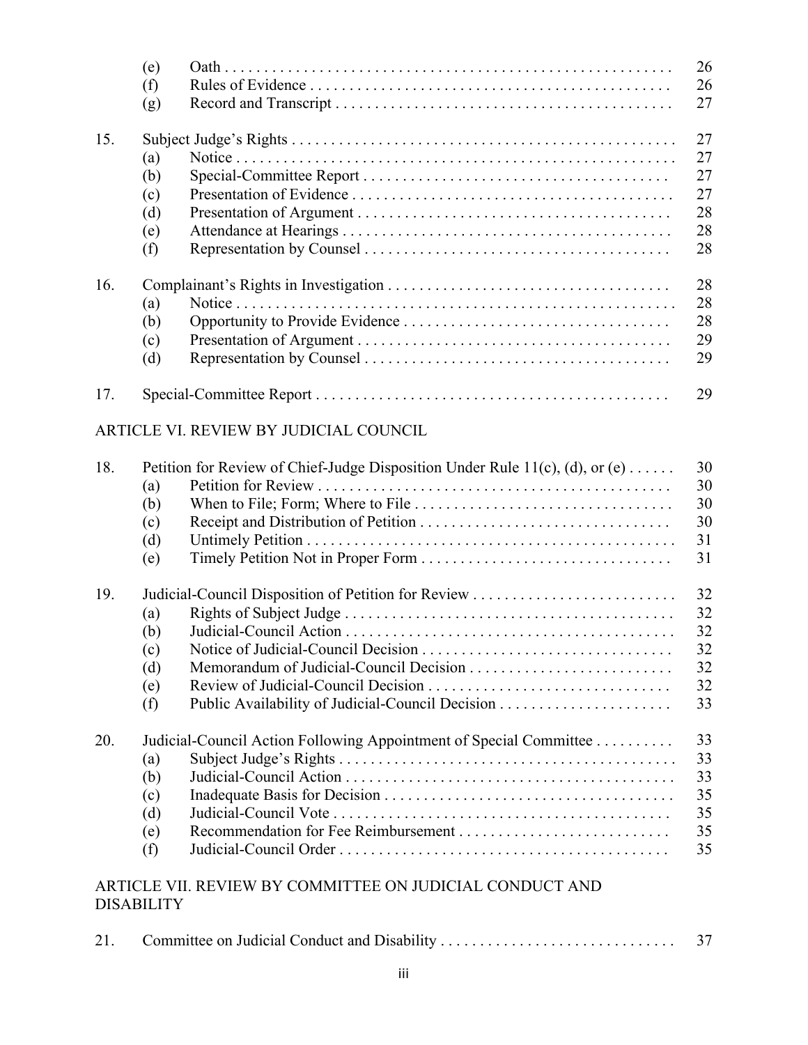| | | | |
|---|---|---|---|
| | (e) | Oath | 26 |
| | (f) | Rules of Evidence | 26 |
| | (g) | Record and Transcript | 27 |
| 15. | Subject Judge's Rights | | 27 |
| | (a) | Notice | 27 |
| | (b) | Special-Committee Report | 27 |
| | (c) | Presentation of Evidence | 27 |
| | (d) | Presentation of Argument | 28 |
| | (e) | Attendance at Hearings | 28 |
| | (f) | Representation by Counsel | 28 |
| 16. | Complainant's Rights in Investigation | | 28 |
| | (a) | Notice | 28 |
| | (b) | Opportunity to Provide Evidence | 28 |
| | (c) | Presentation of Argument | 29 |
| | (d) | Representation by Counsel | 29 |
| 17. | Special-Committee Report | | 29 |

ARTICLE VI. REVIEW BY JUDICIAL COUNCIL

| | | | |
|---|---|---|---|
| 18. | Petition for Review of Chief-Judge Disposition Under Rule 11(c), (d), or (e) | | 30 |
| | (a) | Petition for Review | 30 |
| | (b) | When to File; Form; Where to File | 30 |
| | (c) | Receipt and Distribution of Petition | 30 |
| | (d) | Untimely Petition | 31 |
| | (e) | Timely Petition Not in Proper Form | 31 |
| 19. | Judicial-Council Disposition of Petition for Review | | 32 |
| | (a) | Rights of Subject Judge | 32 |
| | (b) | Judicial-Council Action | 32 |
| | (c) | Notice of Judicial-Council Decision | 32 |
| | (d) | Memorandum of Judicial-Council Decision | 32 |
| | (e) | Review of Judicial-Council Decision | 32 |
| | (f) | Public Availability of Judicial-Council Decision | 33 |
| 20. | Judicial-Council Action Following Appointment of Special Committee | | 33 |
| | (a) | Subject Judge's Rights | 33 |
| | (b) | Judicial-Council Action | 33 |
| | (c) | Inadequate Basis for Decision | 35 |
| | (d) | Judicial-Council Vote | 35 |
| | (e) | Recommendation for Fee Reimbursement | 35 |
| | (f) | Judicial-Council Order | 35 |

ARTICLE VII. REVIEW BY COMMITTEE ON JUDICIAL CONDUCT AND DISABILITY

| | | | |
|---|---|---|---|
| 21. | Committee on Judicial Conduct and Disability | | 37 |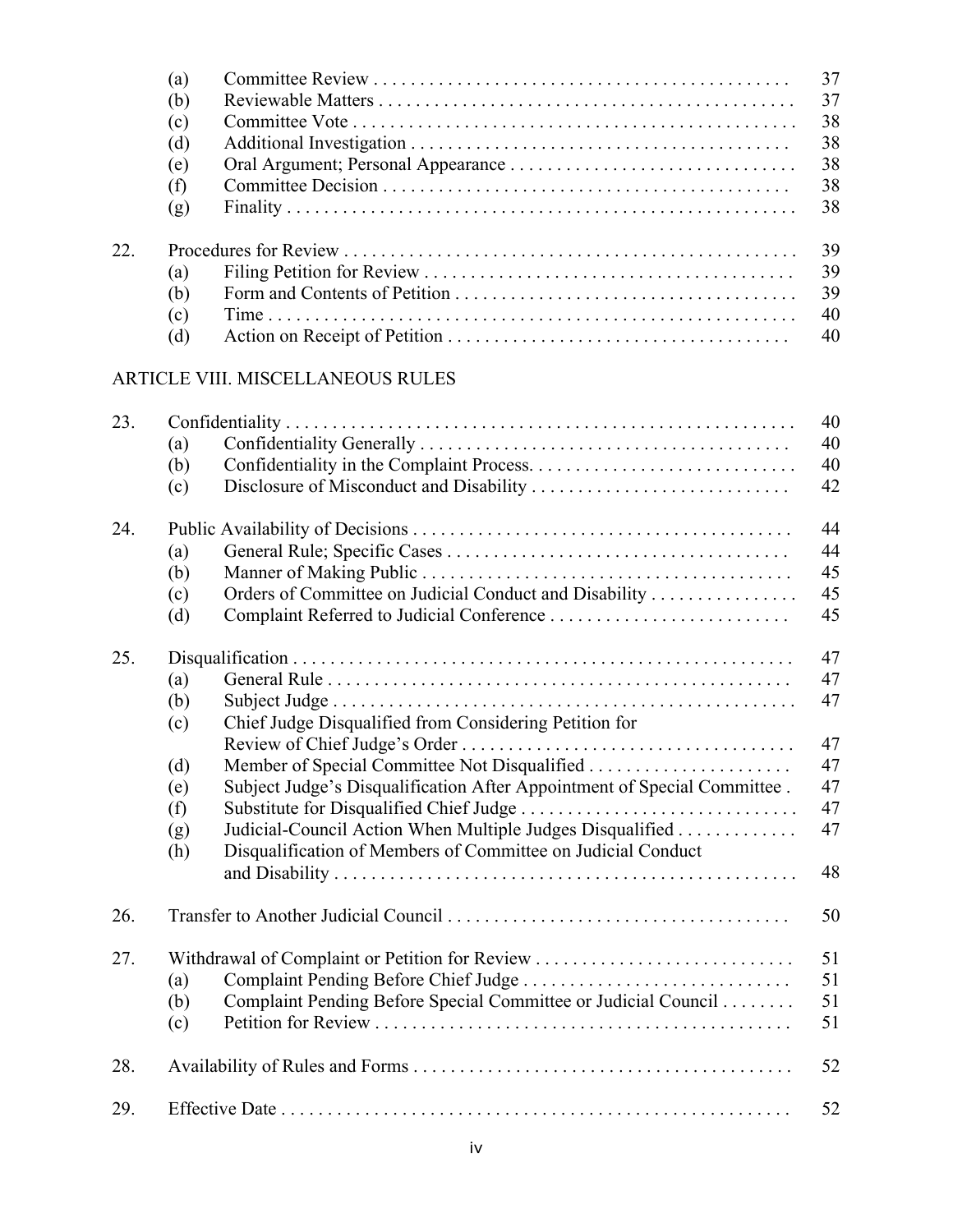| | | | |
|---|---|---|---|
| | (a) | Committee Review | 37 |
| | (b) | Reviewable Matters | 37 |
| | (c) | Committee Vote | 38 |
| | (d) | Additional Investigation | 38 |
| | (e) | Oral Argument; Personal Appearance | 38 |
| | (f) | Committee Decision | 38 |
| | (g) | Finality | 38 |
| 22. | | Procedures for Review | 39 |
| | (a) | Filing Petition for Review | 39 |
| | (b) | Form and Contents of Petition | 39 |
| | (c) | Time | 40 |
| | (d) | Action on Receipt of Petition | 40 |

ARTICLE VIII. MISCELLANEOUS RULES

| | | | |
|---|---|---|---|
| 23. | | Confidentiality | 40 |
| | (a) | Confidentiality Generally | 40 |
| | (b) | Confidentiality in the Complaint Process. | 40 |
| | (c) | Disclosure of Misconduct and Disability | 42 |
| 24. | | Public Availability of Decisions | 44 |
| | (a) | General Rule; Specific Cases | 44 |
| | (b) | Manner of Making Public | 45 |
| | (c) | Orders of Committee on Judicial Conduct and Disability | 45 |
| | (d) | Complaint Referred to Judicial Conference | 45 |
| 25. | | Disqualification | 47 |
| | (a) | General Rule | 47 |
| | (b) | Subject Judge | 47 |
| | (c) | Chief Judge Disqualified from Considering Petition for Review of Chief Judge's Order | 47 |
| | (d) | Member of Special Committee Not Disqualified | 47 |
| | (e) | Subject Judge's Disqualification After Appointment of Special Committee | 47 |
| | (f) | Substitute for Disqualified Chief Judge | 47 |
| | (g) | Judicial-Council Action When Multiple Judges Disqualified | 47 |
| | (h) | Disqualification of Members of Committee on Judicial Conduct and Disability | 48 |
| 26. | | Transfer to Another Judicial Council | 50 |
| 27. | | Withdrawal of Complaint or Petition for Review | 51 |
| | (a) | Complaint Pending Before Chief Judge | 51 |
| | (b) | Complaint Pending Before Special Committee or Judicial Council | 51 |
| | (c) | Petition for Review | 51 |
| 28. | | Availability of Rules and Forms | 52 |
| 29. | | Effective Date | 52 |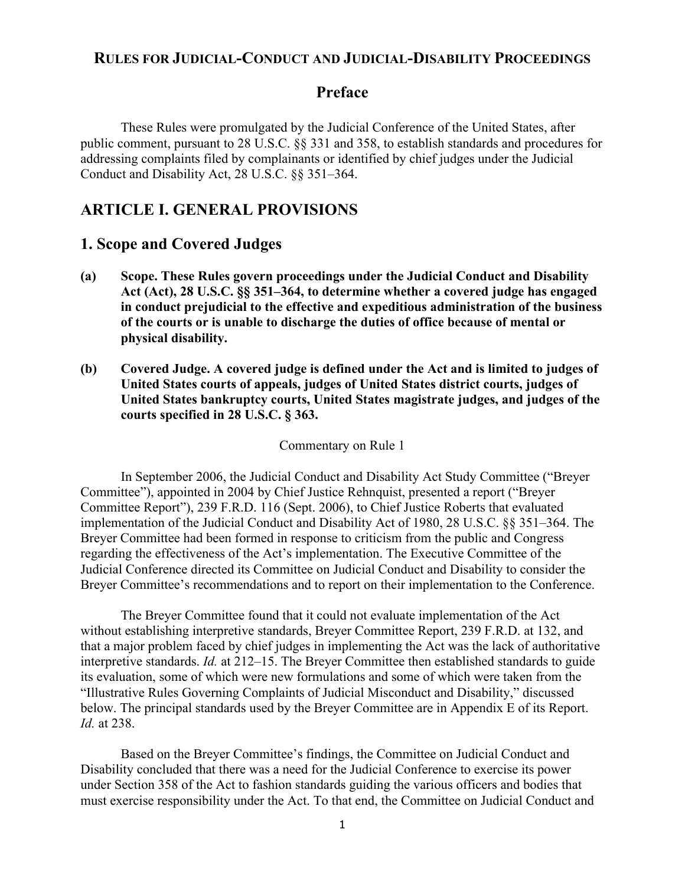# RULES FOR JUDICIAL-CONDUCT AND JUDICIAL-DISABILITY PROCEEDINGS

## Preface

These Rules were promulgated by the Judicial Conference of the United States, after public comment, pursuant to 28 U.S.C. §§ 331 and 358, to establish standards and procedures for addressing complaints filed by complainants or identified by chief judges under the Judicial Conduct and Disability Act, 28 U.S.C. §§ 351–364.

## ARTICLE I. GENERAL PROVISIONS

## 1. Scope and Covered Judges

**(a) Scope. These Rules govern proceedings under the Judicial Conduct and Disability Act (Act), 28 U.S.C. §§ 351–364, to determine whether a covered judge has engaged in conduct prejudicial to the effective and expeditious administration of the business of the courts or is unable to discharge the duties of office because of mental or physical disability.**

**(b) Covered Judge. A covered judge is defined under the Act and is limited to judges of United States courts of appeals, judges of United States district courts, judges of United States bankruptcy courts, United States magistrate judges, and judges of the courts specified in 28 U.S.C. § 363.**

Commentary on Rule 1

In September 2006, the Judicial Conduct and Disability Act Study Committee ("Breyer Committee"), appointed in 2004 by Chief Justice Rehnquist, presented a report ("Breyer Committee Report"), 239 F.R.D. 116 (Sept. 2006), to Chief Justice Roberts that evaluated implementation of the Judicial Conduct and Disability Act of 1980, 28 U.S.C. §§ 351–364. The Breyer Committee had been formed in response to criticism from the public and Congress regarding the effectiveness of the Act's implementation. The Executive Committee of the Judicial Conference directed its Committee on Judicial Conduct and Disability to consider the Breyer Committee's recommendations and to report on their implementation to the Conference.

The Breyer Committee found that it could not evaluate implementation of the Act without establishing interpretive standards, Breyer Committee Report, 239 F.R.D. at 132, and that a major problem faced by chief judges in implementing the Act was the lack of authoritative interpretive standards. *Id.* at 212–15. The Breyer Committee then established standards to guide its evaluation, some of which were new formulations and some of which were taken from the "Illustrative Rules Governing Complaints of Judicial Misconduct and Disability," discussed below. The principal standards used by the Breyer Committee are in Appendix E of its Report. *Id.* at 238.

Based on the Breyer Committee's findings, the Committee on Judicial Conduct and Disability concluded that there was a need for the Judicial Conference to exercise its power under Section 358 of the Act to fashion standards guiding the various officers and bodies that must exercise responsibility under the Act. To that end, the Committee on Judicial Conduct and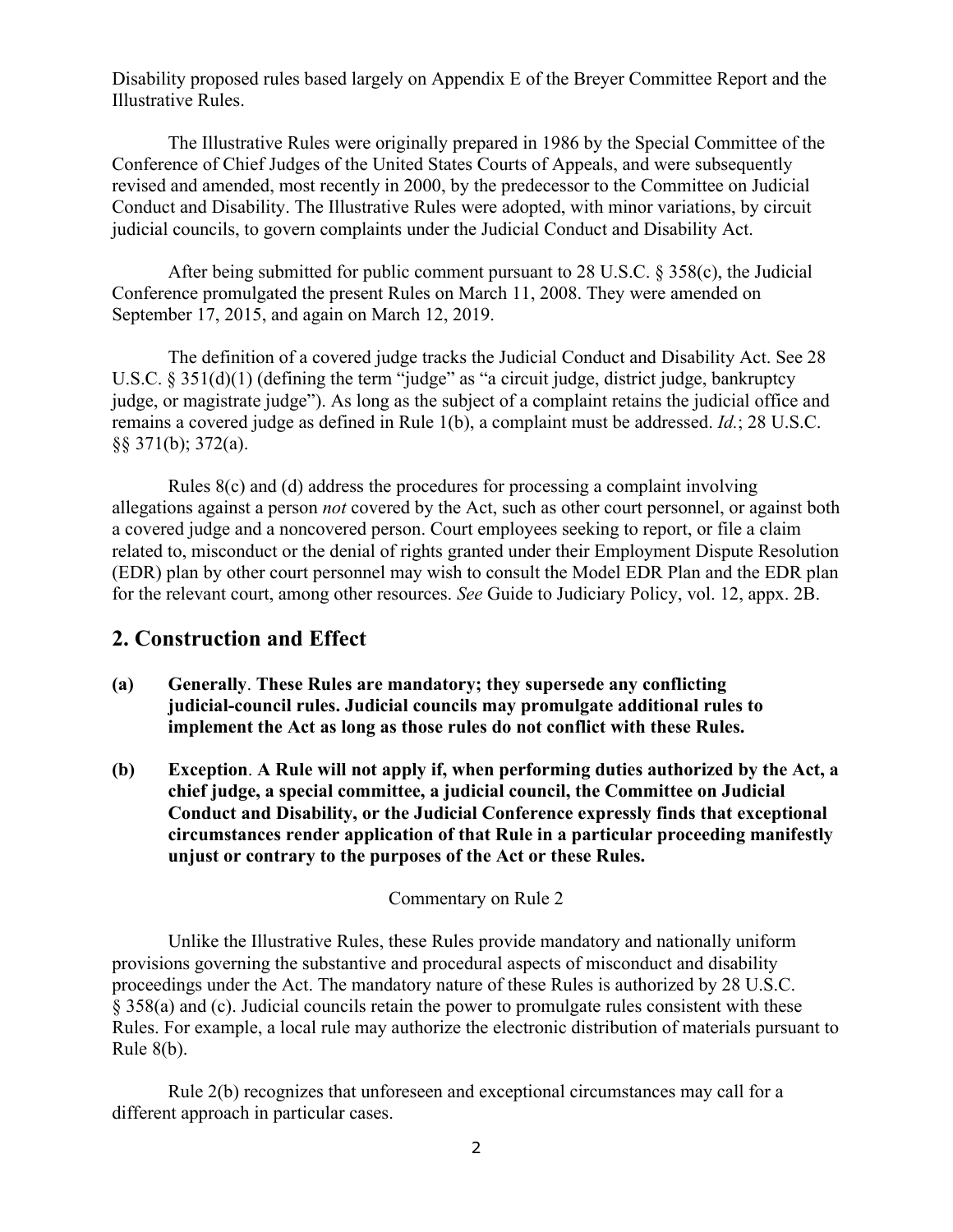Disability proposed rules based largely on Appendix E of the Breyer Committee Report and the Illustrative Rules.

The Illustrative Rules were originally prepared in 1986 by the Special Committee of the Conference of Chief Judges of the United States Courts of Appeals, and were subsequently revised and amended, most recently in 2000, by the predecessor to the Committee on Judicial Conduct and Disability. The Illustrative Rules were adopted, with minor variations, by circuit judicial councils, to govern complaints under the Judicial Conduct and Disability Act.

After being submitted for public comment pursuant to 28 U.S.C. § 358(c), the Judicial Conference promulgated the present Rules on March 11, 2008. They were amended on September 17, 2015, and again on March 12, 2019.

The definition of a covered judge tracks the Judicial Conduct and Disability Act. See 28 U.S.C. § 351(d)(1) (defining the term "judge" as "a circuit judge, district judge, bankruptcy judge, or magistrate judge"). As long as the subject of a complaint retains the judicial office and remains a covered judge as defined in Rule 1(b), a complaint must be addressed. *Id.*; 28 U.S.C. §§ 371(b); 372(a).

Rules 8(c) and (d) address the procedures for processing a complaint involving allegations against a person *not* covered by the Act, such as other court personnel, or against both a covered judge and a noncovered person. Court employees seeking to report, or file a claim related to, misconduct or the denial of rights granted under their Employment Dispute Resolution (EDR) plan by other court personnel may wish to consult the Model EDR Plan and the EDR plan for the relevant court, among other resources. *See* Guide to Judiciary Policy, vol. 12, appx. 2B.

## 2. Construction and Effect

**(a) Generally**. **These Rules are mandatory; they supersede any conflicting judicial-council rules. Judicial councils may promulgate additional rules to implement the Act as long as those rules do not conflict with these Rules.**

**(b) Exception**. **A Rule will not apply if, when performing duties authorized by the Act, a chief judge, a special committee, a judicial council, the Committee on Judicial Conduct and Disability, or the Judicial Conference expressly finds that exceptional circumstances render application of that Rule in a particular proceeding manifestly unjust or contrary to the purposes of the Act or these Rules.**

Commentary on Rule 2

Unlike the Illustrative Rules, these Rules provide mandatory and nationally uniform provisions governing the substantive and procedural aspects of misconduct and disability proceedings under the Act. The mandatory nature of these Rules is authorized by 28 U.S.C. § 358(a) and (c). Judicial councils retain the power to promulgate rules consistent with these Rules. For example, a local rule may authorize the electronic distribution of materials pursuant to Rule 8(b).

Rule 2(b) recognizes that unforeseen and exceptional circumstances may call for a different approach in particular cases.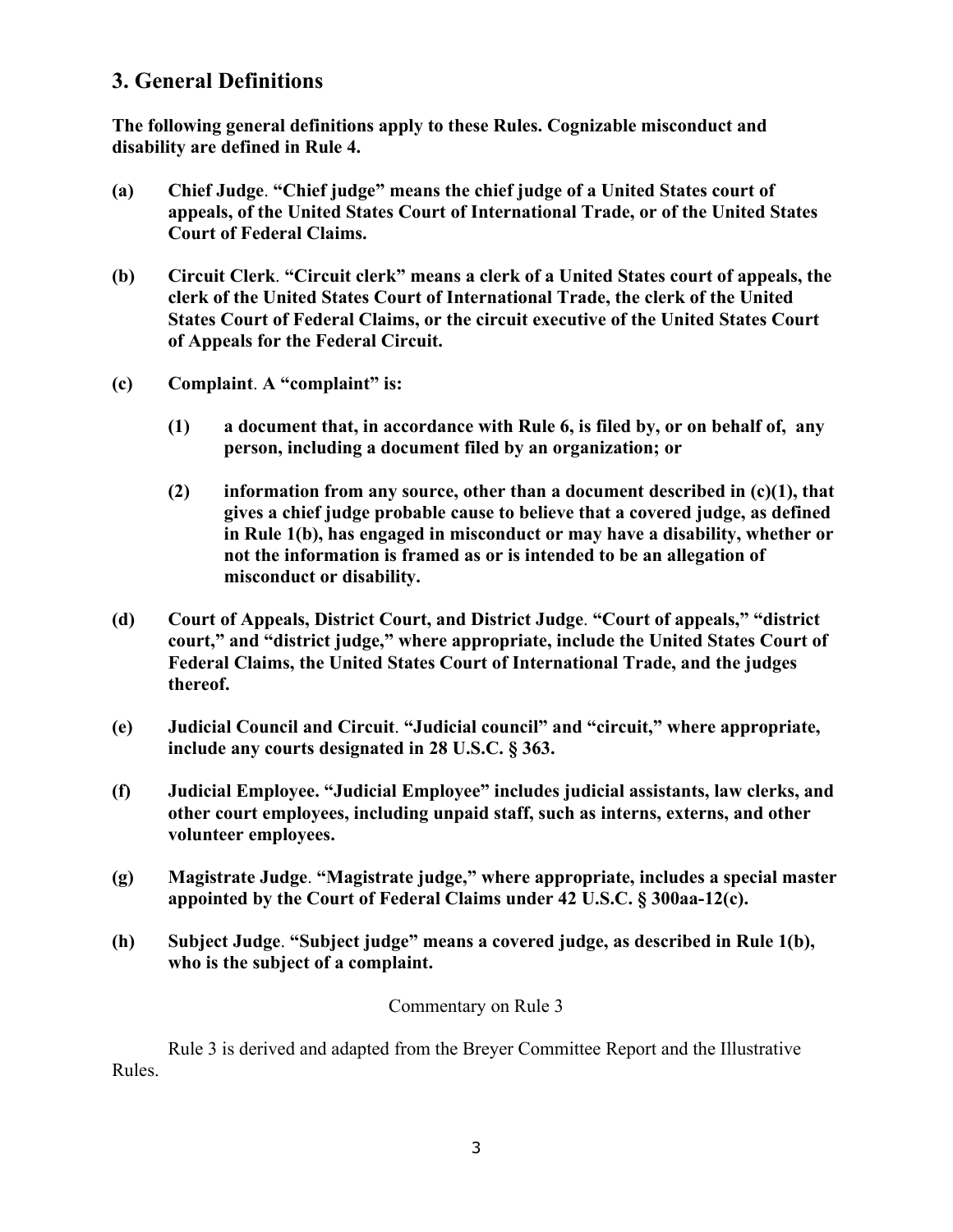## 3. General Definitions

**The following general definitions apply to these Rules. Cognizable misconduct and disability are defined in Rule 4.**

**(a) Chief Judge. "Chief judge" means the chief judge of a United States court of appeals, of the United States Court of International Trade, or of the United States Court of Federal Claims.**

**(b) Circuit Clerk. "Circuit clerk" means a clerk of a United States court of appeals, the clerk of the United States Court of International Trade, the clerk of the United States Court of Federal Claims, or the circuit executive of the United States Court of Appeals for the Federal Circuit.**

**(c) Complaint. A "complaint" is:**

> **(1) a document that, in accordance with Rule 6, is filed by, or on behalf of, any person, including a document filed by an organization; or**
>
> **(2) information from any source, other than a document described in (c)(1), that gives a chief judge probable cause to believe that a covered judge, as defined in Rule 1(b), has engaged in misconduct or may have a disability, whether or not the information is framed as or is intended to be an allegation of misconduct or disability.**

**(d) Court of Appeals, District Court, and District Judge. "Court of appeals," "district court," and "district judge," where appropriate, include the United States Court of Federal Claims, the United States Court of International Trade, and the judges thereof.**

**(e) Judicial Council and Circuit. "Judicial council" and "circuit," where appropriate, include any courts designated in 28 U.S.C. § 363.**

**(f) Judicial Employee. "Judicial Employee" includes judicial assistants, law clerks, and other court employees, including unpaid staff, such as interns, externs, and other volunteer employees.**

**(g) Magistrate Judge. "Magistrate judge," where appropriate, includes a special master appointed by the Court of Federal Claims under 42 U.S.C. § 300aa-12(c).**

**(h) Subject Judge. "Subject judge" means a covered judge, as described in Rule 1(b), who is the subject of a complaint.**

Commentary on Rule 3

Rule 3 is derived and adapted from the Breyer Committee Report and the Illustrative Rules.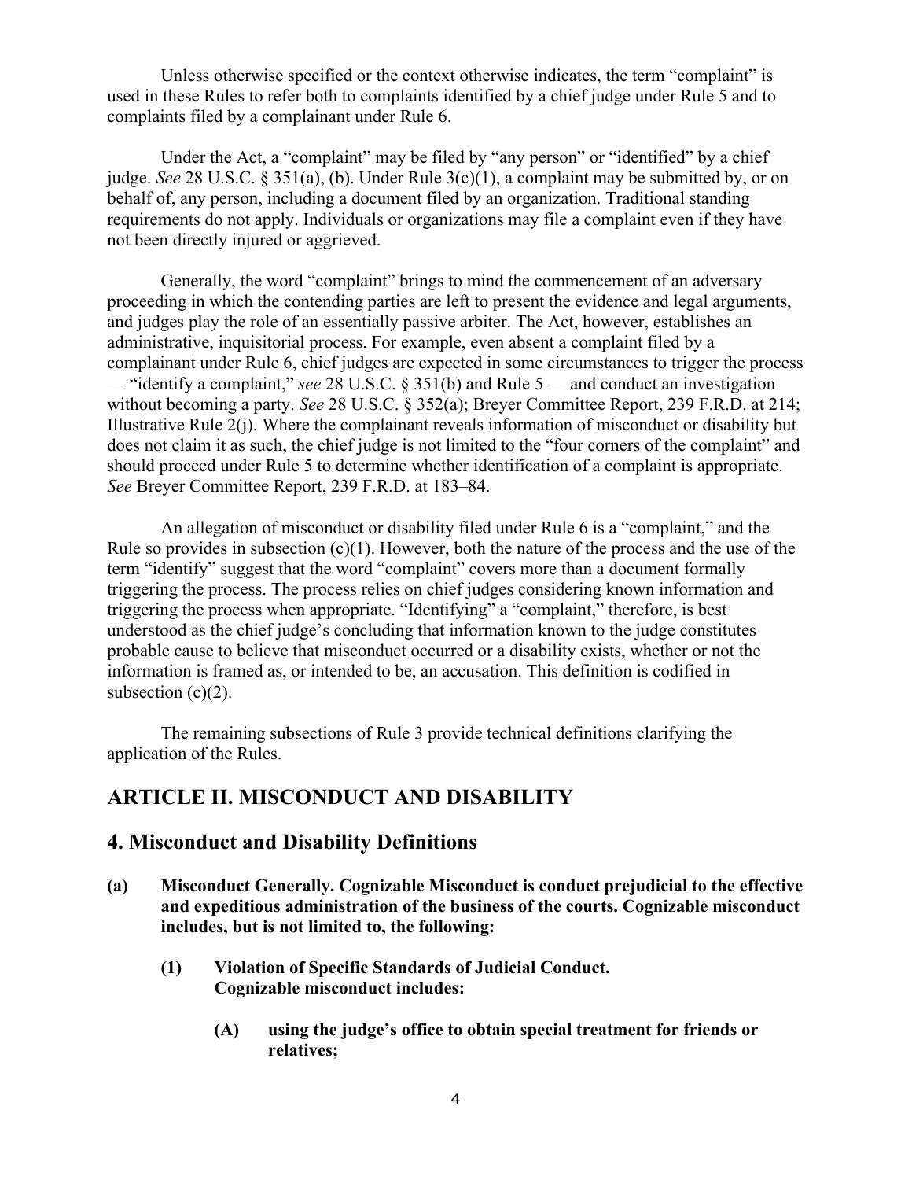Unless otherwise specified or the context otherwise indicates, the term "complaint" is used in these Rules to refer both to complaints identified by a chief judge under Rule 5 and to complaints filed by a complainant under Rule 6.

Under the Act, a "complaint" may be filed by "any person" or "identified" by a chief judge. *See* 28 U.S.C. § 351(a), (b). Under Rule 3(c)(1), a complaint may be submitted by, or on behalf of, any person, including a document filed by an organization. Traditional standing requirements do not apply. Individuals or organizations may file a complaint even if they have not been directly injured or aggrieved.

Generally, the word "complaint" brings to mind the commencement of an adversary proceeding in which the contending parties are left to present the evidence and legal arguments, and judges play the role of an essentially passive arbiter. The Act, however, establishes an administrative, inquisitorial process. For example, even absent a complaint filed by a complainant under Rule 6, chief judges are expected in some circumstances to trigger the process — "identify a complaint," *see* 28 U.S.C. § 351(b) and Rule 5 — and conduct an investigation without becoming a party. *See* 28 U.S.C. § 352(a); Breyer Committee Report, 239 F.R.D. at 214; Illustrative Rule 2(j). Where the complainant reveals information of misconduct or disability but does not claim it as such, the chief judge is not limited to the "four corners of the complaint" and should proceed under Rule 5 to determine whether identification of a complaint is appropriate. *See* Breyer Committee Report, 239 F.R.D. at 183–84.

An allegation of misconduct or disability filed under Rule 6 is a "complaint," and the Rule so provides in subsection (c)(1). However, both the nature of the process and the use of the term "identify" suggest that the word "complaint" covers more than a document formally triggering the process. The process relies on chief judges considering known information and triggering the process when appropriate. "Identifying" a "complaint," therefore, is best understood as the chief judge's concluding that information known to the judge constitutes probable cause to believe that misconduct occurred or a disability exists, whether or not the information is framed as, or intended to be, an accusation. This definition is codified in subsection (c)(2).

The remaining subsections of Rule 3 provide technical definitions clarifying the application of the Rules.

## ARTICLE II. MISCONDUCT AND DISABILITY

## 4. Misconduct and Disability Definitions

**(a) Misconduct Generally. Cognizable Misconduct is conduct prejudicial to the effective and expeditious administration of the business of the courts. Cognizable misconduct includes, but is not limited to, the following:**

**(1) Violation of Specific Standards of Judicial Conduct. Cognizable misconduct includes:**

**(A) using the judge's office to obtain special treatment for friends or relatives;**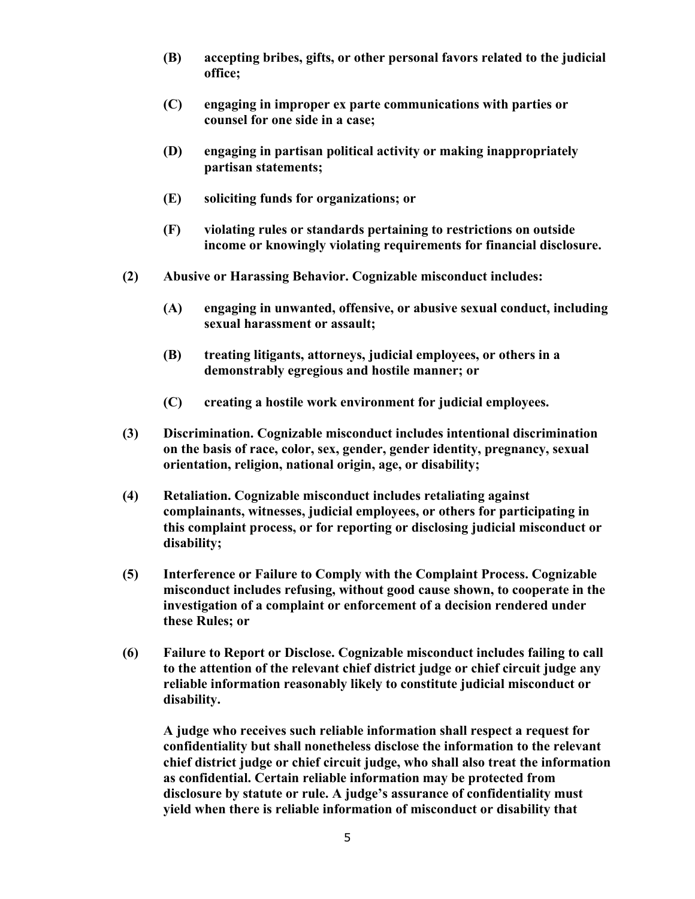**(B) accepting bribes, gifts, or other personal favors related to the judicial office;**

**(C) engaging in improper ex parte communications with parties or counsel for one side in a case;**

**(D) engaging in partisan political activity or making inappropriately partisan statements;**

**(E) soliciting funds for organizations; or**

**(F) violating rules or standards pertaining to restrictions on outside income or knowingly violating requirements for financial disclosure.**

**(2) Abusive or Harassing Behavior. Cognizable misconduct includes:**

**(A) engaging in unwanted, offensive, or abusive sexual conduct, including sexual harassment or assault;**

**(B) treating litigants, attorneys, judicial employees, or others in a demonstrably egregious and hostile manner; or**

**(C) creating a hostile work environment for judicial employees.**

**(3) Discrimination. Cognizable misconduct includes intentional discrimination on the basis of race, color, sex, gender, gender identity, pregnancy, sexual orientation, religion, national origin, age, or disability;**

**(4) Retaliation. Cognizable misconduct includes retaliating against complainants, witnesses, judicial employees, or others for participating in this complaint process, or for reporting or disclosing judicial misconduct or disability;**

**(5) Interference or Failure to Comply with the Complaint Process. Cognizable misconduct includes refusing, without good cause shown, to cooperate in the investigation of a complaint or enforcement of a decision rendered under these Rules; or**

**(6) Failure to Report or Disclose. Cognizable misconduct includes failing to call to the attention of the relevant chief district judge or chief circuit judge any reliable information reasonably likely to constitute judicial misconduct or disability.**

**A judge who receives such reliable information shall respect a request for confidentiality but shall nonetheless disclose the information to the relevant chief district judge or chief circuit judge, who shall also treat the information as confidential. Certain reliable information may be protected from disclosure by statute or rule. A judge's assurance of confidentiality must yield when there is reliable information of misconduct or disability that**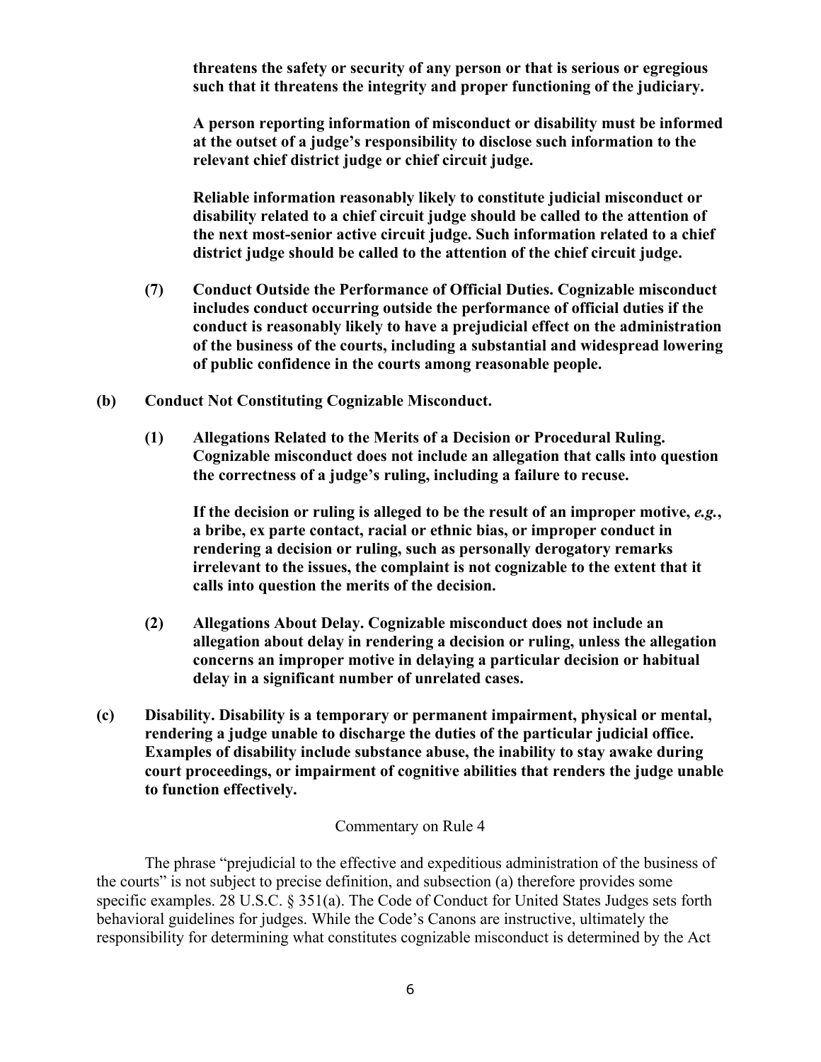**threatens the safety or security of any person or that is serious or egregious such that it threatens the integrity and proper functioning of the judiciary.**

**A person reporting information of misconduct or disability must be informed at the outset of a judge's responsibility to disclose such information to the relevant chief district judge or chief circuit judge.**

**Reliable information reasonably likely to constitute judicial misconduct or disability related to a chief circuit judge should be called to the attention of the next most-senior active circuit judge. Such information related to a chief district judge should be called to the attention of the chief circuit judge.**

**(7) Conduct Outside the Performance of Official Duties. Cognizable misconduct includes conduct occurring outside the performance of official duties if the conduct is reasonably likely to have a prejudicial effect on the administration of the business of the courts, including a substantial and widespread lowering of public confidence in the courts among reasonable people.**

**(b) Conduct Not Constituting Cognizable Misconduct.**

**(1) Allegations Related to the Merits of a Decision or Procedural Ruling. Cognizable misconduct does not include an allegation that calls into question the correctness of a judge's ruling, including a failure to recuse.**

**If the decision or ruling is alleged to be the result of an improper motive, *e.g.*, a bribe, ex parte contact, racial or ethnic bias, or improper conduct in rendering a decision or ruling, such as personally derogatory remarks irrelevant to the issues, the complaint is not cognizable to the extent that it calls into question the merits of the decision.**

**(2) Allegations About Delay. Cognizable misconduct does not include an allegation about delay in rendering a decision or ruling, unless the allegation concerns an improper motive in delaying a particular decision or habitual delay in a significant number of unrelated cases.**

**(c) Disability. Disability is a temporary or permanent impairment, physical or mental, rendering a judge unable to discharge the duties of the particular judicial office. Examples of disability include substance abuse, the inability to stay awake during court proceedings, or impairment of cognitive abilities that renders the judge unable to function effectively.**

Commentary on Rule 4

The phrase "prejudicial to the effective and expeditious administration of the business of the courts" is not subject to precise definition, and subsection (a) therefore provides some specific examples. 28 U.S.C. § 351(a). The Code of Conduct for United States Judges sets forth behavioral guidelines for judges. While the Code's Canons are instructive, ultimately the responsibility for determining what constitutes cognizable misconduct is determined by the Act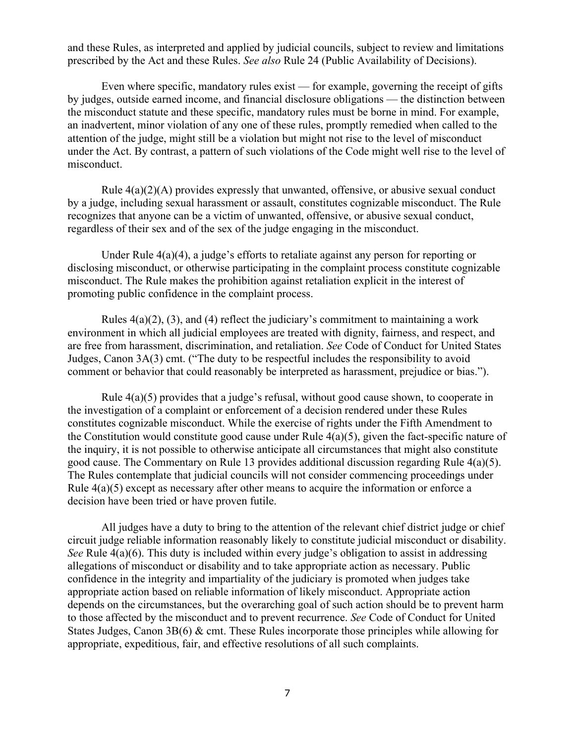and these Rules, as interpreted and applied by judicial councils, subject to review and limitations prescribed by the Act and these Rules. *See also* Rule 24 (Public Availability of Decisions).

Even where specific, mandatory rules exist — for example, governing the receipt of gifts by judges, outside earned income, and financial disclosure obligations — the distinction between the misconduct statute and these specific, mandatory rules must be borne in mind. For example, an inadvertent, minor violation of any one of these rules, promptly remedied when called to the attention of the judge, might still be a violation but might not rise to the level of misconduct under the Act. By contrast, a pattern of such violations of the Code might well rise to the level of misconduct.

Rule 4(a)(2)(A) provides expressly that unwanted, offensive, or abusive sexual conduct by a judge, including sexual harassment or assault, constitutes cognizable misconduct. The Rule recognizes that anyone can be a victim of unwanted, offensive, or abusive sexual conduct, regardless of their sex and of the sex of the judge engaging in the misconduct.

Under Rule 4(a)(4), a judge's efforts to retaliate against any person for reporting or disclosing misconduct, or otherwise participating in the complaint process constitute cognizable misconduct. The Rule makes the prohibition against retaliation explicit in the interest of promoting public confidence in the complaint process.

Rules 4(a)(2), (3), and (4) reflect the judiciary's commitment to maintaining a work environment in which all judicial employees are treated with dignity, fairness, and respect, and are free from harassment, discrimination, and retaliation. *See* Code of Conduct for United States Judges, Canon 3A(3) cmt. ("The duty to be respectful includes the responsibility to avoid comment or behavior that could reasonably be interpreted as harassment, prejudice or bias.").

Rule 4(a)(5) provides that a judge's refusal, without good cause shown, to cooperate in the investigation of a complaint or enforcement of a decision rendered under these Rules constitutes cognizable misconduct. While the exercise of rights under the Fifth Amendment to the Constitution would constitute good cause under Rule 4(a)(5), given the fact-specific nature of the inquiry, it is not possible to otherwise anticipate all circumstances that might also constitute good cause. The Commentary on Rule 13 provides additional discussion regarding Rule 4(a)(5). The Rules contemplate that judicial councils will not consider commencing proceedings under Rule 4(a)(5) except as necessary after other means to acquire the information or enforce a decision have been tried or have proven futile.

All judges have a duty to bring to the attention of the relevant chief district judge or chief circuit judge reliable information reasonably likely to constitute judicial misconduct or disability. *See* Rule 4(a)(6). This duty is included within every judge's obligation to assist in addressing allegations of misconduct or disability and to take appropriate action as necessary. Public confidence in the integrity and impartiality of the judiciary is promoted when judges take appropriate action based on reliable information of likely misconduct. Appropriate action depends on the circumstances, but the overarching goal of such action should be to prevent harm to those affected by the misconduct and to prevent recurrence. *See* Code of Conduct for United States Judges, Canon 3B(6) & cmt. These Rules incorporate those principles while allowing for appropriate, expeditious, fair, and effective resolutions of all such complaints.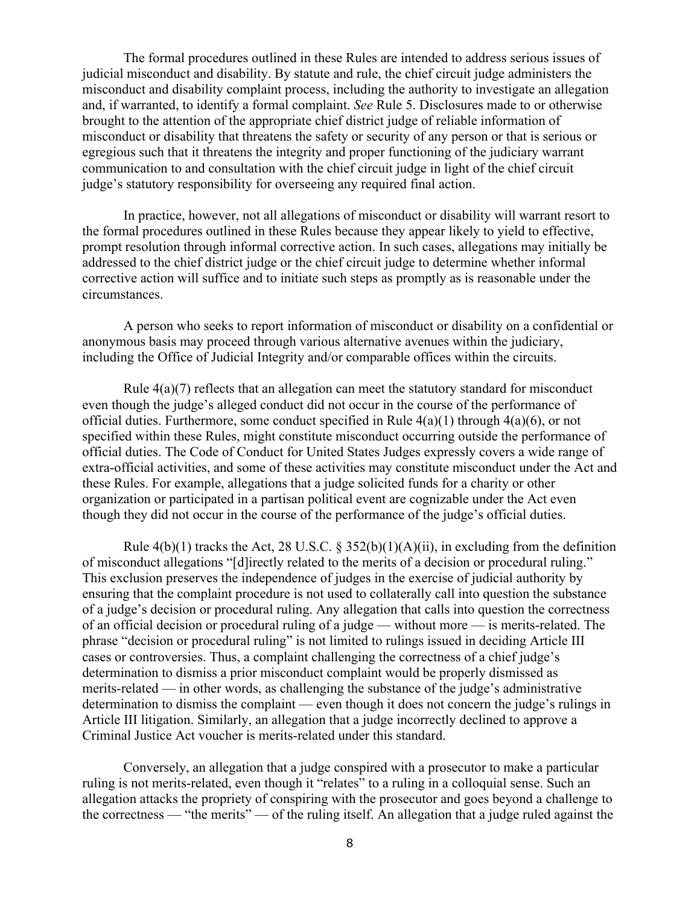The formal procedures outlined in these Rules are intended to address serious issues of judicial misconduct and disability. By statute and rule, the chief circuit judge administers the misconduct and disability complaint process, including the authority to investigate an allegation and, if warranted, to identify a formal complaint. *See* Rule 5. Disclosures made to or otherwise brought to the attention of the appropriate chief district judge of reliable information of misconduct or disability that threatens the safety or security of any person or that is serious or egregious such that it threatens the integrity and proper functioning of the judiciary warrant communication to and consultation with the chief circuit judge in light of the chief circuit judge's statutory responsibility for overseeing any required final action.

In practice, however, not all allegations of misconduct or disability will warrant resort to the formal procedures outlined in these Rules because they appear likely to yield to effective, prompt resolution through informal corrective action. In such cases, allegations may initially be addressed to the chief district judge or the chief circuit judge to determine whether informal corrective action will suffice and to initiate such steps as promptly as is reasonable under the circumstances.

A person who seeks to report information of misconduct or disability on a confidential or anonymous basis may proceed through various alternative avenues within the judiciary, including the Office of Judicial Integrity and/or comparable offices within the circuits.

Rule 4(a)(7) reflects that an allegation can meet the statutory standard for misconduct even though the judge's alleged conduct did not occur in the course of the performance of official duties. Furthermore, some conduct specified in Rule 4(a)(1) through 4(a)(6), or not specified within these Rules, might constitute misconduct occurring outside the performance of official duties. The Code of Conduct for United States Judges expressly covers a wide range of extra-official activities, and some of these activities may constitute misconduct under the Act and these Rules. For example, allegations that a judge solicited funds for a charity or other organization or participated in a partisan political event are cognizable under the Act even though they did not occur in the course of the performance of the judge's official duties.

Rule 4(b)(1) tracks the Act, 28 U.S.C. § 352(b)(1)(A)(ii), in excluding from the definition of misconduct allegations "[d]irectly related to the merits of a decision or procedural ruling." This exclusion preserves the independence of judges in the exercise of judicial authority by ensuring that the complaint procedure is not used to collaterally call into question the substance of a judge's decision or procedural ruling. Any allegation that calls into question the correctness of an official decision or procedural ruling of a judge — without more — is merits-related. The phrase "decision or procedural ruling" is not limited to rulings issued in deciding Article III cases or controversies. Thus, a complaint challenging the correctness of a chief judge's determination to dismiss a prior misconduct complaint would be properly dismissed as merits-related — in other words, as challenging the substance of the judge's administrative determination to dismiss the complaint — even though it does not concern the judge's rulings in Article III litigation. Similarly, an allegation that a judge incorrectly declined to approve a Criminal Justice Act voucher is merits-related under this standard.

Conversely, an allegation that a judge conspired with a prosecutor to make a particular ruling is not merits-related, even though it "relates" to a ruling in a colloquial sense. Such an allegation attacks the propriety of conspiring with the prosecutor and goes beyond a challenge to the correctness — "the merits" — of the ruling itself. An allegation that a judge ruled against the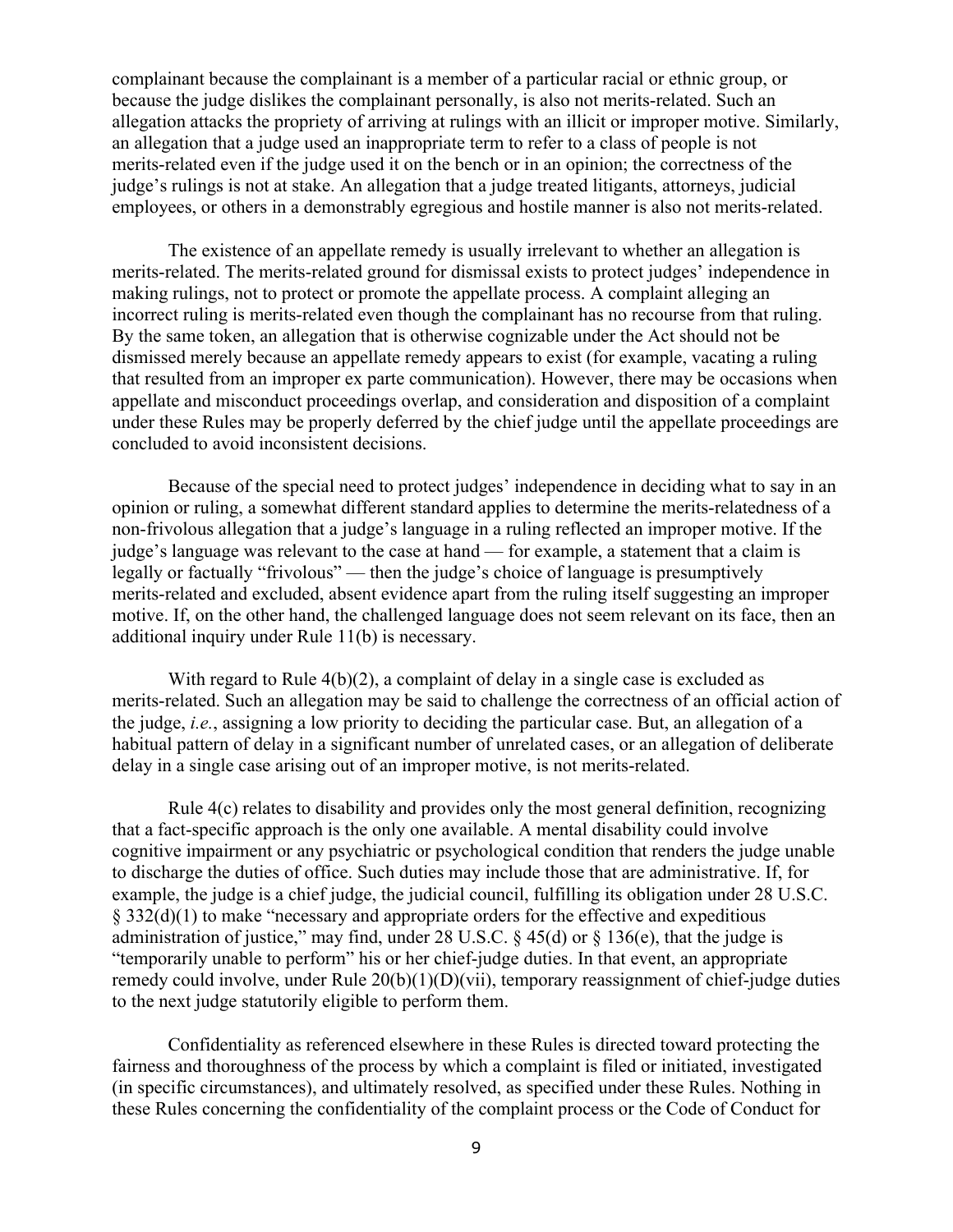complainant because the complainant is a member of a particular racial or ethnic group, or because the judge dislikes the complainant personally, is also not merits-related. Such an allegation attacks the propriety of arriving at rulings with an illicit or improper motive. Similarly, an allegation that a judge used an inappropriate term to refer to a class of people is not merits-related even if the judge used it on the bench or in an opinion; the correctness of the judge's rulings is not at stake. An allegation that a judge treated litigants, attorneys, judicial employees, or others in a demonstrably egregious and hostile manner is also not merits-related.

The existence of an appellate remedy is usually irrelevant to whether an allegation is merits-related. The merits-related ground for dismissal exists to protect judges' independence in making rulings, not to protect or promote the appellate process. A complaint alleging an incorrect ruling is merits-related even though the complainant has no recourse from that ruling. By the same token, an allegation that is otherwise cognizable under the Act should not be dismissed merely because an appellate remedy appears to exist (for example, vacating a ruling that resulted from an improper ex parte communication). However, there may be occasions when appellate and misconduct proceedings overlap, and consideration and disposition of a complaint under these Rules may be properly deferred by the chief judge until the appellate proceedings are concluded to avoid inconsistent decisions.

Because of the special need to protect judges' independence in deciding what to say in an opinion or ruling, a somewhat different standard applies to determine the merits-relatedness of a non-frivolous allegation that a judge's language in a ruling reflected an improper motive. If the judge's language was relevant to the case at hand — for example, a statement that a claim is legally or factually "frivolous" — then the judge's choice of language is presumptively merits-related and excluded, absent evidence apart from the ruling itself suggesting an improper motive. If, on the other hand, the challenged language does not seem relevant on its face, then an additional inquiry under Rule 11(b) is necessary.

With regard to Rule 4(b)(2), a complaint of delay in a single case is excluded as merits-related. Such an allegation may be said to challenge the correctness of an official action of the judge, *i.e.*, assigning a low priority to deciding the particular case. But, an allegation of a habitual pattern of delay in a significant number of unrelated cases, or an allegation of deliberate delay in a single case arising out of an improper motive, is not merits-related.

Rule 4(c) relates to disability and provides only the most general definition, recognizing that a fact-specific approach is the only one available. A mental disability could involve cognitive impairment or any psychiatric or psychological condition that renders the judge unable to discharge the duties of office. Such duties may include those that are administrative. If, for example, the judge is a chief judge, the judicial council, fulfilling its obligation under 28 U.S.C. § 332(d)(1) to make "necessary and appropriate orders for the effective and expeditious administration of justice," may find, under 28 U.S.C. § 45(d) or § 136(e), that the judge is "temporarily unable to perform" his or her chief-judge duties. In that event, an appropriate remedy could involve, under Rule 20(b)(1)(D)(vii), temporary reassignment of chief-judge duties to the next judge statutorily eligible to perform them.

Confidentiality as referenced elsewhere in these Rules is directed toward protecting the fairness and thoroughness of the process by which a complaint is filed or initiated, investigated (in specific circumstances), and ultimately resolved, as specified under these Rules. Nothing in these Rules concerning the confidentiality of the complaint process or the Code of Conduct for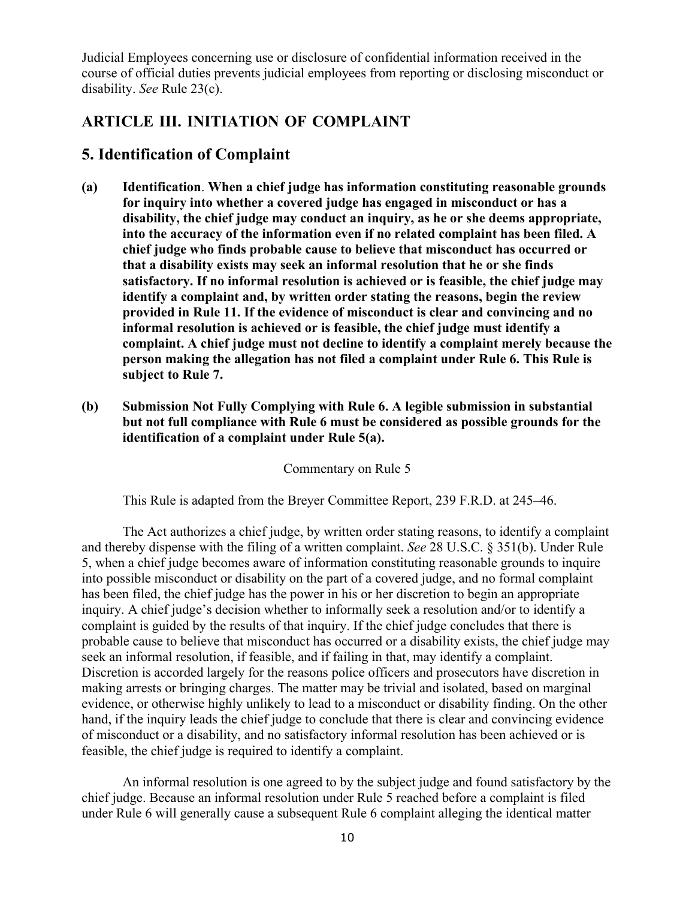Judicial Employees concerning use or disclosure of confidential information received in the course of official duties prevents judicial employees from reporting or disclosing misconduct or disability. *See* Rule 23(c).

## ARTICLE III. INITIATION OF COMPLAINT

## 5. Identification of Complaint

**(a) Identification. When a chief judge has information constituting reasonable grounds for inquiry into whether a covered judge has engaged in misconduct or has a disability, the chief judge may conduct an inquiry, as he or she deems appropriate, into the accuracy of the information even if no related complaint has been filed. A chief judge who finds probable cause to believe that misconduct has occurred or that a disability exists may seek an informal resolution that he or she finds satisfactory. If no informal resolution is achieved or is feasible, the chief judge may identify a complaint and, by written order stating the reasons, begin the review provided in Rule 11. If the evidence of misconduct is clear and convincing and no informal resolution is achieved or is feasible, the chief judge must identify a complaint. A chief judge must not decline to identify a complaint merely because the person making the allegation has not filed a complaint under Rule 6. This Rule is subject to Rule 7.**

**(b) Submission Not Fully Complying with Rule 6. A legible submission in substantial but not full compliance with Rule 6 must be considered as possible grounds for the identification of a complaint under Rule 5(a).**

Commentary on Rule 5

This Rule is adapted from the Breyer Committee Report, 239 F.R.D. at 245–46.

The Act authorizes a chief judge, by written order stating reasons, to identify a complaint and thereby dispense with the filing of a written complaint. *See* 28 U.S.C. § 351(b). Under Rule 5, when a chief judge becomes aware of information constituting reasonable grounds to inquire into possible misconduct or disability on the part of a covered judge, and no formal complaint has been filed, the chief judge has the power in his or her discretion to begin an appropriate inquiry. A chief judge's decision whether to informally seek a resolution and/or to identify a complaint is guided by the results of that inquiry. If the chief judge concludes that there is probable cause to believe that misconduct has occurred or a disability exists, the chief judge may seek an informal resolution, if feasible, and if failing in that, may identify a complaint. Discretion is accorded largely for the reasons police officers and prosecutors have discretion in making arrests or bringing charges. The matter may be trivial and isolated, based on marginal evidence, or otherwise highly unlikely to lead to a misconduct or disability finding. On the other hand, if the inquiry leads the chief judge to conclude that there is clear and convincing evidence of misconduct or a disability, and no satisfactory informal resolution has been achieved or is feasible, the chief judge is required to identify a complaint.

An informal resolution is one agreed to by the subject judge and found satisfactory by the chief judge. Because an informal resolution under Rule 5 reached before a complaint is filed under Rule 6 will generally cause a subsequent Rule 6 complaint alleging the identical matter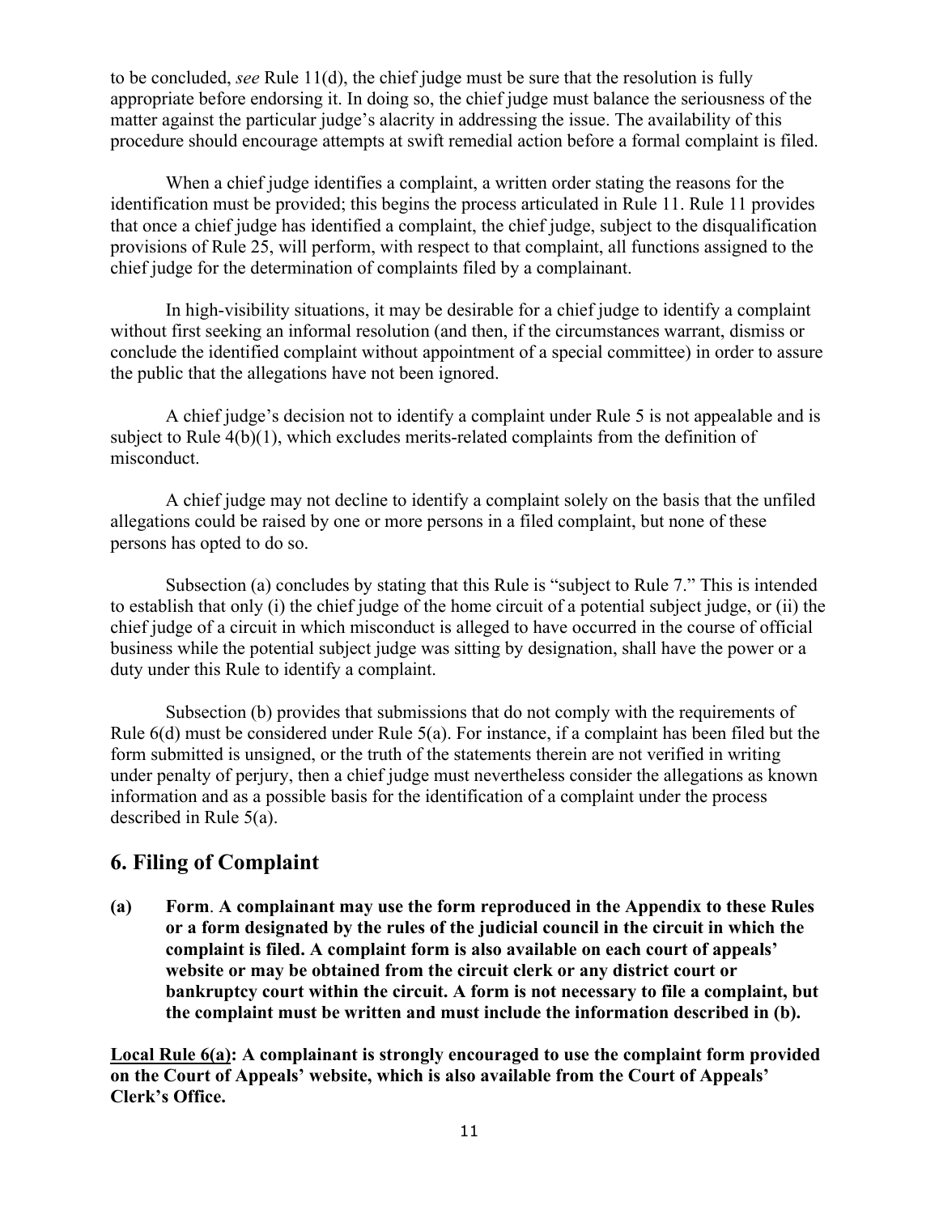to be concluded, *see* Rule 11(d), the chief judge must be sure that the resolution is fully appropriate before endorsing it. In doing so, the chief judge must balance the seriousness of the matter against the particular judge's alacrity in addressing the issue. The availability of this procedure should encourage attempts at swift remedial action before a formal complaint is filed.

When a chief judge identifies a complaint, a written order stating the reasons for the identification must be provided; this begins the process articulated in Rule 11. Rule 11 provides that once a chief judge has identified a complaint, the chief judge, subject to the disqualification provisions of Rule 25, will perform, with respect to that complaint, all functions assigned to the chief judge for the determination of complaints filed by a complainant.

In high-visibility situations, it may be desirable for a chief judge to identify a complaint without first seeking an informal resolution (and then, if the circumstances warrant, dismiss or conclude the identified complaint without appointment of a special committee) in order to assure the public that the allegations have not been ignored.

A chief judge's decision not to identify a complaint under Rule 5 is not appealable and is subject to Rule 4(b)(1), which excludes merits-related complaints from the definition of misconduct.

A chief judge may not decline to identify a complaint solely on the basis that the unfiled allegations could be raised by one or more persons in a filed complaint, but none of these persons has opted to do so.

Subsection (a) concludes by stating that this Rule is "subject to Rule 7." This is intended to establish that only (i) the chief judge of the home circuit of a potential subject judge, or (ii) the chief judge of a circuit in which misconduct is alleged to have occurred in the course of official business while the potential subject judge was sitting by designation, shall have the power or a duty under this Rule to identify a complaint.

Subsection (b) provides that submissions that do not comply with the requirements of Rule 6(d) must be considered under Rule 5(a). For instance, if a complaint has been filed but the form submitted is unsigned, or the truth of the statements therein are not verified in writing under penalty of perjury, then a chief judge must nevertheless consider the allegations as known information and as a possible basis for the identification of a complaint under the process described in Rule 5(a).

## 6. Filing of Complaint

**(a) Form. A complainant may use the form reproduced in the Appendix to these Rules or a form designated by the rules of the judicial council in the circuit in which the complaint is filed. A complaint form is also available on each court of appeals' website or may be obtained from the circuit clerk or any district court or bankruptcy court within the circuit. A form is not necessary to file a complaint, but the complaint must be written and must include the information described in (b).**

**<u>Local Rule 6(a)</u>: A complainant is strongly encouraged to use the complaint form provided on the Court of Appeals' website, which is also available from the Court of Appeals' Clerk's Office.**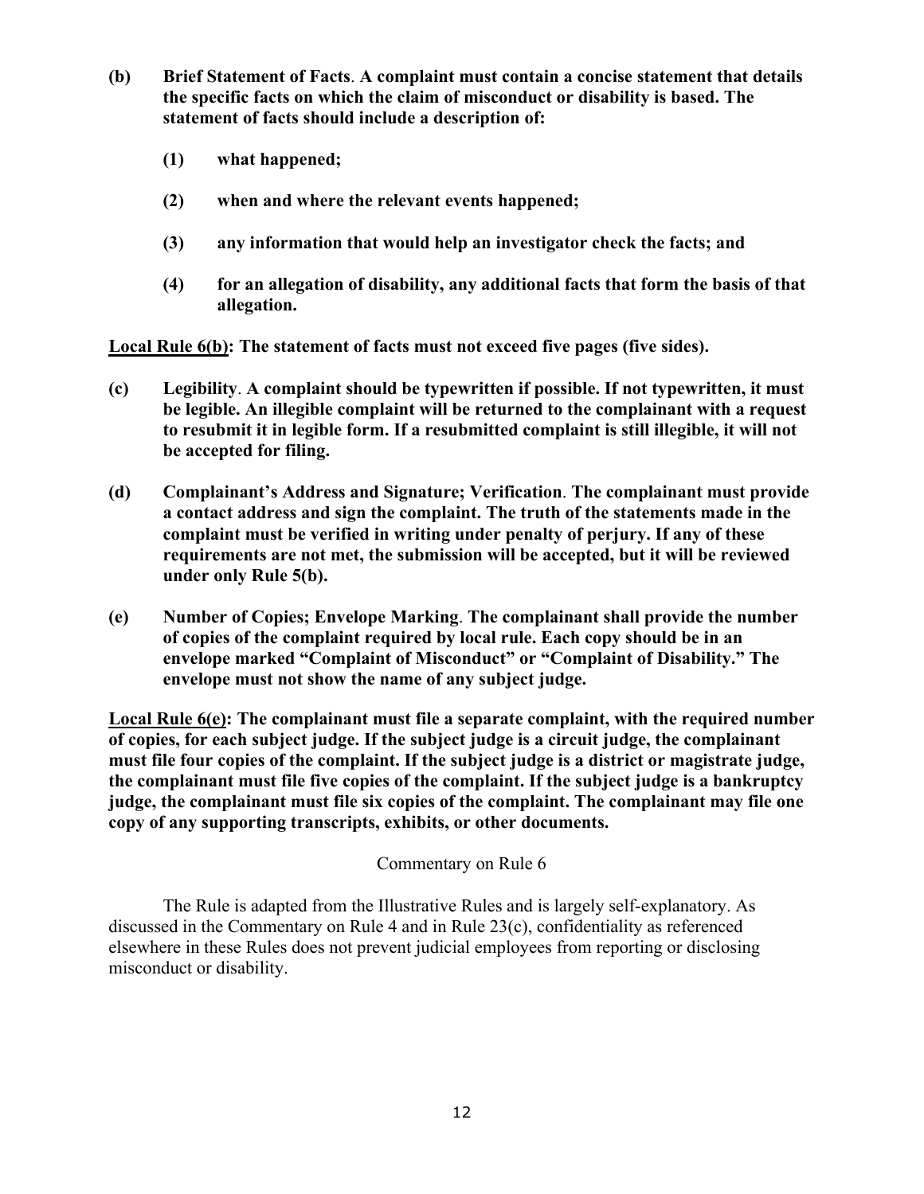**(b) Brief Statement of Facts. A complaint must contain a concise statement that details the specific facts on which the claim of misconduct or disability is based. The statement of facts should include a description of:**

**(1) what happened;**

**(2) when and where the relevant events happened;**

**(3) any information that would help an investigator check the facts; and**

**(4) for an allegation of disability, any additional facts that form the basis of that allegation.**

**<u>Local Rule 6(b)</u>: The statement of facts must not exceed five pages (five sides).**

**(c) Legibility. A complaint should be typewritten if possible. If not typewritten, it must be legible. An illegible complaint will be returned to the complainant with a request to resubmit it in legible form. If a resubmitted complaint is still illegible, it will not be accepted for filing.**

**(d) Complainant's Address and Signature; Verification. The complainant must provide a contact address and sign the complaint. The truth of the statements made in the complaint must be verified in writing under penalty of perjury. If any of these requirements are not met, the submission will be accepted, but it will be reviewed under only Rule 5(b).**

**(e) Number of Copies; Envelope Marking. The complainant shall provide the number of copies of the complaint required by local rule. Each copy should be in an envelope marked "Complaint of Misconduct" or "Complaint of Disability." The envelope must not show the name of any subject judge.**

**<u>Local Rule 6(e)</u>: The complainant must file a separate complaint, with the required number of copies, for each subject judge. If the subject judge is a circuit judge, the complainant must file four copies of the complaint. If the subject judge is a district or magistrate judge, the complainant must file five copies of the complaint. If the subject judge is a bankruptcy judge, the complainant must file six copies of the complaint. The complainant may file one copy of any supporting transcripts, exhibits, or other documents.**

Commentary on Rule 6

The Rule is adapted from the Illustrative Rules and is largely self-explanatory. As discussed in the Commentary on Rule 4 and in Rule 23(c), confidentiality as referenced elsewhere in these Rules does not prevent judicial employees from reporting or disclosing misconduct or disability.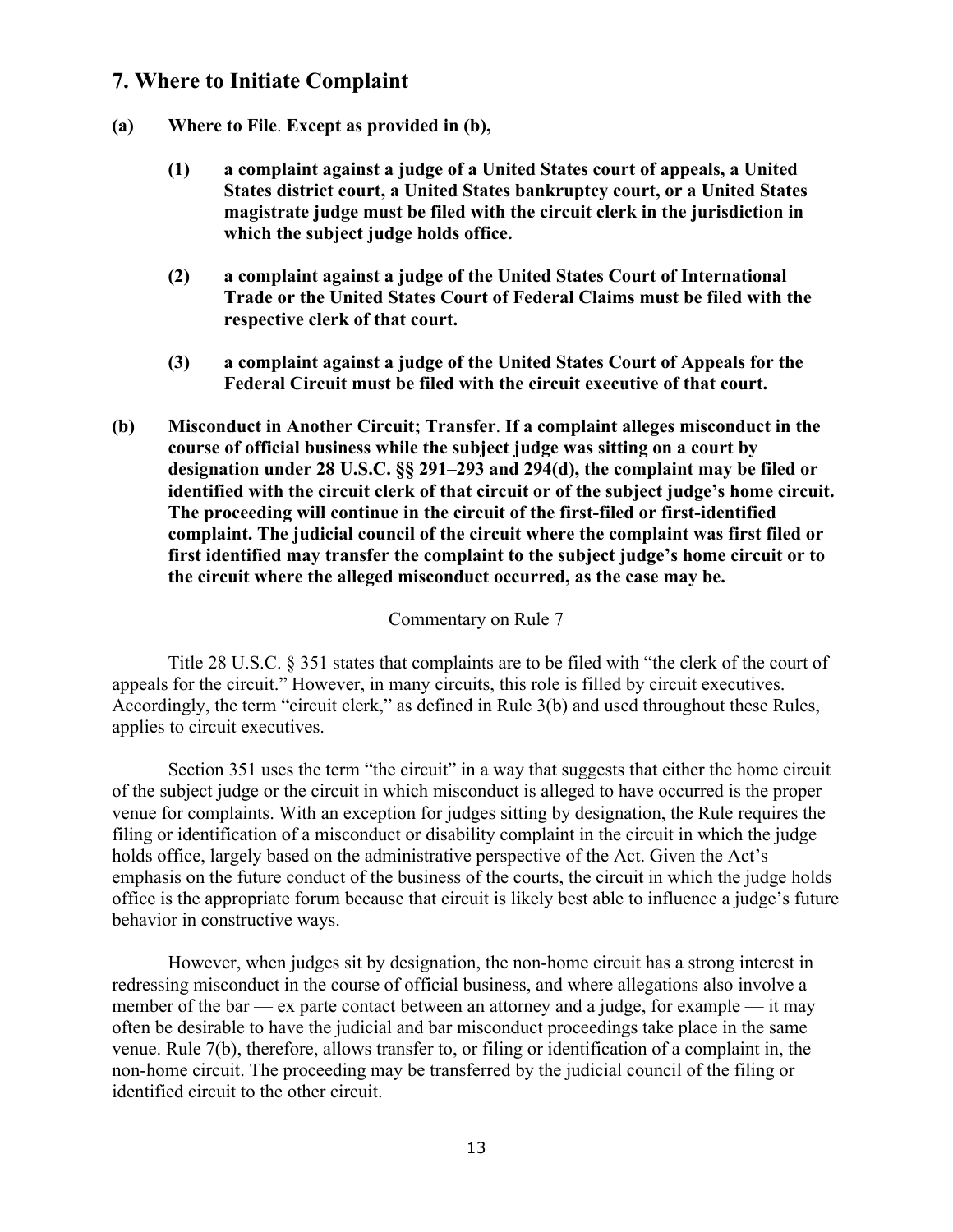## 7. Where to Initiate Complaint

**(a) Where to File. Except as provided in (b),**

> **(1) a complaint against a judge of a United States court of appeals, a United States district court, a United States bankruptcy court, or a United States magistrate judge must be filed with the circuit clerk in the jurisdiction in which the subject judge holds office.**
>
> **(2) a complaint against a judge of the United States Court of International Trade or the United States Court of Federal Claims must be filed with the respective clerk of that court.**
>
> **(3) a complaint against a judge of the United States Court of Appeals for the Federal Circuit must be filed with the circuit executive of that court.**

**(b) Misconduct in Another Circuit; Transfer. If a complaint alleges misconduct in the course of official business while the subject judge was sitting on a court by designation under 28 U.S.C. §§ 291–293 and 294(d), the complaint may be filed or identified with the circuit clerk of that circuit or of the subject judge's home circuit. The proceeding will continue in the circuit of the first-filed or first-identified complaint. The judicial council of the circuit where the complaint was first filed or first identified may transfer the complaint to the subject judge's home circuit or to the circuit where the alleged misconduct occurred, as the case may be.**

Commentary on Rule 7

Title 28 U.S.C. § 351 states that complaints are to be filed with "the clerk of the court of appeals for the circuit." However, in many circuits, this role is filled by circuit executives. Accordingly, the term "circuit clerk," as defined in Rule 3(b) and used throughout these Rules, applies to circuit executives.

Section 351 uses the term "the circuit" in a way that suggests that either the home circuit of the subject judge or the circuit in which misconduct is alleged to have occurred is the proper venue for complaints. With an exception for judges sitting by designation, the Rule requires the filing or identification of a misconduct or disability complaint in the circuit in which the judge holds office, largely based on the administrative perspective of the Act. Given the Act's emphasis on the future conduct of the business of the courts, the circuit in which the judge holds office is the appropriate forum because that circuit is likely best able to influence a judge's future behavior in constructive ways.

However, when judges sit by designation, the non-home circuit has a strong interest in redressing misconduct in the course of official business, and where allegations also involve a member of the bar — ex parte contact between an attorney and a judge, for example — it may often be desirable to have the judicial and bar misconduct proceedings take place in the same venue. Rule 7(b), therefore, allows transfer to, or filing or identification of a complaint in, the non-home circuit. The proceeding may be transferred by the judicial council of the filing or identified circuit to the other circuit.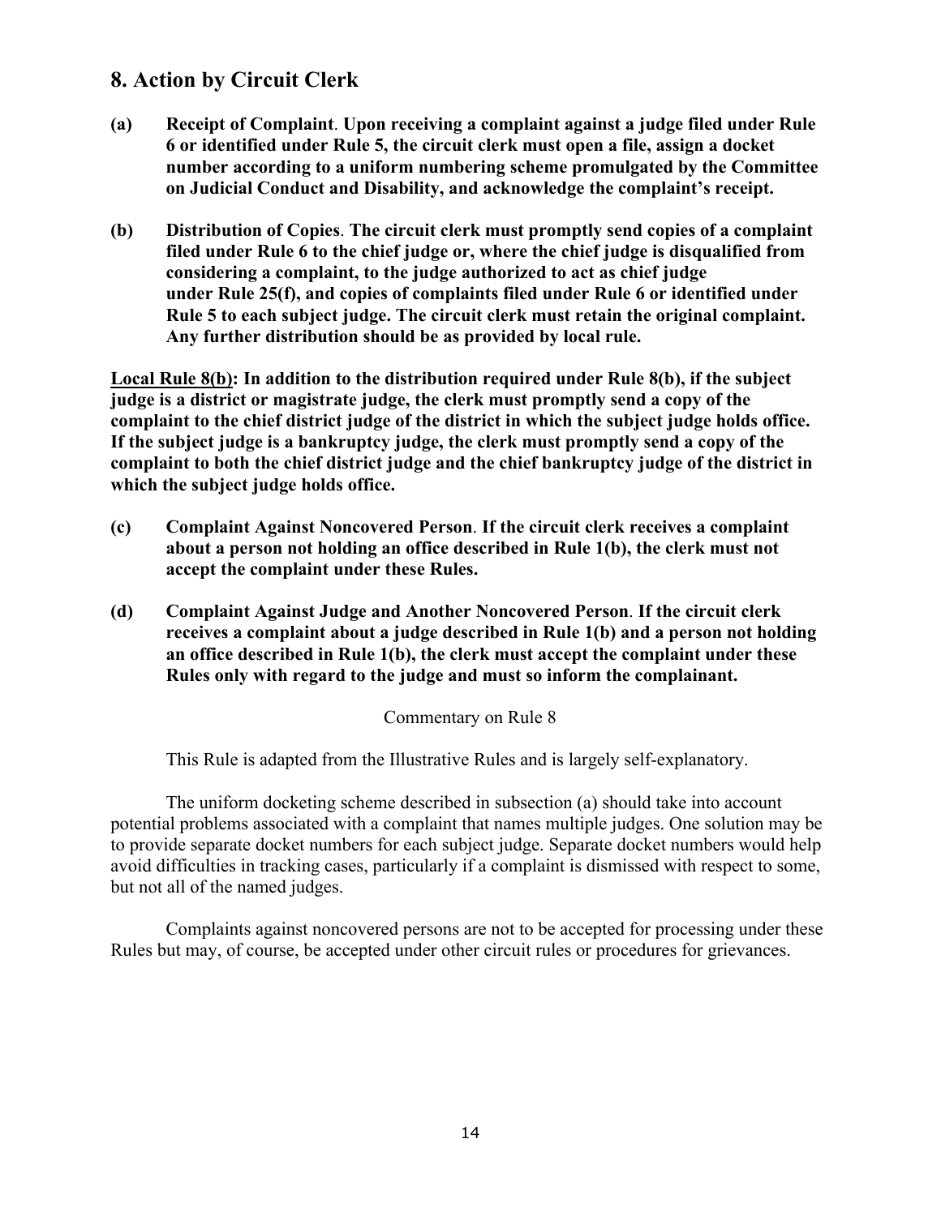## 8. Action by Circuit Clerk

**(a) Receipt of Complaint. Upon receiving a complaint against a judge filed under Rule 6 or identified under Rule 5, the circuit clerk must open a file, assign a docket number according to a uniform numbering scheme promulgated by the Committee on Judicial Conduct and Disability, and acknowledge the complaint's receipt.**

**(b) Distribution of Copies. The circuit clerk must promptly send copies of a complaint filed under Rule 6 to the chief judge or, where the chief judge is disqualified from considering a complaint, to the judge authorized to act as chief judge under Rule 25(f), and copies of complaints filed under Rule 6 or identified under Rule 5 to each subject judge. The circuit clerk must retain the original complaint. Any further distribution should be as provided by local rule.**

**<u>Local Rule 8(b)</u>: In addition to the distribution required under Rule 8(b), if the subject judge is a district or magistrate judge, the clerk must promptly send a copy of the complaint to the chief district judge of the district in which the subject judge holds office. If the subject judge is a bankruptcy judge, the clerk must promptly send a copy of the complaint to both the chief district judge and the chief bankruptcy judge of the district in which the subject judge holds office.**

**(c) Complaint Against Noncovered Person. If the circuit clerk receives a complaint about a person not holding an office described in Rule 1(b), the clerk must not accept the complaint under these Rules.**

**(d) Complaint Against Judge and Another Noncovered Person. If the circuit clerk receives a complaint about a judge described in Rule 1(b) and a person not holding an office described in Rule 1(b), the clerk must accept the complaint under these Rules only with regard to the judge and must so inform the complainant.**

Commentary on Rule 8

This Rule is adapted from the Illustrative Rules and is largely self-explanatory.

The uniform docketing scheme described in subsection (a) should take into account potential problems associated with a complaint that names multiple judges. One solution may be to provide separate docket numbers for each subject judge. Separate docket numbers would help avoid difficulties in tracking cases, particularly if a complaint is dismissed with respect to some, but not all of the named judges.

Complaints against noncovered persons are not to be accepted for processing under these Rules but may, of course, be accepted under other circuit rules or procedures for grievances.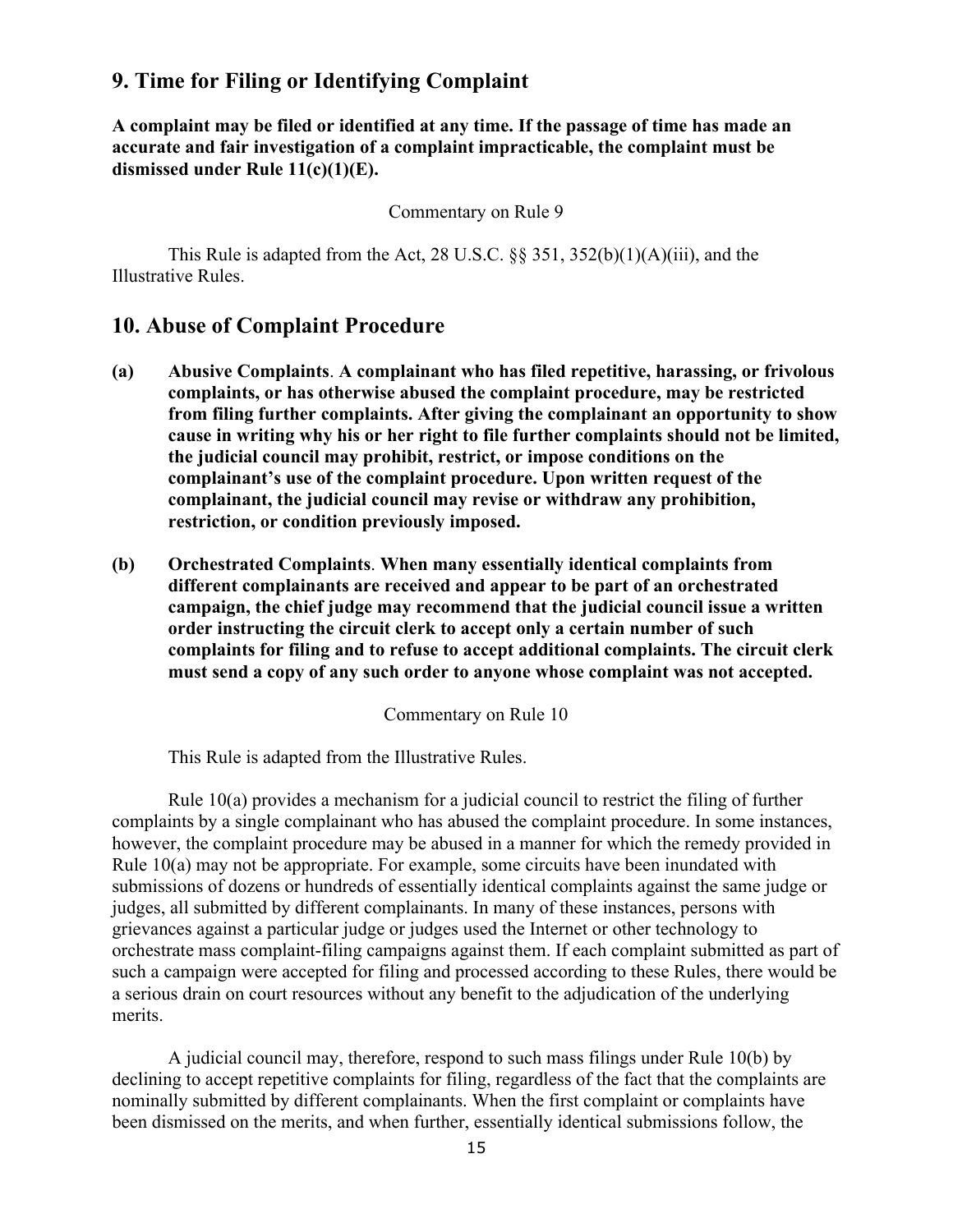## 9. Time for Filing or Identifying Complaint

**A complaint may be filed or identified at any time. If the passage of time has made an accurate and fair investigation of a complaint impracticable, the complaint must be dismissed under Rule 11(c)(1)(E).**

Commentary on Rule 9

This Rule is adapted from the Act, 28 U.S.C. §§ 351, 352(b)(1)(A)(iii), and the Illustrative Rules.

## 10. Abuse of Complaint Procedure

**(a) Abusive Complaints. A complainant who has filed repetitive, harassing, or frivolous complaints, or has otherwise abused the complaint procedure, may be restricted from filing further complaints. After giving the complainant an opportunity to show cause in writing why his or her right to file further complaints should not be limited, the judicial council may prohibit, restrict, or impose conditions on the complainant's use of the complaint procedure. Upon written request of the complainant, the judicial council may revise or withdraw any prohibition, restriction, or condition previously imposed.**

**(b) Orchestrated Complaints. When many essentially identical complaints from different complainants are received and appear to be part of an orchestrated campaign, the chief judge may recommend that the judicial council issue a written order instructing the circuit clerk to accept only a certain number of such complaints for filing and to refuse to accept additional complaints. The circuit clerk must send a copy of any such order to anyone whose complaint was not accepted.**

Commentary on Rule 10

This Rule is adapted from the Illustrative Rules.

Rule 10(a) provides a mechanism for a judicial council to restrict the filing of further complaints by a single complainant who has abused the complaint procedure. In some instances, however, the complaint procedure may be abused in a manner for which the remedy provided in Rule 10(a) may not be appropriate. For example, some circuits have been inundated with submissions of dozens or hundreds of essentially identical complaints against the same judge or judges, all submitted by different complainants. In many of these instances, persons with grievances against a particular judge or judges used the Internet or other technology to orchestrate mass complaint-filing campaigns against them. If each complaint submitted as part of such a campaign were accepted for filing and processed according to these Rules, there would be a serious drain on court resources without any benefit to the adjudication of the underlying merits.

A judicial council may, therefore, respond to such mass filings under Rule 10(b) by declining to accept repetitive complaints for filing, regardless of the fact that the complaints are nominally submitted by different complainants. When the first complaint or complaints have been dismissed on the merits, and when further, essentially identical submissions follow, the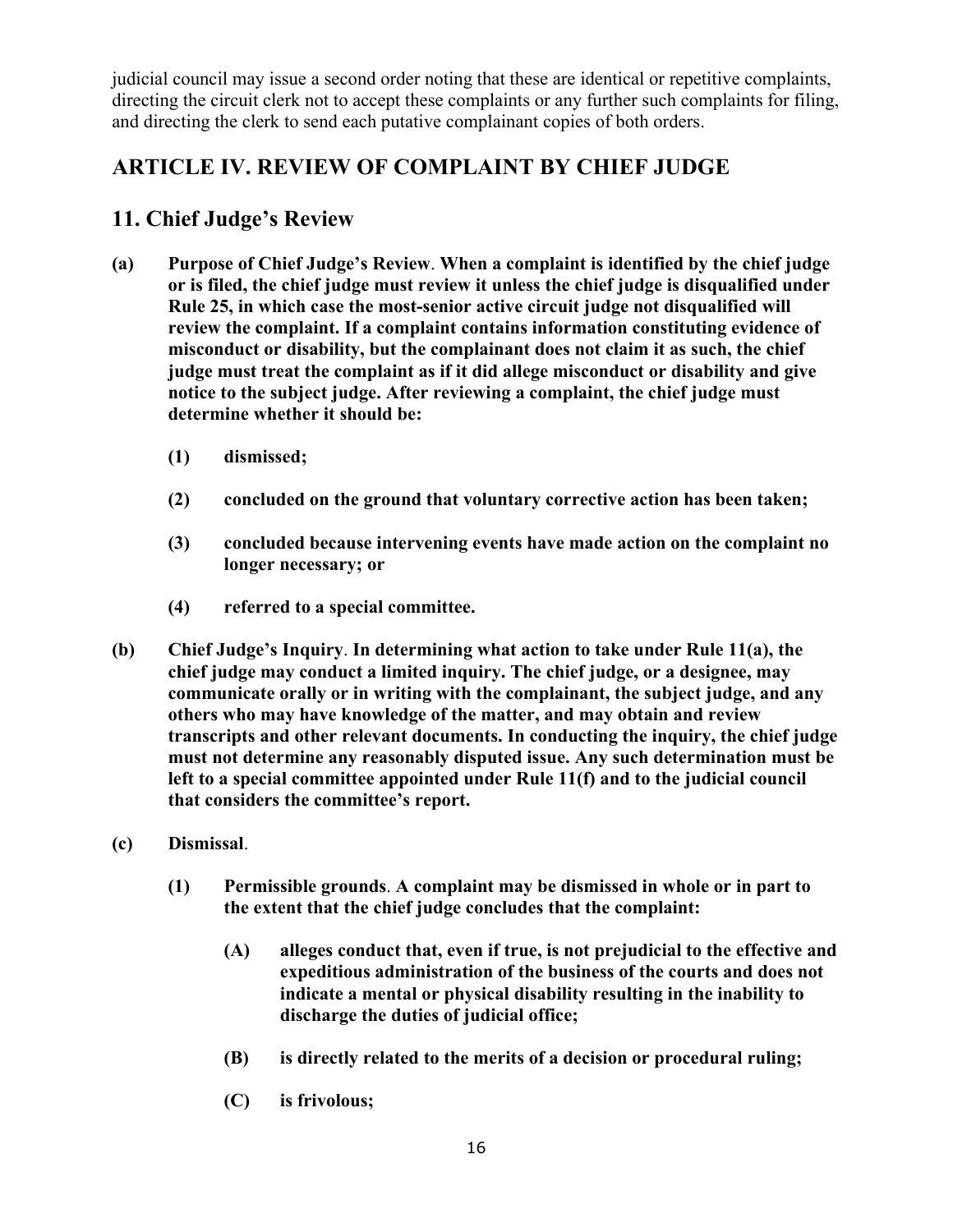judicial council may issue a second order noting that these are identical or repetitive complaints, directing the circuit clerk not to accept these complaints or any further such complaints for filing, and directing the clerk to send each putative complainant copies of both orders.

## ARTICLE IV. REVIEW OF COMPLAINT BY CHIEF JUDGE

## 11. Chief Judge's Review

**(a) Purpose of Chief Judge's Review. When a complaint is identified by the chief judge or is filed, the chief judge must review it unless the chief judge is disqualified under Rule 25, in which case the most-senior active circuit judge not disqualified will review the complaint. If a complaint contains information constituting evidence of misconduct or disability, but the complainant does not claim it as such, the chief judge must treat the complaint as if it did allege misconduct or disability and give notice to the subject judge. After reviewing a complaint, the chief judge must determine whether it should be:**

- **(1) dismissed;**
- **(2) concluded on the ground that voluntary corrective action has been taken;**
- **(3) concluded because intervening events have made action on the complaint no longer necessary; or**
- **(4) referred to a special committee.**

**(b) Chief Judge's Inquiry. In determining what action to take under Rule 11(a), the chief judge may conduct a limited inquiry. The chief judge, or a designee, may communicate orally or in writing with the complainant, the subject judge, and any others who may have knowledge of the matter, and may obtain and review transcripts and other relevant documents. In conducting the inquiry, the chief judge must not determine any reasonably disputed issue. Any such determination must be left to a special committee appointed under Rule 11(f) and to the judicial council that considers the committee's report.**

**(c) Dismissal.**

- **(1) Permissible grounds. A complaint may be dismissed in whole or in part to the extent that the chief judge concludes that the complaint:**
  - **(A) alleges conduct that, even if true, is not prejudicial to the effective and expeditious administration of the business of the courts and does not indicate a mental or physical disability resulting in the inability to discharge the duties of judicial office;**
  - **(B) is directly related to the merits of a decision or procedural ruling;**
  - **(C) is frivolous;**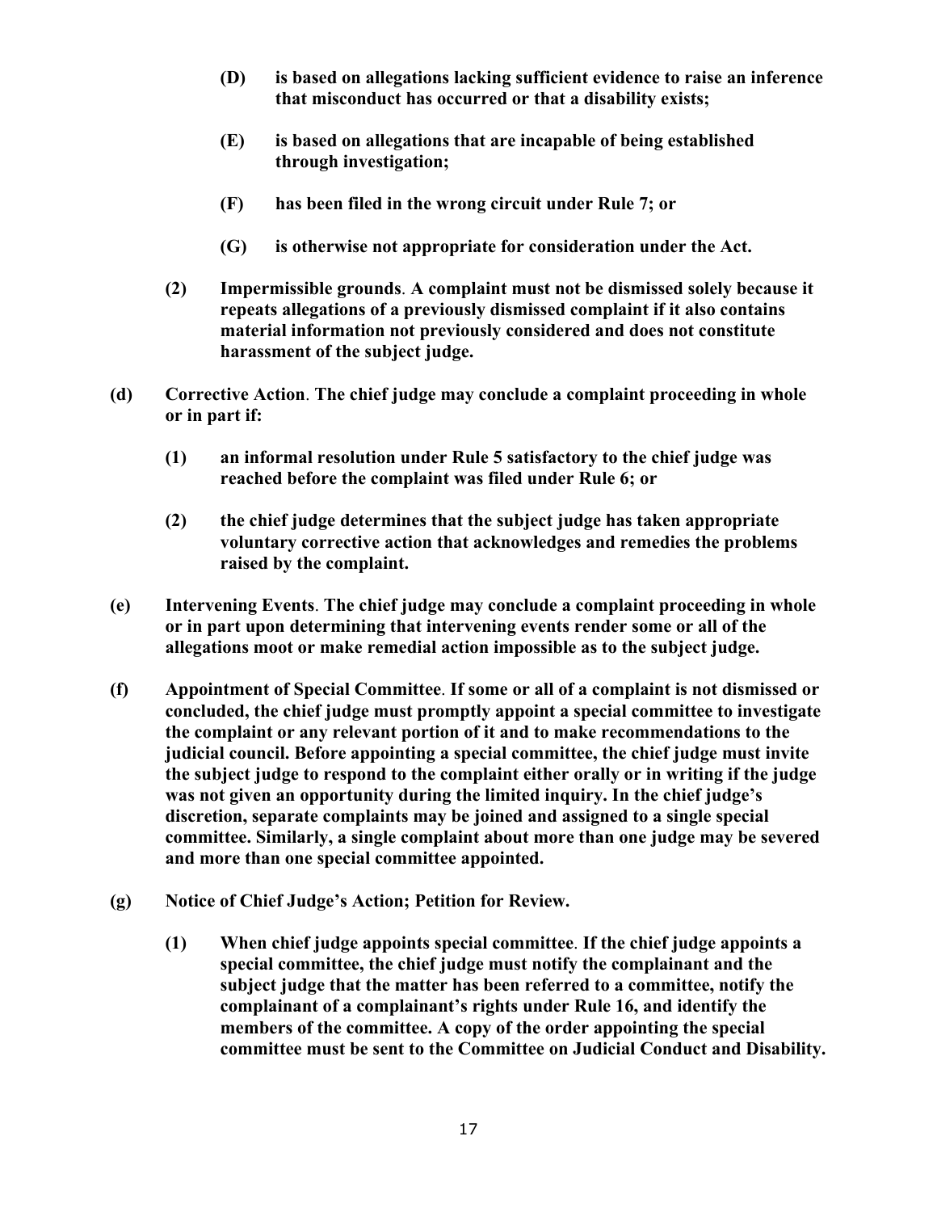**(D) is based on allegations lacking sufficient evidence to raise an inference that misconduct has occurred or that a disability exists;**

**(E) is based on allegations that are incapable of being established through investigation;**

**(F) has been filed in the wrong circuit under Rule 7; or**

**(G) is otherwise not appropriate for consideration under the Act.**

**(2) Impermissible grounds. A complaint must not be dismissed solely because it repeats allegations of a previously dismissed complaint if it also contains material information not previously considered and does not constitute harassment of the subject judge.**

**(d) Corrective Action. The chief judge may conclude a complaint proceeding in whole or in part if:**

**(1) an informal resolution under Rule 5 satisfactory to the chief judge was reached before the complaint was filed under Rule 6; or**

**(2) the chief judge determines that the subject judge has taken appropriate voluntary corrective action that acknowledges and remedies the problems raised by the complaint.**

**(e) Intervening Events. The chief judge may conclude a complaint proceeding in whole or in part upon determining that intervening events render some or all of the allegations moot or make remedial action impossible as to the subject judge.**

**(f) Appointment of Special Committee. If some or all of a complaint is not dismissed or concluded, the chief judge must promptly appoint a special committee to investigate the complaint or any relevant portion of it and to make recommendations to the judicial council. Before appointing a special committee, the chief judge must invite the subject judge to respond to the complaint either orally or in writing if the judge was not given an opportunity during the limited inquiry. In the chief judge's discretion, separate complaints may be joined and assigned to a single special committee. Similarly, a single complaint about more than one judge may be severed and more than one special committee appointed.**

**(g) Notice of Chief Judge's Action; Petition for Review.**

**(1) When chief judge appoints special committee. If the chief judge appoints a special committee, the chief judge must notify the complainant and the subject judge that the matter has been referred to a committee, notify the complainant of a complainant's rights under Rule 16, and identify the members of the committee. A copy of the order appointing the special committee must be sent to the Committee on Judicial Conduct and Disability.**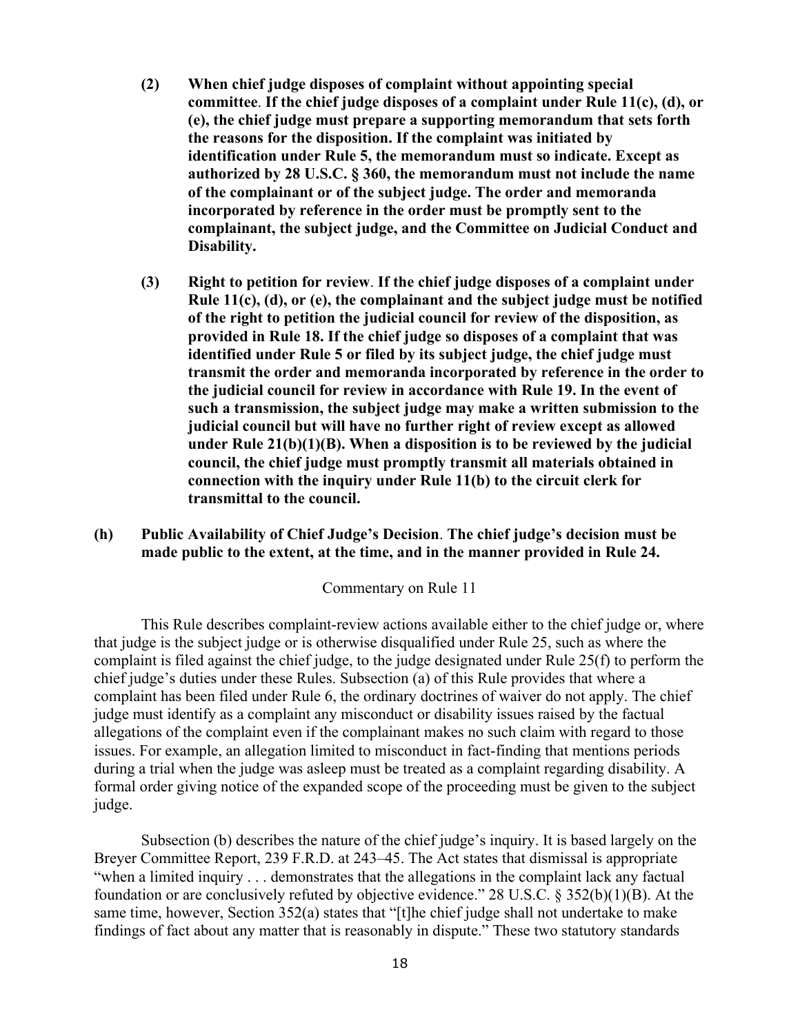**(2) When chief judge disposes of complaint without appointing special committee. If the chief judge disposes of a complaint under Rule 11(c), (d), or (e), the chief judge must prepare a supporting memorandum that sets forth the reasons for the disposition. If the complaint was initiated by identification under Rule 5, the memorandum must so indicate. Except as authorized by 28 U.S.C. § 360, the memorandum must not include the name of the complainant or of the subject judge. The order and memoranda incorporated by reference in the order must be promptly sent to the complainant, the subject judge, and the Committee on Judicial Conduct and Disability.**

**(3) Right to petition for review. If the chief judge disposes of a complaint under Rule 11(c), (d), or (e), the complainant and the subject judge must be notified of the right to petition the judicial council for review of the disposition, as provided in Rule 18. If the chief judge so disposes of a complaint that was identified under Rule 5 or filed by its subject judge, the chief judge must transmit the order and memoranda incorporated by reference in the order to the judicial council for review in accordance with Rule 19. In the event of such a transmission, the subject judge may make a written submission to the judicial council but will have no further right of review except as allowed under Rule 21(b)(1)(B). When a disposition is to be reviewed by the judicial council, the chief judge must promptly transmit all materials obtained in connection with the inquiry under Rule 11(b) to the circuit clerk for transmittal to the council.**

**(h) Public Availability of Chief Judge's Decision. The chief judge's decision must be made public to the extent, at the time, and in the manner provided in Rule 24.**

Commentary on Rule 11

This Rule describes complaint-review actions available either to the chief judge or, where that judge is the subject judge or is otherwise disqualified under Rule 25, such as where the complaint is filed against the chief judge, to the judge designated under Rule 25(f) to perform the chief judge's duties under these Rules. Subsection (a) of this Rule provides that where a complaint has been filed under Rule 6, the ordinary doctrines of waiver do not apply. The chief judge must identify as a complaint any misconduct or disability issues raised by the factual allegations of the complaint even if the complainant makes no such claim with regard to those issues. For example, an allegation limited to misconduct in fact-finding that mentions periods during a trial when the judge was asleep must be treated as a complaint regarding disability. A formal order giving notice of the expanded scope of the proceeding must be given to the subject judge.

Subsection (b) describes the nature of the chief judge's inquiry. It is based largely on the Breyer Committee Report, 239 F.R.D. at 243–45. The Act states that dismissal is appropriate "when a limited inquiry . . . demonstrates that the allegations in the complaint lack any factual foundation or are conclusively refuted by objective evidence." 28 U.S.C. § 352(b)(1)(B). At the same time, however, Section 352(a) states that "[t]he chief judge shall not undertake to make findings of fact about any matter that is reasonably in dispute." These two statutory standards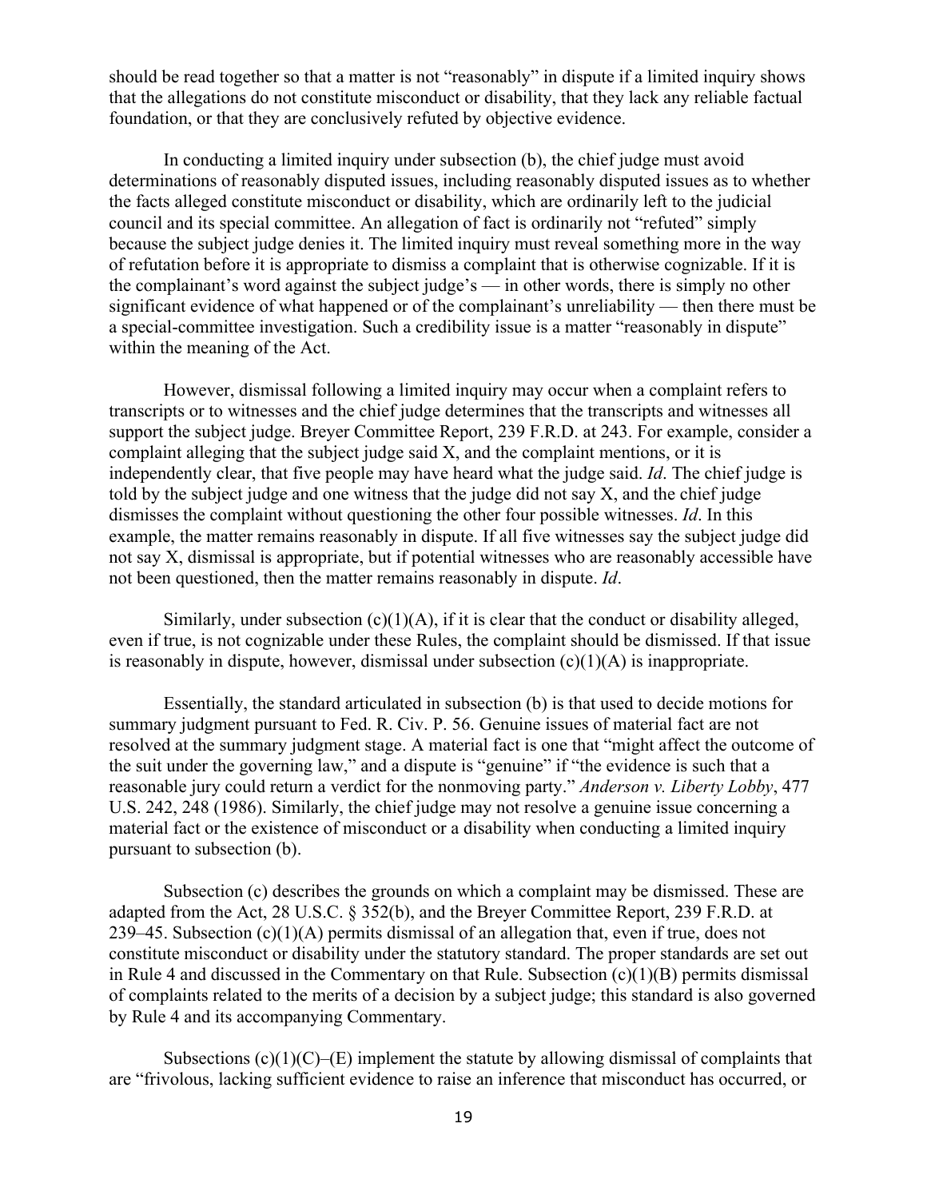should be read together so that a matter is not "reasonably" in dispute if a limited inquiry shows that the allegations do not constitute misconduct or disability, that they lack any reliable factual foundation, or that they are conclusively refuted by objective evidence.

In conducting a limited inquiry under subsection (b), the chief judge must avoid determinations of reasonably disputed issues, including reasonably disputed issues as to whether the facts alleged constitute misconduct or disability, which are ordinarily left to the judicial council and its special committee. An allegation of fact is ordinarily not "refuted" simply because the subject judge denies it. The limited inquiry must reveal something more in the way of refutation before it is appropriate to dismiss a complaint that is otherwise cognizable. If it is the complainant's word against the subject judge's — in other words, there is simply no other significant evidence of what happened or of the complainant's unreliability — then there must be a special-committee investigation. Such a credibility issue is a matter "reasonably in dispute" within the meaning of the Act.

However, dismissal following a limited inquiry may occur when a complaint refers to transcripts or to witnesses and the chief judge determines that the transcripts and witnesses all support the subject judge. Breyer Committee Report, 239 F.R.D. at 243. For example, consider a complaint alleging that the subject judge said X, and the complaint mentions, or it is independently clear, that five people may have heard what the judge said. *Id*. The chief judge is told by the subject judge and one witness that the judge did not say X, and the chief judge dismisses the complaint without questioning the other four possible witnesses. *Id*. In this example, the matter remains reasonably in dispute. If all five witnesses say the subject judge did not say X, dismissal is appropriate, but if potential witnesses who are reasonably accessible have not been questioned, then the matter remains reasonably in dispute. *Id*.

Similarly, under subsection (c)(1)(A), if it is clear that the conduct or disability alleged, even if true, is not cognizable under these Rules, the complaint should be dismissed. If that issue is reasonably in dispute, however, dismissal under subsection (c)(1)(A) is inappropriate.

Essentially, the standard articulated in subsection (b) is that used to decide motions for summary judgment pursuant to Fed. R. Civ. P. 56. Genuine issues of material fact are not resolved at the summary judgment stage. A material fact is one that "might affect the outcome of the suit under the governing law," and a dispute is "genuine" if "the evidence is such that a reasonable jury could return a verdict for the nonmoving party." *Anderson v. Liberty Lobby*, 477 U.S. 242, 248 (1986). Similarly, the chief judge may not resolve a genuine issue concerning a material fact or the existence of misconduct or a disability when conducting a limited inquiry pursuant to subsection (b).

Subsection (c) describes the grounds on which a complaint may be dismissed. These are adapted from the Act, 28 U.S.C. § 352(b), and the Breyer Committee Report, 239 F.R.D. at 239–45. Subsection (c)(1)(A) permits dismissal of an allegation that, even if true, does not constitute misconduct or disability under the statutory standard. The proper standards are set out in Rule 4 and discussed in the Commentary on that Rule. Subsection (c)(1)(B) permits dismissal of complaints related to the merits of a decision by a subject judge; this standard is also governed by Rule 4 and its accompanying Commentary.

Subsections (c)(1)(C)–(E) implement the statute by allowing dismissal of complaints that are "frivolous, lacking sufficient evidence to raise an inference that misconduct has occurred, or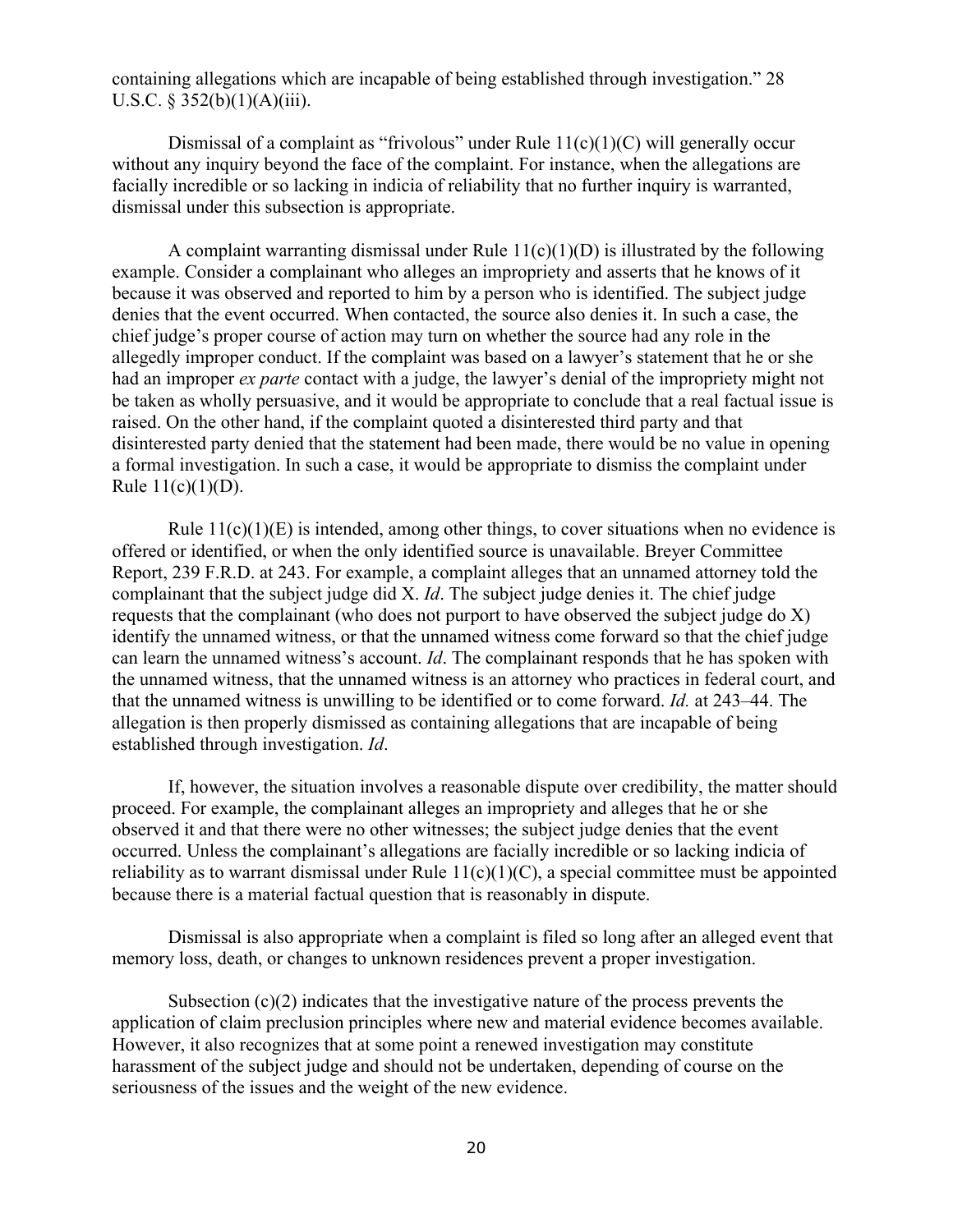containing allegations which are incapable of being established through investigation." 28 U.S.C. § 352(b)(1)(A)(iii).

Dismissal of a complaint as "frivolous" under Rule 11(c)(1)(C) will generally occur without any inquiry beyond the face of the complaint. For instance, when the allegations are facially incredible or so lacking in indicia of reliability that no further inquiry is warranted, dismissal under this subsection is appropriate.

A complaint warranting dismissal under Rule 11(c)(1)(D) is illustrated by the following example. Consider a complainant who alleges an impropriety and asserts that he knows of it because it was observed and reported to him by a person who is identified. The subject judge denies that the event occurred. When contacted, the source also denies it. In such a case, the chief judge's proper course of action may turn on whether the source had any role in the allegedly improper conduct. If the complaint was based on a lawyer's statement that he or she had an improper *ex parte* contact with a judge, the lawyer's denial of the impropriety might not be taken as wholly persuasive, and it would be appropriate to conclude that a real factual issue is raised. On the other hand, if the complaint quoted a disinterested third party and that disinterested party denied that the statement had been made, there would be no value in opening a formal investigation. In such a case, it would be appropriate to dismiss the complaint under Rule 11(c)(1)(D).

Rule 11(c)(1)(E) is intended, among other things, to cover situations when no evidence is offered or identified, or when the only identified source is unavailable. Breyer Committee Report, 239 F.R.D. at 243. For example, a complaint alleges that an unnamed attorney told the complainant that the subject judge did X. *Id*. The subject judge denies it. The chief judge requests that the complainant (who does not purport to have observed the subject judge do X) identify the unnamed witness, or that the unnamed witness come forward so that the chief judge can learn the unnamed witness's account. *Id*. The complainant responds that he has spoken with the unnamed witness, that the unnamed witness is an attorney who practices in federal court, and that the unnamed witness is unwilling to be identified or to come forward. *Id.* at 243–44. The allegation is then properly dismissed as containing allegations that are incapable of being established through investigation. *Id*.

If, however, the situation involves a reasonable dispute over credibility, the matter should proceed. For example, the complainant alleges an impropriety and alleges that he or she observed it and that there were no other witnesses; the subject judge denies that the event occurred. Unless the complainant's allegations are facially incredible or so lacking indicia of reliability as to warrant dismissal under Rule 11(c)(1)(C), a special committee must be appointed because there is a material factual question that is reasonably in dispute.

Dismissal is also appropriate when a complaint is filed so long after an alleged event that memory loss, death, or changes to unknown residences prevent a proper investigation.

Subsection (c)(2) indicates that the investigative nature of the process prevents the application of claim preclusion principles where new and material evidence becomes available. However, it also recognizes that at some point a renewed investigation may constitute harassment of the subject judge and should not be undertaken, depending of course on the seriousness of the issues and the weight of the new evidence.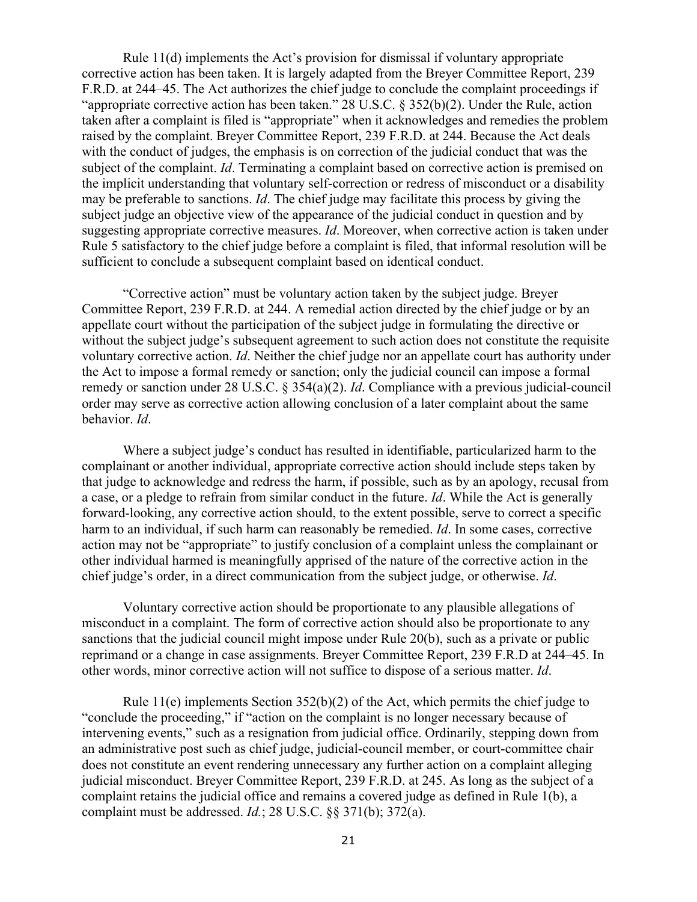Rule 11(d) implements the Act's provision for dismissal if voluntary appropriate corrective action has been taken. It is largely adapted from the Breyer Committee Report, 239 F.R.D. at 244–45. The Act authorizes the chief judge to conclude the complaint proceedings if "appropriate corrective action has been taken." 28 U.S.C. § 352(b)(2). Under the Rule, action taken after a complaint is filed is "appropriate" when it acknowledges and remedies the problem raised by the complaint. Breyer Committee Report, 239 F.R.D. at 244. Because the Act deals with the conduct of judges, the emphasis is on correction of the judicial conduct that was the subject of the complaint. *Id*. Terminating a complaint based on corrective action is premised on the implicit understanding that voluntary self-correction or redress of misconduct or a disability may be preferable to sanctions. *Id*. The chief judge may facilitate this process by giving the subject judge an objective view of the appearance of the judicial conduct in question and by suggesting appropriate corrective measures. *Id*. Moreover, when corrective action is taken under Rule 5 satisfactory to the chief judge before a complaint is filed, that informal resolution will be sufficient to conclude a subsequent complaint based on identical conduct.

"Corrective action" must be voluntary action taken by the subject judge. Breyer Committee Report, 239 F.R.D. at 244. A remedial action directed by the chief judge or by an appellate court without the participation of the subject judge in formulating the directive or without the subject judge's subsequent agreement to such action does not constitute the requisite voluntary corrective action. *Id*. Neither the chief judge nor an appellate court has authority under the Act to impose a formal remedy or sanction; only the judicial council can impose a formal remedy or sanction under 28 U.S.C. § 354(a)(2). *Id*. Compliance with a previous judicial-council order may serve as corrective action allowing conclusion of a later complaint about the same behavior. *Id*.

Where a subject judge's conduct has resulted in identifiable, particularized harm to the complainant or another individual, appropriate corrective action should include steps taken by that judge to acknowledge and redress the harm, if possible, such as by an apology, recusal from a case, or a pledge to refrain from similar conduct in the future. *Id*. While the Act is generally forward-looking, any corrective action should, to the extent possible, serve to correct a specific harm to an individual, if such harm can reasonably be remedied. *Id*. In some cases, corrective action may not be "appropriate" to justify conclusion of a complaint unless the complainant or other individual harmed is meaningfully apprised of the nature of the corrective action in the chief judge's order, in a direct communication from the subject judge, or otherwise. *Id*.

Voluntary corrective action should be proportionate to any plausible allegations of misconduct in a complaint. The form of corrective action should also be proportionate to any sanctions that the judicial council might impose under Rule 20(b), such as a private or public reprimand or a change in case assignments. Breyer Committee Report, 239 F.R.D at 244–45. In other words, minor corrective action will not suffice to dispose of a serious matter. *Id*.

Rule 11(e) implements Section 352(b)(2) of the Act, which permits the chief judge to "conclude the proceeding," if "action on the complaint is no longer necessary because of intervening events," such as a resignation from judicial office. Ordinarily, stepping down from an administrative post such as chief judge, judicial-council member, or court-committee chair does not constitute an event rendering unnecessary any further action on a complaint alleging judicial misconduct. Breyer Committee Report, 239 F.R.D. at 245. As long as the subject of a complaint retains the judicial office and remains a covered judge as defined in Rule 1(b), a complaint must be addressed. *Id.*; 28 U.S.C. §§ 371(b); 372(a).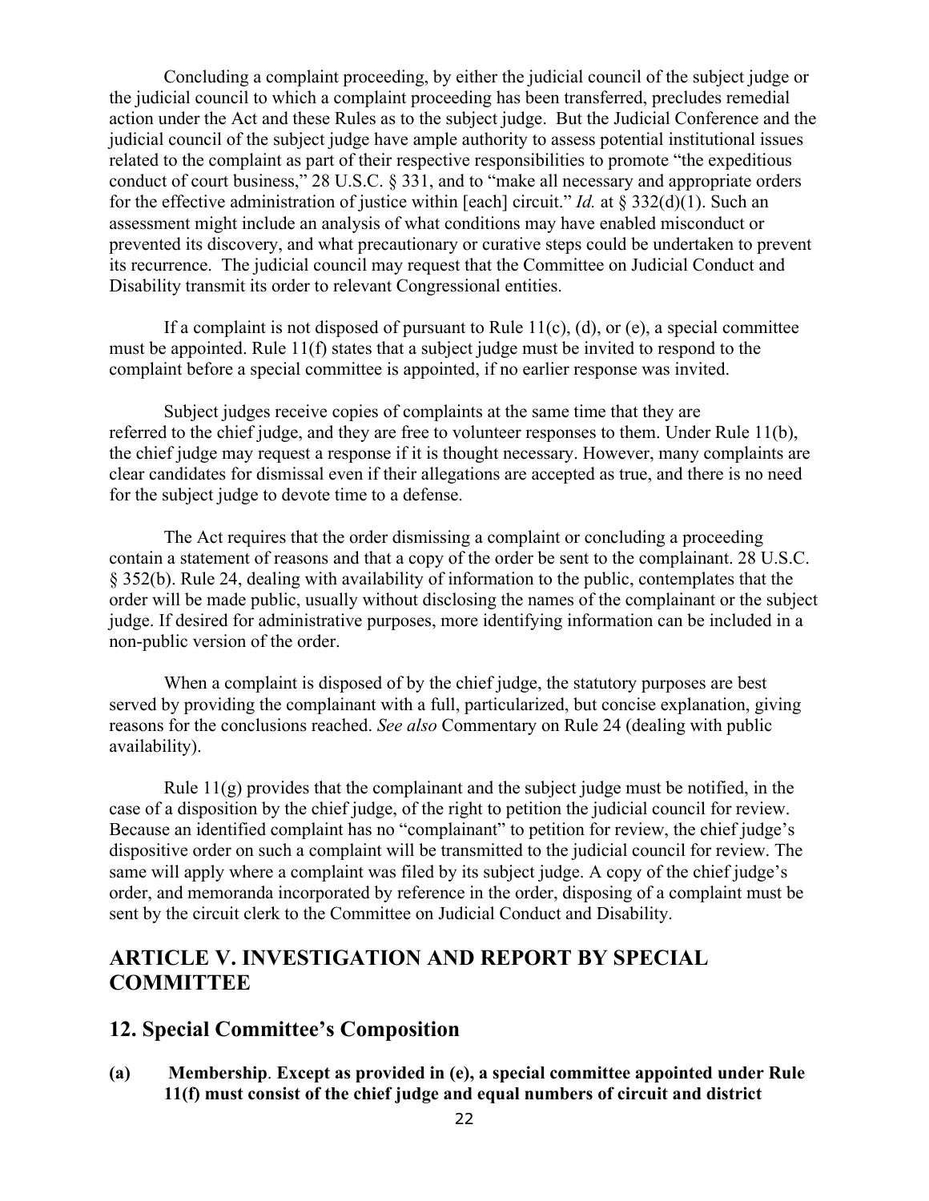Concluding a complaint proceeding, by either the judicial council of the subject judge or the judicial council to which a complaint proceeding has been transferred, precludes remedial action under the Act and these Rules as to the subject judge. But the Judicial Conference and the judicial council of the subject judge have ample authority to assess potential institutional issues related to the complaint as part of their respective responsibilities to promote "the expeditious conduct of court business," 28 U.S.C. § 331, and to "make all necessary and appropriate orders for the effective administration of justice within [each] circuit." *Id.* at § 332(d)(1). Such an assessment might include an analysis of what conditions may have enabled misconduct or prevented its discovery, and what precautionary or curative steps could be undertaken to prevent its recurrence. The judicial council may request that the Committee on Judicial Conduct and Disability transmit its order to relevant Congressional entities.

If a complaint is not disposed of pursuant to Rule 11(c), (d), or (e), a special committee must be appointed. Rule 11(f) states that a subject judge must be invited to respond to the complaint before a special committee is appointed, if no earlier response was invited.

Subject judges receive copies of complaints at the same time that they are referred to the chief judge, and they are free to volunteer responses to them. Under Rule 11(b), the chief judge may request a response if it is thought necessary. However, many complaints are clear candidates for dismissal even if their allegations are accepted as true, and there is no need for the subject judge to devote time to a defense.

The Act requires that the order dismissing a complaint or concluding a proceeding contain a statement of reasons and that a copy of the order be sent to the complainant. 28 U.S.C. § 352(b). Rule 24, dealing with availability of information to the public, contemplates that the order will be made public, usually without disclosing the names of the complainant or the subject judge. If desired for administrative purposes, more identifying information can be included in a non-public version of the order.

When a complaint is disposed of by the chief judge, the statutory purposes are best served by providing the complainant with a full, particularized, but concise explanation, giving reasons for the conclusions reached. *See also* Commentary on Rule 24 (dealing with public availability).

Rule 11(g) provides that the complainant and the subject judge must be notified, in the case of a disposition by the chief judge, of the right to petition the judicial council for review. Because an identified complaint has no "complainant" to petition for review, the chief judge's dispositive order on such a complaint will be transmitted to the judicial council for review. The same will apply where a complaint was filed by its subject judge. A copy of the chief judge's order, and memoranda incorporated by reference in the order, disposing of a complaint must be sent by the circuit clerk to the Committee on Judicial Conduct and Disability.

## ARTICLE V. INVESTIGATION AND REPORT BY SPECIAL COMMITTEE

## 12. Special Committee's Composition

**(a) Membership. Except as provided in (e), a special committee appointed under Rule 11(f) must consist of the chief judge and equal numbers of circuit and district**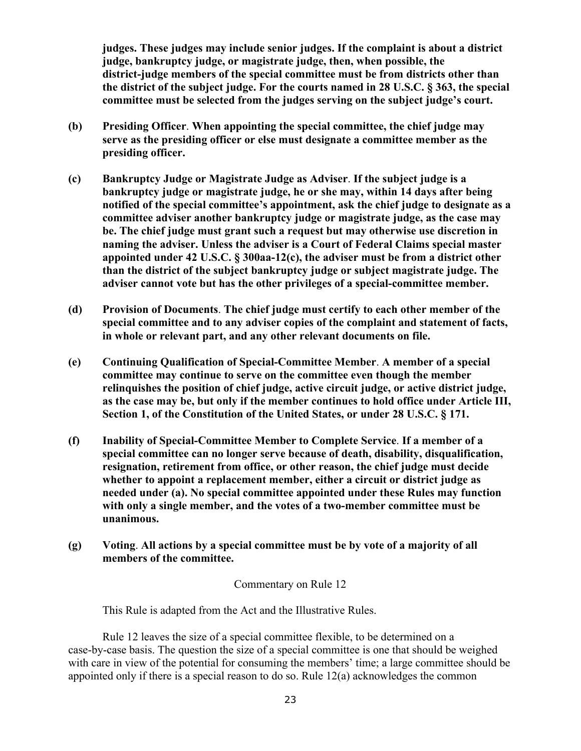**judges. These judges may include senior judges. If the complaint is about a district judge, bankruptcy judge, or magistrate judge, then, when possible, the district-judge members of the special committee must be from districts other than the district of the subject judge. For the courts named in 28 U.S.C. § 363, the special committee must be selected from the judges serving on the subject judge's court.**

**(b) Presiding Officer**. **When appointing the special committee, the chief judge may serve as the presiding officer or else must designate a committee member as the presiding officer.**

**(c) Bankruptcy Judge or Magistrate Judge as Adviser**. **If the subject judge is a bankruptcy judge or magistrate judge, he or she may, within 14 days after being notified of the special committee's appointment, ask the chief judge to designate as a committee adviser another bankruptcy judge or magistrate judge, as the case may be. The chief judge must grant such a request but may otherwise use discretion in naming the adviser. Unless the adviser is a Court of Federal Claims special master appointed under 42 U.S.C. § 300aa-12(c), the adviser must be from a district other than the district of the subject bankruptcy judge or subject magistrate judge. The adviser cannot vote but has the other privileges of a special-committee member.**

**(d) Provision of Documents**. **The chief judge must certify to each other member of the special committee and to any adviser copies of the complaint and statement of facts, in whole or relevant part, and any other relevant documents on file.**

**(e) Continuing Qualification of Special-Committee Member**. **A member of a special committee may continue to serve on the committee even though the member relinquishes the position of chief judge, active circuit judge, or active district judge, as the case may be, but only if the member continues to hold office under Article III, Section 1, of the Constitution of the United States, or under 28 U.S.C. § 171.**

**(f) Inability of Special-Committee Member to Complete Service**. **If a member of a special committee can no longer serve because of death, disability, disqualification, resignation, retirement from office, or other reason, the chief judge must decide whether to appoint a replacement member, either a circuit or district judge as needed under (a). No special committee appointed under these Rules may function with only a single member, and the votes of a two-member committee must be unanimous.**

**(g) Voting**. **All actions by a special committee must be by vote of a majority of all members of the committee.**

Commentary on Rule 12

This Rule is adapted from the Act and the Illustrative Rules.

Rule 12 leaves the size of a special committee flexible, to be determined on a case-by-case basis. The question the size of a special committee is one that should be weighed with care in view of the potential for consuming the members' time; a large committee should be appointed only if there is a special reason to do so. Rule 12(a) acknowledges the common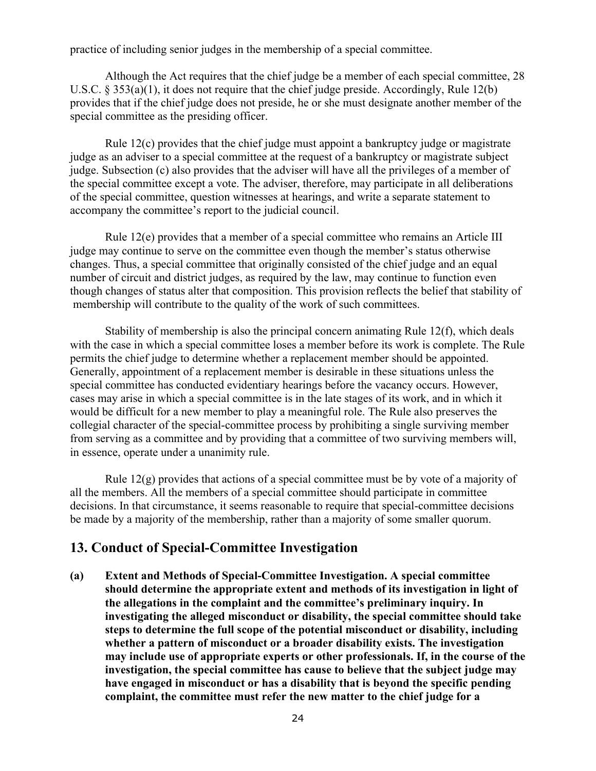practice of including senior judges in the membership of a special committee.

Although the Act requires that the chief judge be a member of each special committee, 28 U.S.C. § 353(a)(1), it does not require that the chief judge preside. Accordingly, Rule 12(b) provides that if the chief judge does not preside, he or she must designate another member of the special committee as the presiding officer.

Rule 12(c) provides that the chief judge must appoint a bankruptcy judge or magistrate judge as an adviser to a special committee at the request of a bankruptcy or magistrate subject judge. Subsection (c) also provides that the adviser will have all the privileges of a member of the special committee except a vote. The adviser, therefore, may participate in all deliberations of the special committee, question witnesses at hearings, and write a separate statement to accompany the committee's report to the judicial council.

Rule 12(e) provides that a member of a special committee who remains an Article III judge may continue to serve on the committee even though the member's status otherwise changes. Thus, a special committee that originally consisted of the chief judge and an equal number of circuit and district judges, as required by the law, may continue to function even though changes of status alter that composition. This provision reflects the belief that stability of membership will contribute to the quality of the work of such committees.

Stability of membership is also the principal concern animating Rule 12(f), which deals with the case in which a special committee loses a member before its work is complete. The Rule permits the chief judge to determine whether a replacement member should be appointed. Generally, appointment of a replacement member is desirable in these situations unless the special committee has conducted evidentiary hearings before the vacancy occurs. However, cases may arise in which a special committee is in the late stages of its work, and in which it would be difficult for a new member to play a meaningful role. The Rule also preserves the collegial character of the special-committee process by prohibiting a single surviving member from serving as a committee and by providing that a committee of two surviving members will, in essence, operate under a unanimity rule.

Rule 12(g) provides that actions of a special committee must be by vote of a majority of all the members. All the members of a special committee should participate in committee decisions. In that circumstance, it seems reasonable to require that special-committee decisions be made by a majority of the membership, rather than a majority of some smaller quorum.

## 13. Conduct of Special-Committee Investigation

**(a) Extent and Methods of Special-Committee Investigation. A special committee should determine the appropriate extent and methods of its investigation in light of the allegations in the complaint and the committee's preliminary inquiry. In investigating the alleged misconduct or disability, the special committee should take steps to determine the full scope of the potential misconduct or disability, including whether a pattern of misconduct or a broader disability exists. The investigation may include use of appropriate experts or other professionals. If, in the course of the investigation, the special committee has cause to believe that the subject judge may have engaged in misconduct or has a disability that is beyond the specific pending complaint, the committee must refer the new matter to the chief judge for a**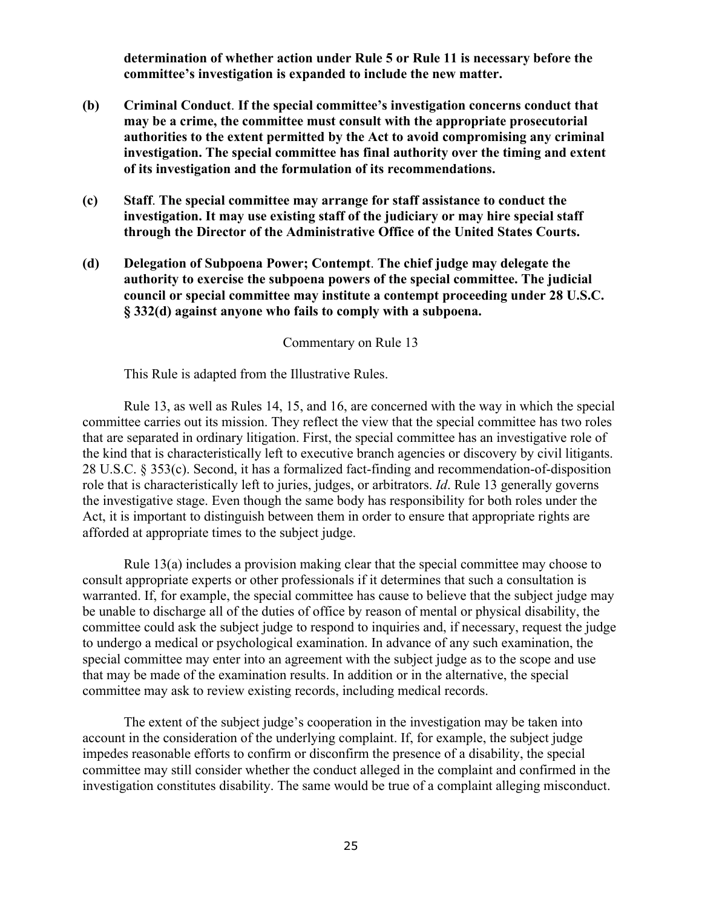**determination of whether action under Rule 5 or Rule 11 is necessary before the committee's investigation is expanded to include the new matter.**

**(b) Criminal Conduct**. **If the special committee's investigation concerns conduct that may be a crime, the committee must consult with the appropriate prosecutorial authorities to the extent permitted by the Act to avoid compromising any criminal investigation. The special committee has final authority over the timing and extent of its investigation and the formulation of its recommendations.**

**(c) Staff**. **The special committee may arrange for staff assistance to conduct the investigation. It may use existing staff of the judiciary or may hire special staff through the Director of the Administrative Office of the United States Courts.**

**(d) Delegation of Subpoena Power; Contempt**. **The chief judge may delegate the authority to exercise the subpoena powers of the special committee. The judicial council or special committee may institute a contempt proceeding under 28 U.S.C. § 332(d) against anyone who fails to comply with a subpoena.**

Commentary on Rule 13

This Rule is adapted from the Illustrative Rules.

Rule 13, as well as Rules 14, 15, and 16, are concerned with the way in which the special committee carries out its mission. They reflect the view that the special committee has two roles that are separated in ordinary litigation. First, the special committee has an investigative role of the kind that is characteristically left to executive branch agencies or discovery by civil litigants. 28 U.S.C. § 353(c). Second, it has a formalized fact-finding and recommendation-of-disposition role that is characteristically left to juries, judges, or arbitrators. *Id*. Rule 13 generally governs the investigative stage. Even though the same body has responsibility for both roles under the Act, it is important to distinguish between them in order to ensure that appropriate rights are afforded at appropriate times to the subject judge.

Rule 13(a) includes a provision making clear that the special committee may choose to consult appropriate experts or other professionals if it determines that such a consultation is warranted. If, for example, the special committee has cause to believe that the subject judge may be unable to discharge all of the duties of office by reason of mental or physical disability, the committee could ask the subject judge to respond to inquiries and, if necessary, request the judge to undergo a medical or psychological examination. In advance of any such examination, the special committee may enter into an agreement with the subject judge as to the scope and use that may be made of the examination results. In addition or in the alternative, the special committee may ask to review existing records, including medical records.

The extent of the subject judge's cooperation in the investigation may be taken into account in the consideration of the underlying complaint. If, for example, the subject judge impedes reasonable efforts to confirm or disconfirm the presence of a disability, the special committee may still consider whether the conduct alleged in the complaint and confirmed in the investigation constitutes disability. The same would be true of a complaint alleging misconduct.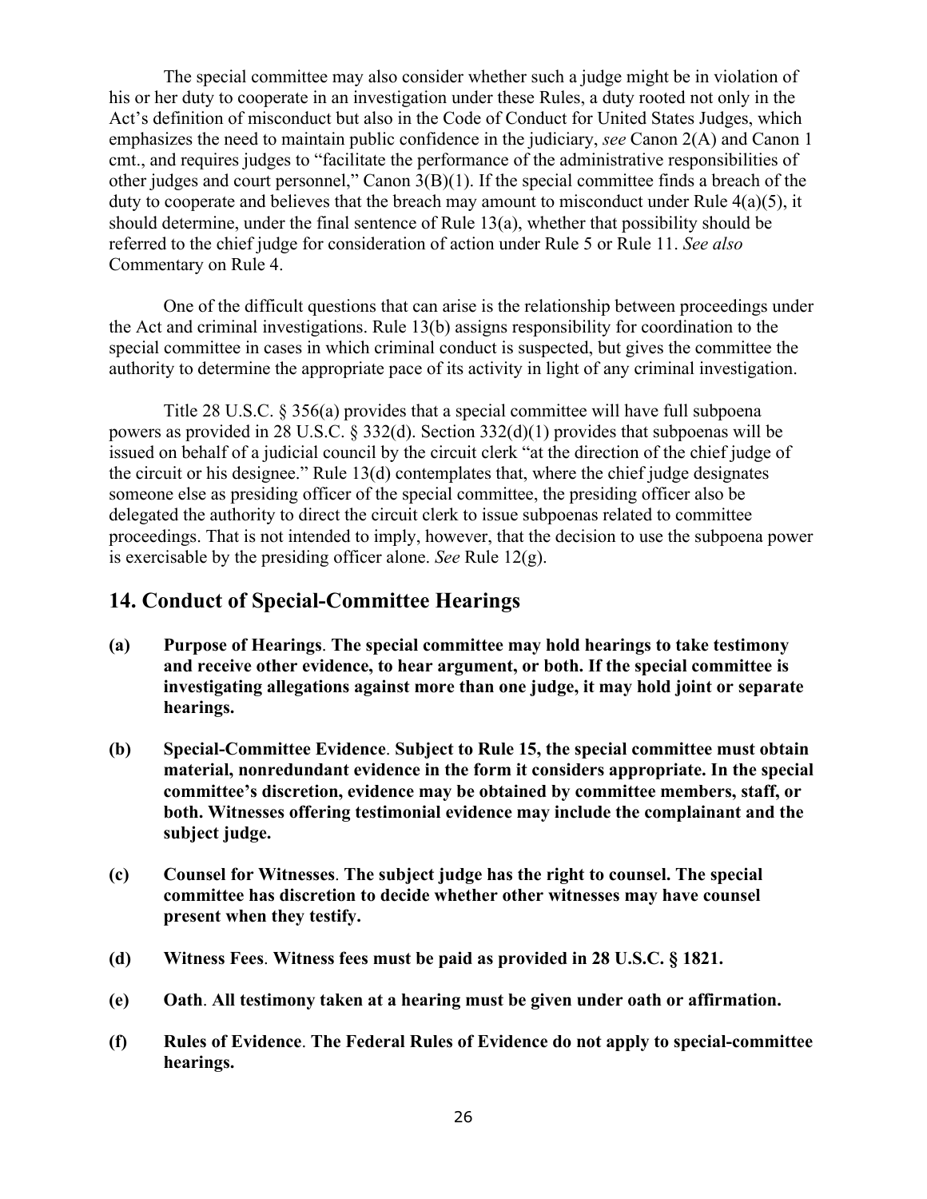The special committee may also consider whether such a judge might be in violation of his or her duty to cooperate in an investigation under these Rules, a duty rooted not only in the Act's definition of misconduct but also in the Code of Conduct for United States Judges, which emphasizes the need to maintain public confidence in the judiciary, *see* Canon 2(A) and Canon 1 cmt., and requires judges to "facilitate the performance of the administrative responsibilities of other judges and court personnel," Canon 3(B)(1). If the special committee finds a breach of the duty to cooperate and believes that the breach may amount to misconduct under Rule 4(a)(5), it should determine, under the final sentence of Rule 13(a), whether that possibility should be referred to the chief judge for consideration of action under Rule 5 or Rule 11. *See also* Commentary on Rule 4.

One of the difficult questions that can arise is the relationship between proceedings under the Act and criminal investigations. Rule 13(b) assigns responsibility for coordination to the special committee in cases in which criminal conduct is suspected, but gives the committee the authority to determine the appropriate pace of its activity in light of any criminal investigation.

Title 28 U.S.C. § 356(a) provides that a special committee will have full subpoena powers as provided in 28 U.S.C. § 332(d). Section 332(d)(1) provides that subpoenas will be issued on behalf of a judicial council by the circuit clerk "at the direction of the chief judge of the circuit or his designee." Rule 13(d) contemplates that, where the chief judge designates someone else as presiding officer of the special committee, the presiding officer also be delegated the authority to direct the circuit clerk to issue subpoenas related to committee proceedings. That is not intended to imply, however, that the decision to use the subpoena power is exercisable by the presiding officer alone. *See* Rule 12(g).

## 14. Conduct of Special-Committee Hearings

**(a) Purpose of Hearings. The special committee may hold hearings to take testimony and receive other evidence, to hear argument, or both. If the special committee is investigating allegations against more than one judge, it may hold joint or separate hearings.**

**(b) Special-Committee Evidence. Subject to Rule 15, the special committee must obtain material, nonredundant evidence in the form it considers appropriate. In the special committee's discretion, evidence may be obtained by committee members, staff, or both. Witnesses offering testimonial evidence may include the complainant and the subject judge.**

**(c) Counsel for Witnesses. The subject judge has the right to counsel. The special committee has discretion to decide whether other witnesses may have counsel present when they testify.**

**(d) Witness Fees. Witness fees must be paid as provided in 28 U.S.C. § 1821.**

**(e) Oath. All testimony taken at a hearing must be given under oath or affirmation.**

**(f) Rules of Evidence. The Federal Rules of Evidence do not apply to special-committee hearings.**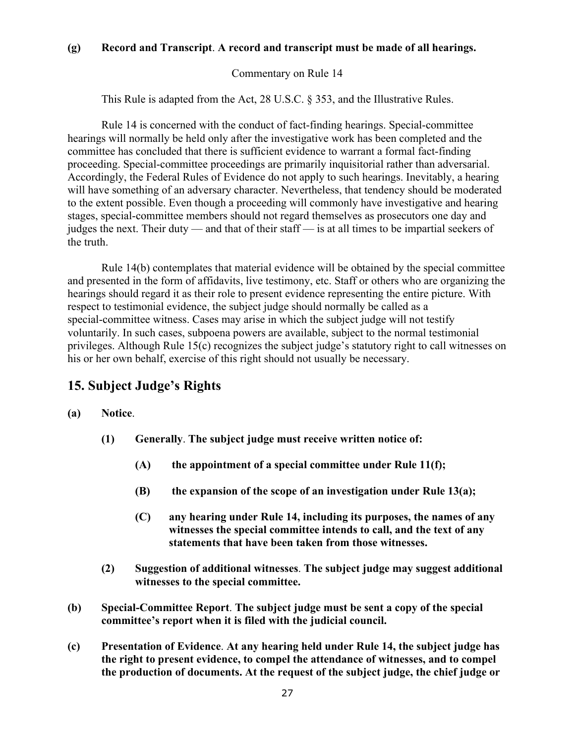**(g) Record and Transcript**. **A record and transcript must be made of all hearings.**

Commentary on Rule 14

This Rule is adapted from the Act, 28 U.S.C. § 353, and the Illustrative Rules.

Rule 14 is concerned with the conduct of fact-finding hearings. Special-committee hearings will normally be held only after the investigative work has been completed and the committee has concluded that there is sufficient evidence to warrant a formal fact-finding proceeding. Special-committee proceedings are primarily inquisitorial rather than adversarial. Accordingly, the Federal Rules of Evidence do not apply to such hearings. Inevitably, a hearing will have something of an adversary character. Nevertheless, that tendency should be moderated to the extent possible. Even though a proceeding will commonly have investigative and hearing stages, special-committee members should not regard themselves as prosecutors one day and judges the next. Their duty — and that of their staff — is at all times to be impartial seekers of the truth.

Rule 14(b) contemplates that material evidence will be obtained by the special committee and presented in the form of affidavits, live testimony, etc. Staff or others who are organizing the hearings should regard it as their role to present evidence representing the entire picture. With respect to testimonial evidence, the subject judge should normally be called as a special-committee witness. Cases may arise in which the subject judge will not testify voluntarily. In such cases, subpoena powers are available, subject to the normal testimonial privileges. Although Rule 15(c) recognizes the subject judge's statutory right to call witnesses on his or her own behalf, exercise of this right should not usually be necessary.

## 15. Subject Judge's Rights

**(a) Notice**.

**(1) Generally**. **The subject judge must receive written notice of:**

**(A) the appointment of a special committee under Rule 11(f);**

**(B) the expansion of the scope of an investigation under Rule 13(a);**

**(C) any hearing under Rule 14, including its purposes, the names of any witnesses the special committee intends to call, and the text of any statements that have been taken from those witnesses.**

**(2) Suggestion of additional witnesses**. **The subject judge may suggest additional witnesses to the special committee.**

**(b) Special-Committee Report**. **The subject judge must be sent a copy of the special committee's report when it is filed with the judicial council.**

**(c) Presentation of Evidence**. **At any hearing held under Rule 14, the subject judge has the right to present evidence, to compel the attendance of witnesses, and to compel the production of documents. At the request of the subject judge, the chief judge or**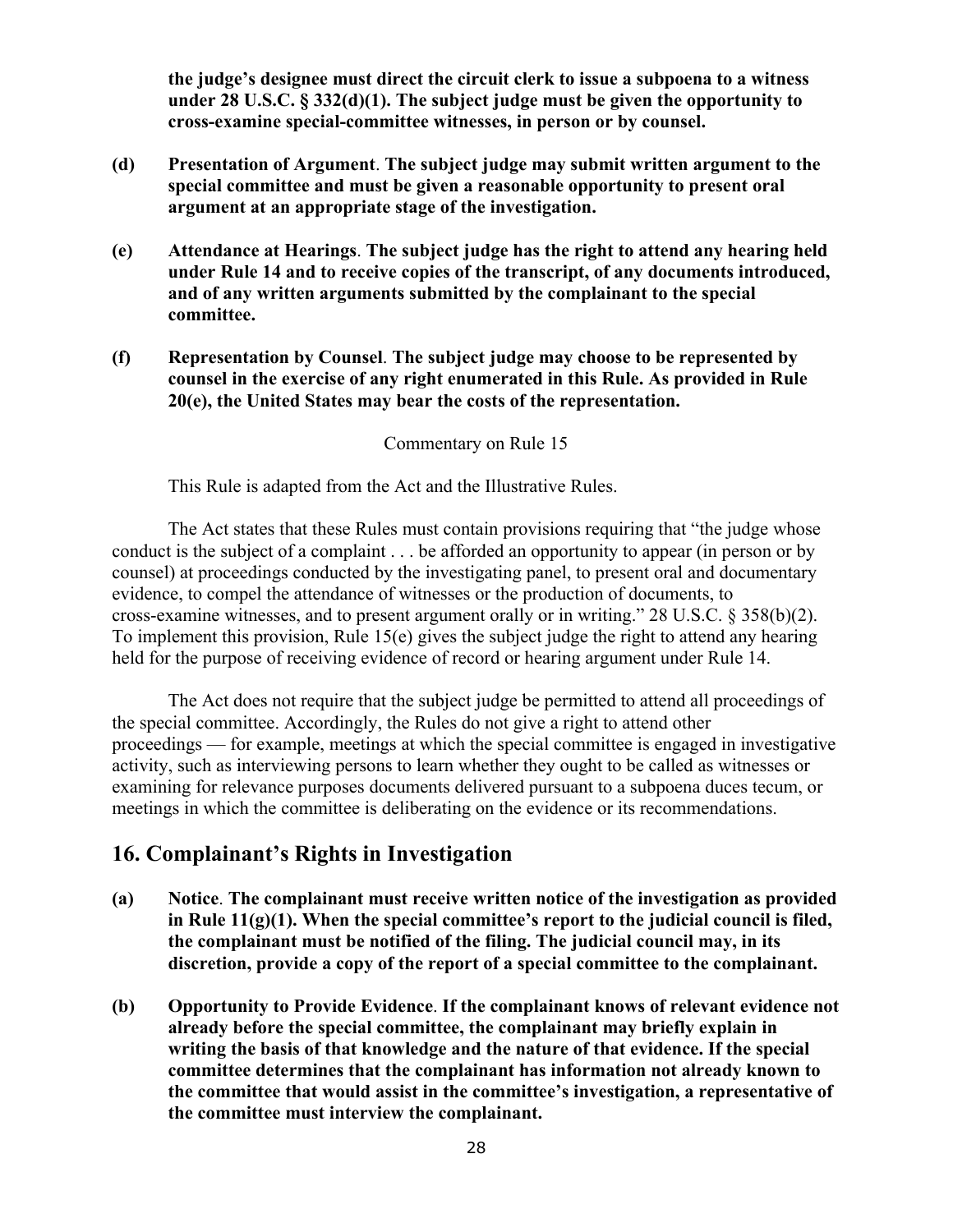**the judge's designee must direct the circuit clerk to issue a subpoena to a witness under 28 U.S.C. § 332(d)(1). The subject judge must be given the opportunity to cross-examine special-committee witnesses, in person or by counsel.**

**(d) Presentation of Argument. The subject judge may submit written argument to the special committee and must be given a reasonable opportunity to present oral argument at an appropriate stage of the investigation.**

**(e) Attendance at Hearings. The subject judge has the right to attend any hearing held under Rule 14 and to receive copies of the transcript, of any documents introduced, and of any written arguments submitted by the complainant to the special committee.**

**(f) Representation by Counsel. The subject judge may choose to be represented by counsel in the exercise of any right enumerated in this Rule. As provided in Rule 20(e), the United States may bear the costs of the representation.**

Commentary on Rule 15

This Rule is adapted from the Act and the Illustrative Rules.

The Act states that these Rules must contain provisions requiring that "the judge whose conduct is the subject of a complaint . . . be afforded an opportunity to appear (in person or by counsel) at proceedings conducted by the investigating panel, to present oral and documentary evidence, to compel the attendance of witnesses or the production of documents, to cross-examine witnesses, and to present argument orally or in writing." 28 U.S.C. § 358(b)(2). To implement this provision, Rule 15(e) gives the subject judge the right to attend any hearing held for the purpose of receiving evidence of record or hearing argument under Rule 14.

The Act does not require that the subject judge be permitted to attend all proceedings of the special committee. Accordingly, the Rules do not give a right to attend other proceedings — for example, meetings at which the special committee is engaged in investigative activity, such as interviewing persons to learn whether they ought to be called as witnesses or examining for relevance purposes documents delivered pursuant to a subpoena duces tecum, or meetings in which the committee is deliberating on the evidence or its recommendations.

## 16. Complainant's Rights in Investigation

**(a) Notice. The complainant must receive written notice of the investigation as provided in Rule 11(g)(1). When the special committee's report to the judicial council is filed, the complainant must be notified of the filing. The judicial council may, in its discretion, provide a copy of the report of a special committee to the complainant.**

**(b) Opportunity to Provide Evidence. If the complainant knows of relevant evidence not already before the special committee, the complainant may briefly explain in writing the basis of that knowledge and the nature of that evidence. If the special committee determines that the complainant has information not already known to the committee that would assist in the committee's investigation, a representative of the committee must interview the complainant.**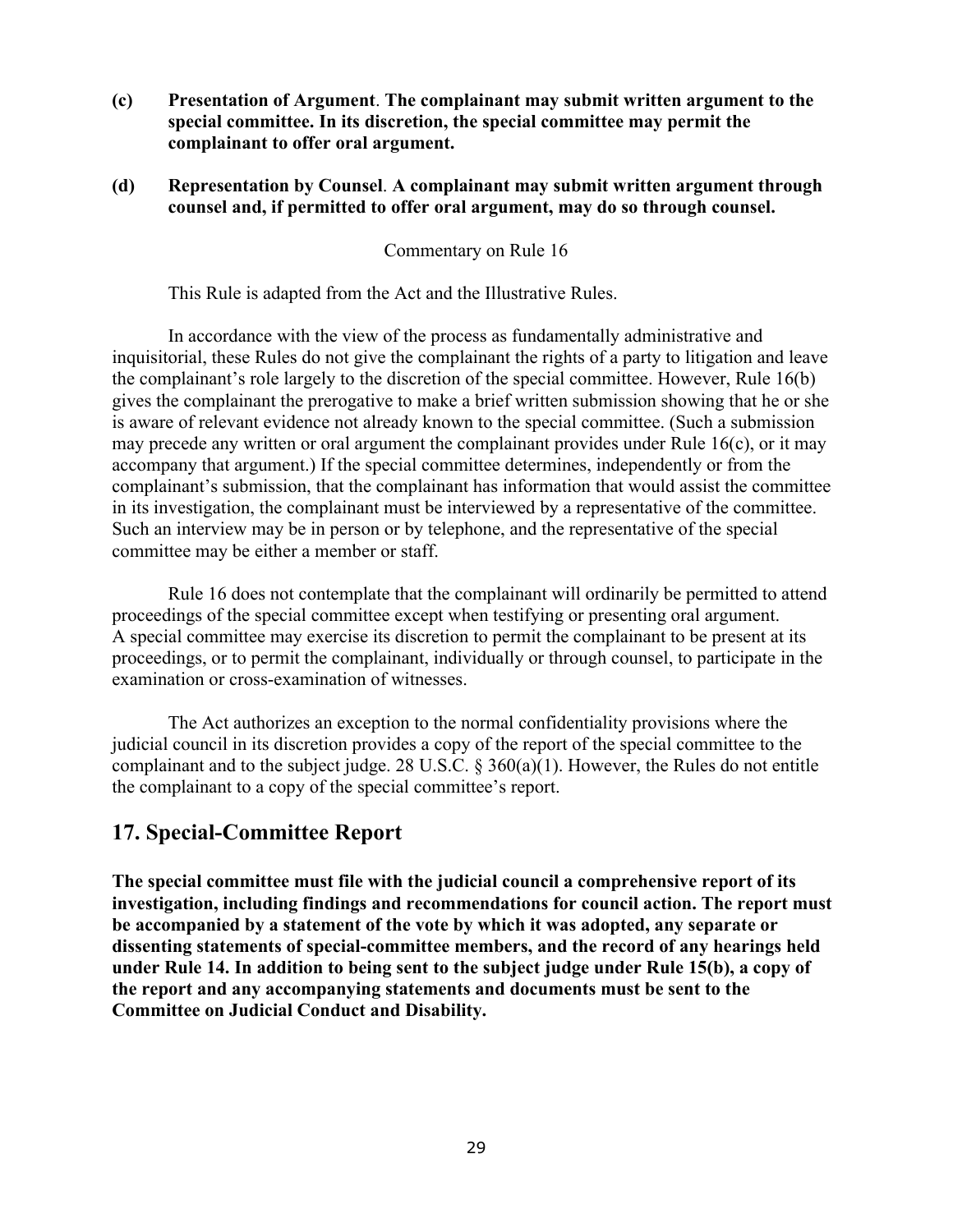**(c) Presentation of Argument. The complainant may submit written argument to the special committee. In its discretion, the special committee may permit the complainant to offer oral argument.**

**(d) Representation by Counsel. A complainant may submit written argument through counsel and, if permitted to offer oral argument, may do so through counsel.**

Commentary on Rule 16

This Rule is adapted from the Act and the Illustrative Rules.

In accordance with the view of the process as fundamentally administrative and inquisitorial, these Rules do not give the complainant the rights of a party to litigation and leave the complainant's role largely to the discretion of the special committee. However, Rule 16(b) gives the complainant the prerogative to make a brief written submission showing that he or she is aware of relevant evidence not already known to the special committee. (Such a submission may precede any written or oral argument the complainant provides under Rule 16(c), or it may accompany that argument.) If the special committee determines, independently or from the complainant's submission, that the complainant has information that would assist the committee in its investigation, the complainant must be interviewed by a representative of the committee. Such an interview may be in person or by telephone, and the representative of the special committee may be either a member or staff.

Rule 16 does not contemplate that the complainant will ordinarily be permitted to attend proceedings of the special committee except when testifying or presenting oral argument. A special committee may exercise its discretion to permit the complainant to be present at its proceedings, or to permit the complainant, individually or through counsel, to participate in the examination or cross-examination of witnesses.

The Act authorizes an exception to the normal confidentiality provisions where the judicial council in its discretion provides a copy of the report of the special committee to the complainant and to the subject judge. 28 U.S.C. § 360(a)(1). However, the Rules do not entitle the complainant to a copy of the special committee's report.

## 17. Special-Committee Report

**The special committee must file with the judicial council a comprehensive report of its investigation, including findings and recommendations for council action. The report must be accompanied by a statement of the vote by which it was adopted, any separate or dissenting statements of special-committee members, and the record of any hearings held under Rule 14. In addition to being sent to the subject judge under Rule 15(b), a copy of the report and any accompanying statements and documents must be sent to the Committee on Judicial Conduct and Disability.**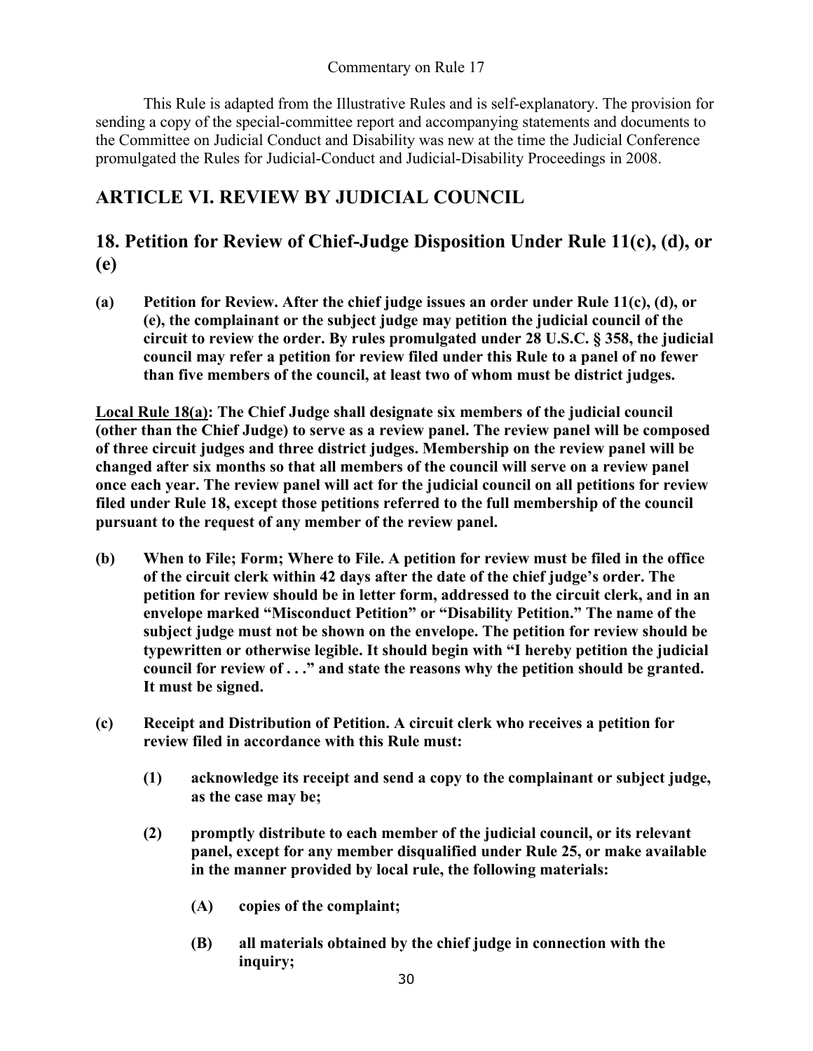Commentary on Rule 17

This Rule is adapted from the Illustrative Rules and is self-explanatory. The provision for sending a copy of the special-committee report and accompanying statements and documents to the Committee on Judicial Conduct and Disability was new at the time the Judicial Conference promulgated the Rules for Judicial-Conduct and Judicial-Disability Proceedings in 2008.

## ARTICLE VI. REVIEW BY JUDICIAL COUNCIL

## 18. Petition for Review of Chief-Judge Disposition Under Rule 11(c), (d), or (e)

**(a) Petition for Review. After the chief judge issues an order under Rule 11(c), (d), or (e), the complainant or the subject judge may petition the judicial council of the circuit to review the order. By rules promulgated under 28 U.S.C. § 358, the judicial council may refer a petition for review filed under this Rule to a panel of no fewer than five members of the council, at least two of whom must be district judges.**

**<u>Local Rule 18(a)</u>: The Chief Judge shall designate six members of the judicial council (other than the Chief Judge) to serve as a review panel. The review panel will be composed of three circuit judges and three district judges. Membership on the review panel will be changed after six months so that all members of the council will serve on a review panel once each year. The review panel will act for the judicial council on all petitions for review filed under Rule 18, except those petitions referred to the full membership of the council pursuant to the request of any member of the review panel.**

**(b) When to File; Form; Where to File. A petition for review must be filed in the office of the circuit clerk within 42 days after the date of the chief judge's order. The petition for review should be in letter form, addressed to the circuit clerk, and in an envelope marked "Misconduct Petition" or "Disability Petition." The name of the subject judge must not be shown on the envelope. The petition for review should be typewritten or otherwise legible. It should begin with "I hereby petition the judicial council for review of . . ." and state the reasons why the petition should be granted. It must be signed.**

**(c) Receipt and Distribution of Petition. A circuit clerk who receives a petition for review filed in accordance with this Rule must:**

- **(1) acknowledge its receipt and send a copy to the complainant or subject judge, as the case may be;**
- **(2) promptly distribute to each member of the judicial council, or its relevant panel, except for any member disqualified under Rule 25, or make available in the manner provided by local rule, the following materials:**
  - **(A) copies of the complaint;**
  - **(B) all materials obtained by the chief judge in connection with the inquiry;**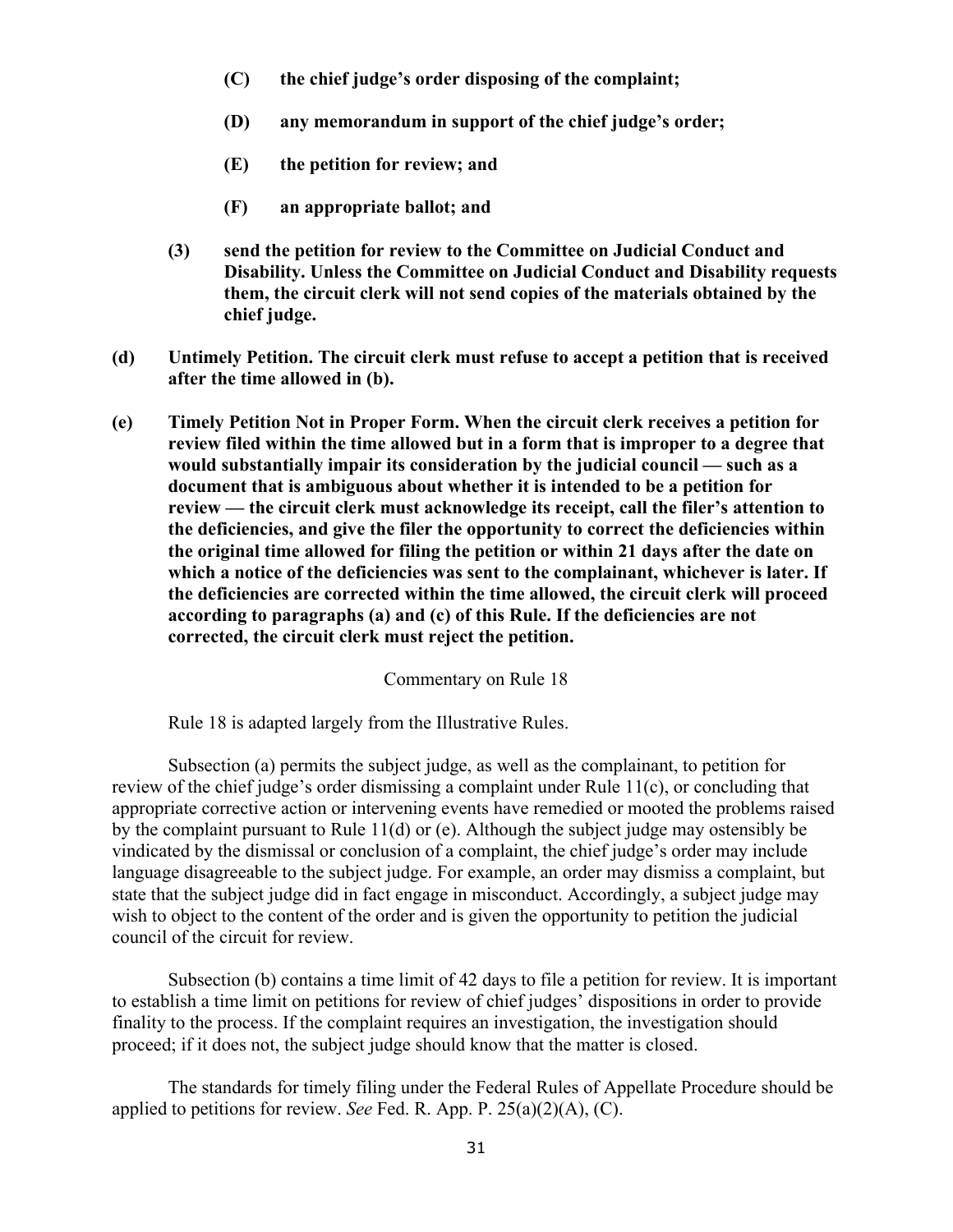**(C) the chief judge's order disposing of the complaint;**

**(D) any memorandum in support of the chief judge's order;**

**(E) the petition for review; and**

**(F) an appropriate ballot; and**

**(3) send the petition for review to the Committee on Judicial Conduct and Disability. Unless the Committee on Judicial Conduct and Disability requests them, the circuit clerk will not send copies of the materials obtained by the chief judge.**

**(d) Untimely Petition. The circuit clerk must refuse to accept a petition that is received after the time allowed in (b).**

**(e) Timely Petition Not in Proper Form. When the circuit clerk receives a petition for review filed within the time allowed but in a form that is improper to a degree that would substantially impair its consideration by the judicial council — such as a document that is ambiguous about whether it is intended to be a petition for review — the circuit clerk must acknowledge its receipt, call the filer's attention to the deficiencies, and give the filer the opportunity to correct the deficiencies within the original time allowed for filing the petition or within 21 days after the date on which a notice of the deficiencies was sent to the complainant, whichever is later. If the deficiencies are corrected within the time allowed, the circuit clerk will proceed according to paragraphs (a) and (c) of this Rule. If the deficiencies are not corrected, the circuit clerk must reject the petition.**

Commentary on Rule 18

Rule 18 is adapted largely from the Illustrative Rules.

Subsection (a) permits the subject judge, as well as the complainant, to petition for review of the chief judge's order dismissing a complaint under Rule 11(c), or concluding that appropriate corrective action or intervening events have remedied or mooted the problems raised by the complaint pursuant to Rule 11(d) or (e). Although the subject judge may ostensibly be vindicated by the dismissal or conclusion of a complaint, the chief judge's order may include language disagreeable to the subject judge. For example, an order may dismiss a complaint, but state that the subject judge did in fact engage in misconduct. Accordingly, a subject judge may wish to object to the content of the order and is given the opportunity to petition the judicial council of the circuit for review.

Subsection (b) contains a time limit of 42 days to file a petition for review. It is important to establish a time limit on petitions for review of chief judges' dispositions in order to provide finality to the process. If the complaint requires an investigation, the investigation should proceed; if it does not, the subject judge should know that the matter is closed.

The standards for timely filing under the Federal Rules of Appellate Procedure should be applied to petitions for review. *See* Fed. R. App. P. 25(a)(2)(A), (C).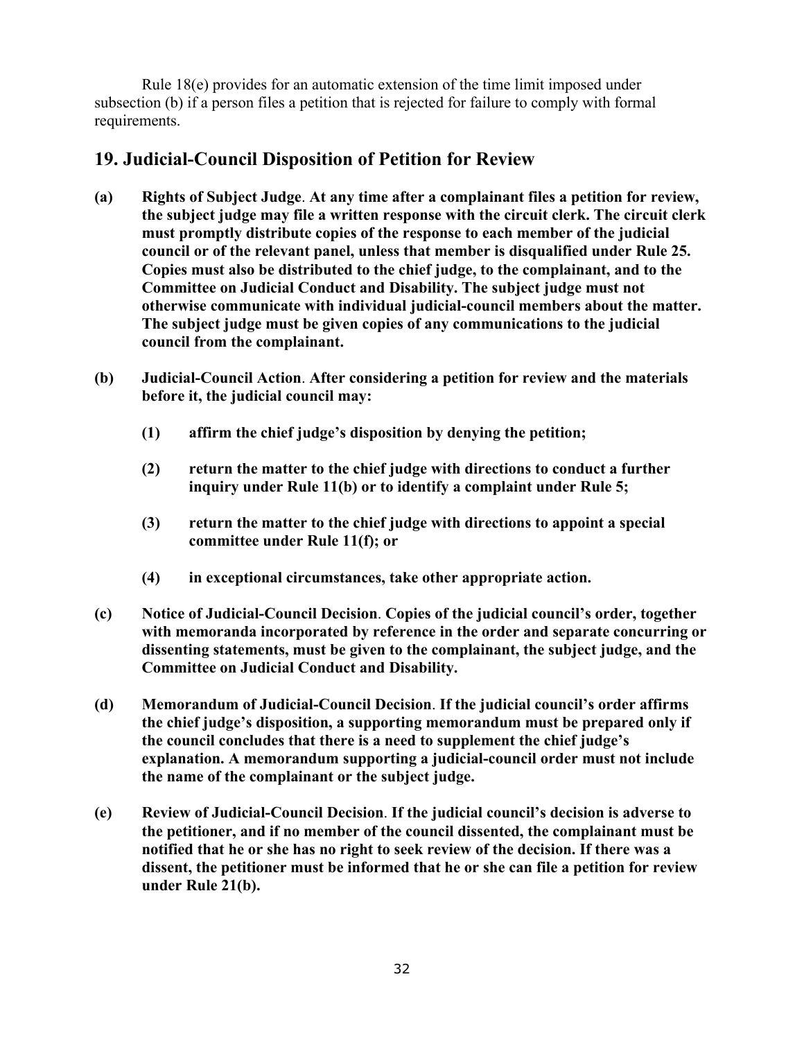Rule 18(e) provides for an automatic extension of the time limit imposed under subsection (b) if a person files a petition that is rejected for failure to comply with formal requirements.

## 19. Judicial-Council Disposition of Petition for Review

**(a) Rights of Subject Judge. At any time after a complainant files a petition for review, the subject judge may file a written response with the circuit clerk. The circuit clerk must promptly distribute copies of the response to each member of the judicial council or of the relevant panel, unless that member is disqualified under Rule 25. Copies must also be distributed to the chief judge, to the complainant, and to the Committee on Judicial Conduct and Disability. The subject judge must not otherwise communicate with individual judicial-council members about the matter. The subject judge must be given copies of any communications to the judicial council from the complainant.**

**(b) Judicial-Council Action. After considering a petition for review and the materials before it, the judicial council may:**

> **(1) affirm the chief judge's disposition by denying the petition;**
>
> **(2) return the matter to the chief judge with directions to conduct a further inquiry under Rule 11(b) or to identify a complaint under Rule 5;**
>
> **(3) return the matter to the chief judge with directions to appoint a special committee under Rule 11(f); or**
>
> **(4) in exceptional circumstances, take other appropriate action.**

**(c) Notice of Judicial-Council Decision. Copies of the judicial council's order, together with memoranda incorporated by reference in the order and separate concurring or dissenting statements, must be given to the complainant, the subject judge, and the Committee on Judicial Conduct and Disability.**

**(d) Memorandum of Judicial-Council Decision. If the judicial council's order affirms the chief judge's disposition, a supporting memorandum must be prepared only if the council concludes that there is a need to supplement the chief judge's explanation. A memorandum supporting a judicial-council order must not include the name of the complainant or the subject judge.**

**(e) Review of Judicial-Council Decision. If the judicial council's decision is adverse to the petitioner, and if no member of the council dissented, the complainant must be notified that he or she has no right to seek review of the decision. If there was a dissent, the petitioner must be informed that he or she can file a petition for review under Rule 21(b).**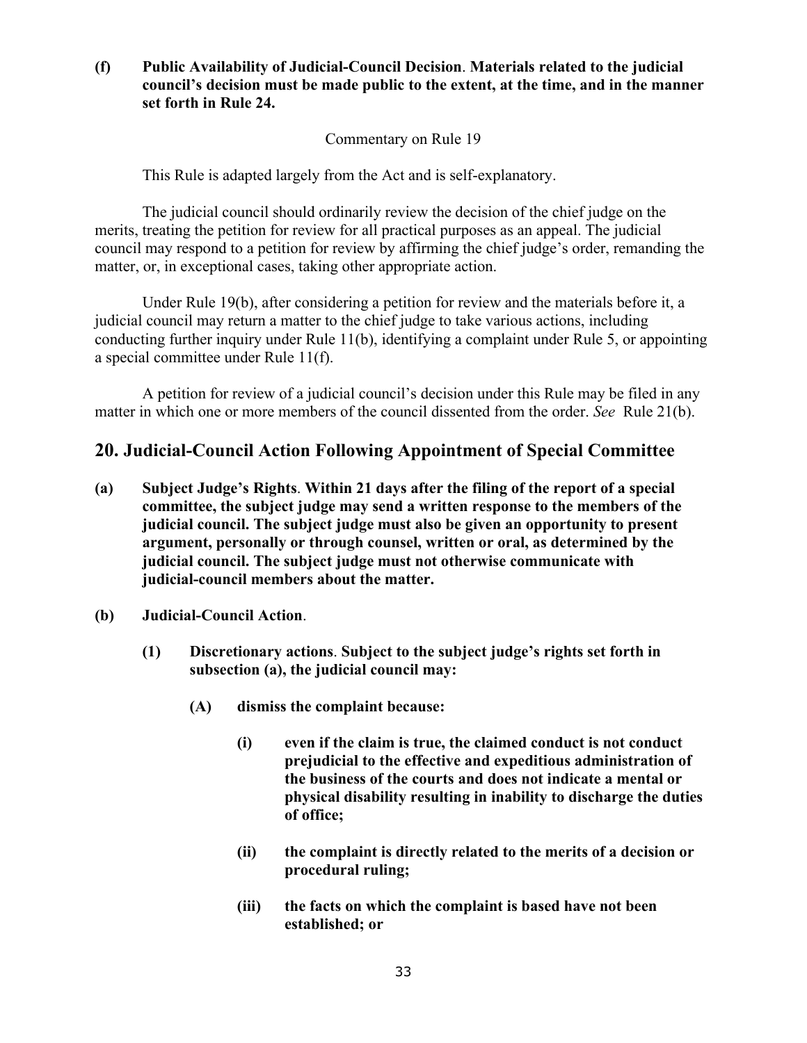**(f) Public Availability of Judicial-Council Decision. Materials related to the judicial council's decision must be made public to the extent, at the time, and in the manner set forth in Rule 24.**

Commentary on Rule 19

This Rule is adapted largely from the Act and is self-explanatory.

The judicial council should ordinarily review the decision of the chief judge on the merits, treating the petition for review for all practical purposes as an appeal. The judicial council may respond to a petition for review by affirming the chief judge's order, remanding the matter, or, in exceptional cases, taking other appropriate action.

Under Rule 19(b), after considering a petition for review and the materials before it, a judicial council may return a matter to the chief judge to take various actions, including conducting further inquiry under Rule 11(b), identifying a complaint under Rule 5, or appointing a special committee under Rule 11(f).

A petition for review of a judicial council's decision under this Rule may be filed in any matter in which one or more members of the council dissented from the order. *See* Rule 21(b).

## 20. Judicial-Council Action Following Appointment of Special Committee

**(a) Subject Judge's Rights. Within 21 days after the filing of the report of a special committee, the subject judge may send a written response to the members of the judicial council. The subject judge must also be given an opportunity to present argument, personally or through counsel, written or oral, as determined by the judicial council. The subject judge must not otherwise communicate with judicial-council members about the matter.**

**(b) Judicial-Council Action.**

**(1) Discretionary actions. Subject to the subject judge's rights set forth in subsection (a), the judicial council may:**

**(A) dismiss the complaint because:**

**(i) even if the claim is true, the claimed conduct is not conduct prejudicial to the effective and expeditious administration of the business of the courts and does not indicate a mental or physical disability resulting in inability to discharge the duties of office;**

**(ii) the complaint is directly related to the merits of a decision or procedural ruling;**

**(iii) the facts on which the complaint is based have not been established; or**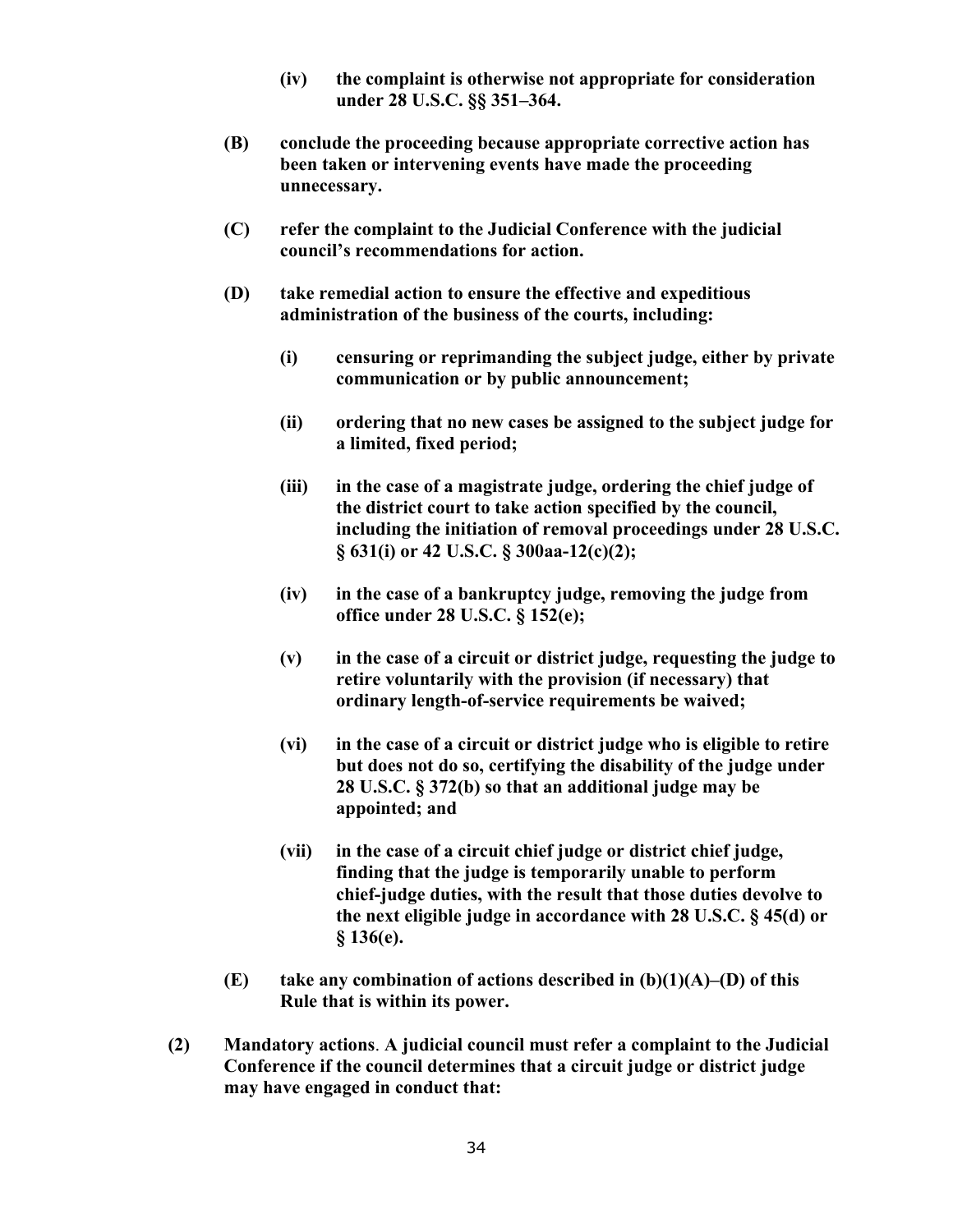**(iv) the complaint is otherwise not appropriate for consideration under 28 U.S.C. §§ 351–364.**

**(B) conclude the proceeding because appropriate corrective action has been taken or intervening events have made the proceeding unnecessary.**

**(C) refer the complaint to the Judicial Conference with the judicial council's recommendations for action.**

**(D) take remedial action to ensure the effective and expeditious administration of the business of the courts, including:**

**(i) censuring or reprimanding the subject judge, either by private communication or by public announcement;**

**(ii) ordering that no new cases be assigned to the subject judge for a limited, fixed period;**

**(iii) in the case of a magistrate judge, ordering the chief judge of the district court to take action specified by the council, including the initiation of removal proceedings under 28 U.S.C. § 631(i) or 42 U.S.C. § 300aa-12(c)(2);**

**(iv) in the case of a bankruptcy judge, removing the judge from office under 28 U.S.C. § 152(e);**

**(v) in the case of a circuit or district judge, requesting the judge to retire voluntarily with the provision (if necessary) that ordinary length-of-service requirements be waived;**

**(vi) in the case of a circuit or district judge who is eligible to retire but does not do so, certifying the disability of the judge under 28 U.S.C. § 372(b) so that an additional judge may be appointed; and**

**(vii) in the case of a circuit chief judge or district chief judge, finding that the judge is temporarily unable to perform chief-judge duties, with the result that those duties devolve to the next eligible judge in accordance with 28 U.S.C. § 45(d) or § 136(e).**

**(E) take any combination of actions described in (b)(1)(A)–(D) of this Rule that is within its power.**

**(2) Mandatory actions. A judicial council must refer a complaint to the Judicial Conference if the council determines that a circuit judge or district judge may have engaged in conduct that:**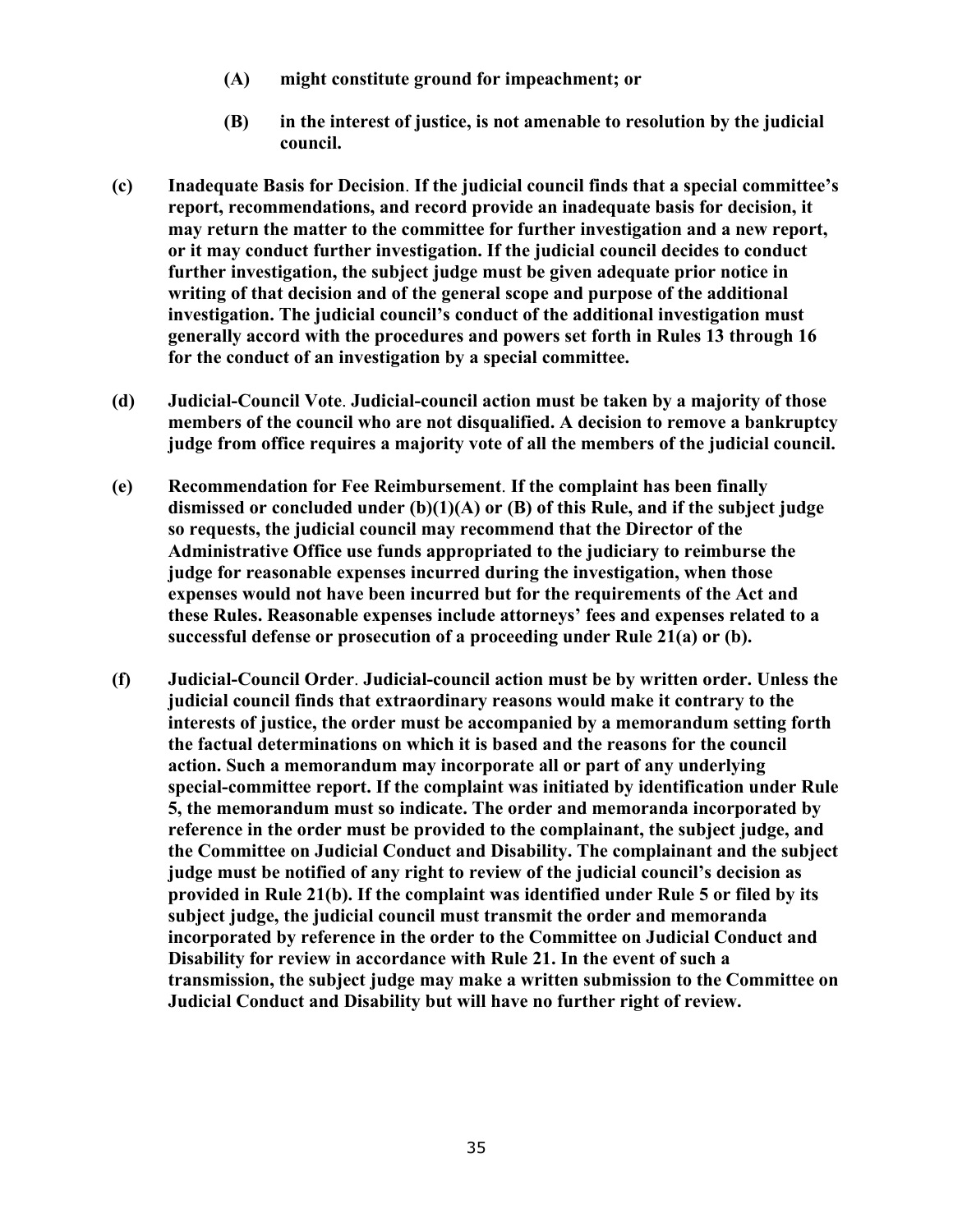**(A) might constitute ground for impeachment; or**

**(B) in the interest of justice, is not amenable to resolution by the judicial council.**

**(c) Inadequate Basis for Decision**. **If the judicial council finds that a special committee's report, recommendations, and record provide an inadequate basis for decision, it may return the matter to the committee for further investigation and a new report, or it may conduct further investigation. If the judicial council decides to conduct further investigation, the subject judge must be given adequate prior notice in writing of that decision and of the general scope and purpose of the additional investigation. The judicial council's conduct of the additional investigation must generally accord with the procedures and powers set forth in Rules 13 through 16 for the conduct of an investigation by a special committee.**

**(d) Judicial-Council Vote**. **Judicial-council action must be taken by a majority of those members of the council who are not disqualified. A decision to remove a bankruptcy judge from office requires a majority vote of all the members of the judicial council.**

**(e) Recommendation for Fee Reimbursement**. **If the complaint has been finally dismissed or concluded under (b)(1)(A) or (B) of this Rule, and if the subject judge so requests, the judicial council may recommend that the Director of the Administrative Office use funds appropriated to the judiciary to reimburse the judge for reasonable expenses incurred during the investigation, when those expenses would not have been incurred but for the requirements of the Act and these Rules. Reasonable expenses include attorneys' fees and expenses related to a successful defense or prosecution of a proceeding under Rule 21(a) or (b).**

**(f) Judicial-Council Order**. **Judicial-council action must be by written order. Unless the judicial council finds that extraordinary reasons would make it contrary to the interests of justice, the order must be accompanied by a memorandum setting forth the factual determinations on which it is based and the reasons for the council action. Such a memorandum may incorporate all or part of any underlying special-committee report. If the complaint was initiated by identification under Rule 5, the memorandum must so indicate. The order and memoranda incorporated by reference in the order must be provided to the complainant, the subject judge, and the Committee on Judicial Conduct and Disability. The complainant and the subject judge must be notified of any right to review of the judicial council's decision as provided in Rule 21(b). If the complaint was identified under Rule 5 or filed by its subject judge, the judicial council must transmit the order and memoranda incorporated by reference in the order to the Committee on Judicial Conduct and Disability for review in accordance with Rule 21. In the event of such a transmission, the subject judge may make a written submission to the Committee on Judicial Conduct and Disability but will have no further right of review.**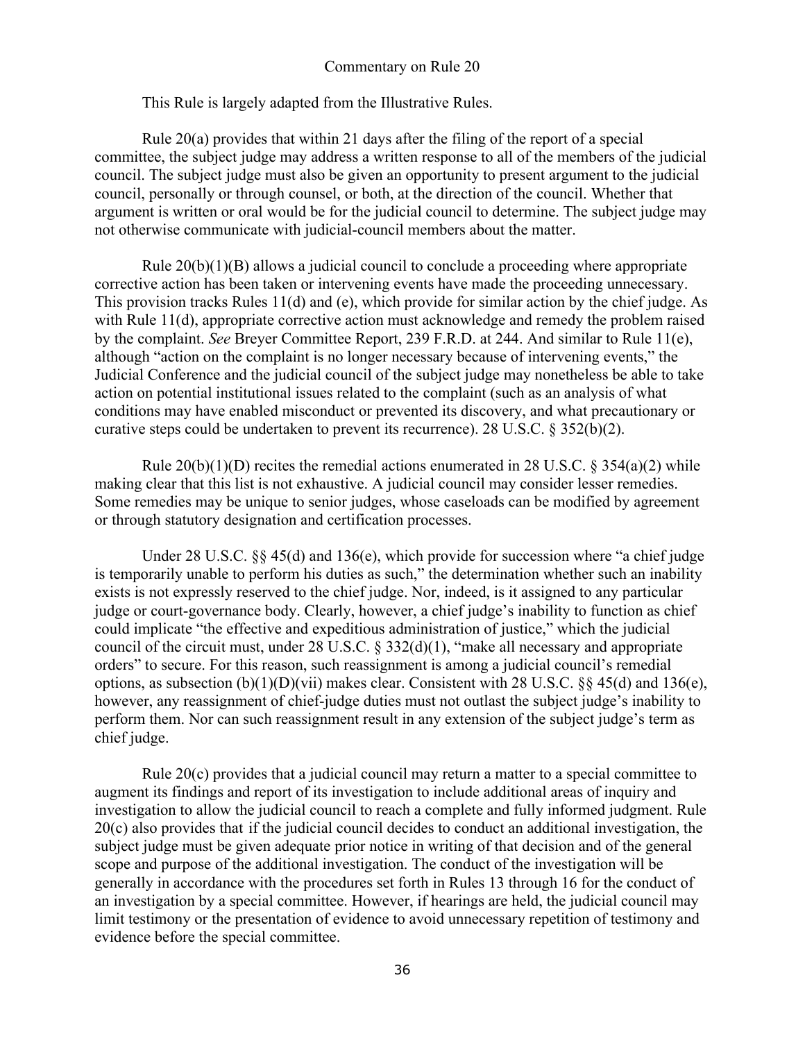## Commentary on Rule 20

This Rule is largely adapted from the Illustrative Rules.

Rule 20(a) provides that within 21 days after the filing of the report of a special committee, the subject judge may address a written response to all of the members of the judicial council. The subject judge must also be given an opportunity to present argument to the judicial council, personally or through counsel, or both, at the direction of the council. Whether that argument is written or oral would be for the judicial council to determine. The subject judge may not otherwise communicate with judicial-council members about the matter.

Rule 20(b)(1)(B) allows a judicial council to conclude a proceeding where appropriate corrective action has been taken or intervening events have made the proceeding unnecessary. This provision tracks Rules 11(d) and (e), which provide for similar action by the chief judge. As with Rule 11(d), appropriate corrective action must acknowledge and remedy the problem raised by the complaint. *See* Breyer Committee Report, 239 F.R.D. at 244. And similar to Rule 11(e), although "action on the complaint is no longer necessary because of intervening events," the Judicial Conference and the judicial council of the subject judge may nonetheless be able to take action on potential institutional issues related to the complaint (such as an analysis of what conditions may have enabled misconduct or prevented its discovery, and what precautionary or curative steps could be undertaken to prevent its recurrence). 28 U.S.C. § 352(b)(2).

Rule 20(b)(1)(D) recites the remedial actions enumerated in 28 U.S.C. § 354(a)(2) while making clear that this list is not exhaustive. A judicial council may consider lesser remedies. Some remedies may be unique to senior judges, whose caseloads can be modified by agreement or through statutory designation and certification processes.

Under 28 U.S.C. §§ 45(d) and 136(e), which provide for succession where "a chief judge is temporarily unable to perform his duties as such," the determination whether such an inability exists is not expressly reserved to the chief judge. Nor, indeed, is it assigned to any particular judge or court-governance body. Clearly, however, a chief judge's inability to function as chief could implicate "the effective and expeditious administration of justice," which the judicial council of the circuit must, under 28 U.S.C. § 332(d)(1), "make all necessary and appropriate orders" to secure. For this reason, such reassignment is among a judicial council's remedial options, as subsection (b)(1)(D)(vii) makes clear. Consistent with 28 U.S.C. §§ 45(d) and 136(e), however, any reassignment of chief-judge duties must not outlast the subject judge's inability to perform them. Nor can such reassignment result in any extension of the subject judge's term as chief judge.

Rule 20(c) provides that a judicial council may return a matter to a special committee to augment its findings and report of its investigation to include additional areas of inquiry and investigation to allow the judicial council to reach a complete and fully informed judgment. Rule 20(c) also provides that if the judicial council decides to conduct an additional investigation, the subject judge must be given adequate prior notice in writing of that decision and of the general scope and purpose of the additional investigation. The conduct of the investigation will be generally in accordance with the procedures set forth in Rules 13 through 16 for the conduct of an investigation by a special committee. However, if hearings are held, the judicial council may limit testimony or the presentation of evidence to avoid unnecessary repetition of testimony and evidence before the special committee.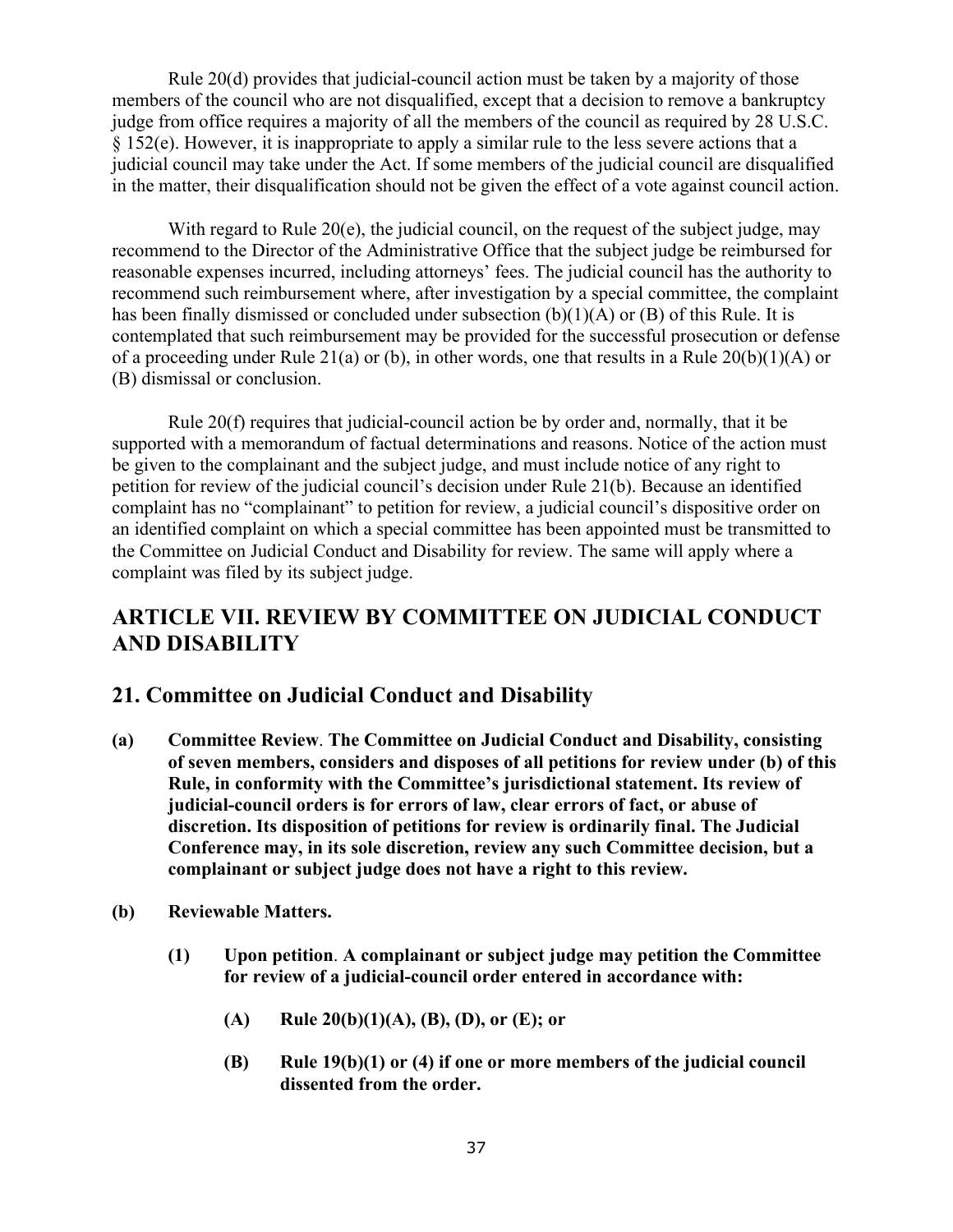Rule 20(d) provides that judicial-council action must be taken by a majority of those members of the council who are not disqualified, except that a decision to remove a bankruptcy judge from office requires a majority of all the members of the council as required by 28 U.S.C. § 152(e). However, it is inappropriate to apply a similar rule to the less severe actions that a judicial council may take under the Act. If some members of the judicial council are disqualified in the matter, their disqualification should not be given the effect of a vote against council action.

With regard to Rule 20(e), the judicial council, on the request of the subject judge, may recommend to the Director of the Administrative Office that the subject judge be reimbursed for reasonable expenses incurred, including attorneys' fees. The judicial council has the authority to recommend such reimbursement where, after investigation by a special committee, the complaint has been finally dismissed or concluded under subsection (b)(1)(A) or (B) of this Rule. It is contemplated that such reimbursement may be provided for the successful prosecution or defense of a proceeding under Rule 21(a) or (b), in other words, one that results in a Rule 20(b)(1)(A) or (B) dismissal or conclusion.

Rule 20(f) requires that judicial-council action be by order and, normally, that it be supported with a memorandum of factual determinations and reasons. Notice of the action must be given to the complainant and the subject judge, and must include notice of any right to petition for review of the judicial council's decision under Rule 21(b). Because an identified complaint has no "complainant" to petition for review, a judicial council's dispositive order on an identified complaint on which a special committee has been appointed must be transmitted to the Committee on Judicial Conduct and Disability for review. The same will apply where a complaint was filed by its subject judge.

## ARTICLE VII. REVIEW BY COMMITTEE ON JUDICIAL CONDUCT AND DISABILITY

## 21. Committee on Judicial Conduct and Disability

**(a) Committee Review. The Committee on Judicial Conduct and Disability, consisting of seven members, considers and disposes of all petitions for review under (b) of this Rule, in conformity with the Committee's jurisdictional statement. Its review of judicial-council orders is for errors of law, clear errors of fact, or abuse of discretion. Its disposition of petitions for review is ordinarily final. The Judicial Conference may, in its sole discretion, review any such Committee decision, but a complainant or subject judge does not have a right to this review.**

**(b) Reviewable Matters.**

**(1) Upon petition. A complainant or subject judge may petition the Committee for review of a judicial-council order entered in accordance with:**

**(A) Rule 20(b)(1)(A), (B), (D), or (E); or**

**(B) Rule 19(b)(1) or (4) if one or more members of the judicial council dissented from the order.**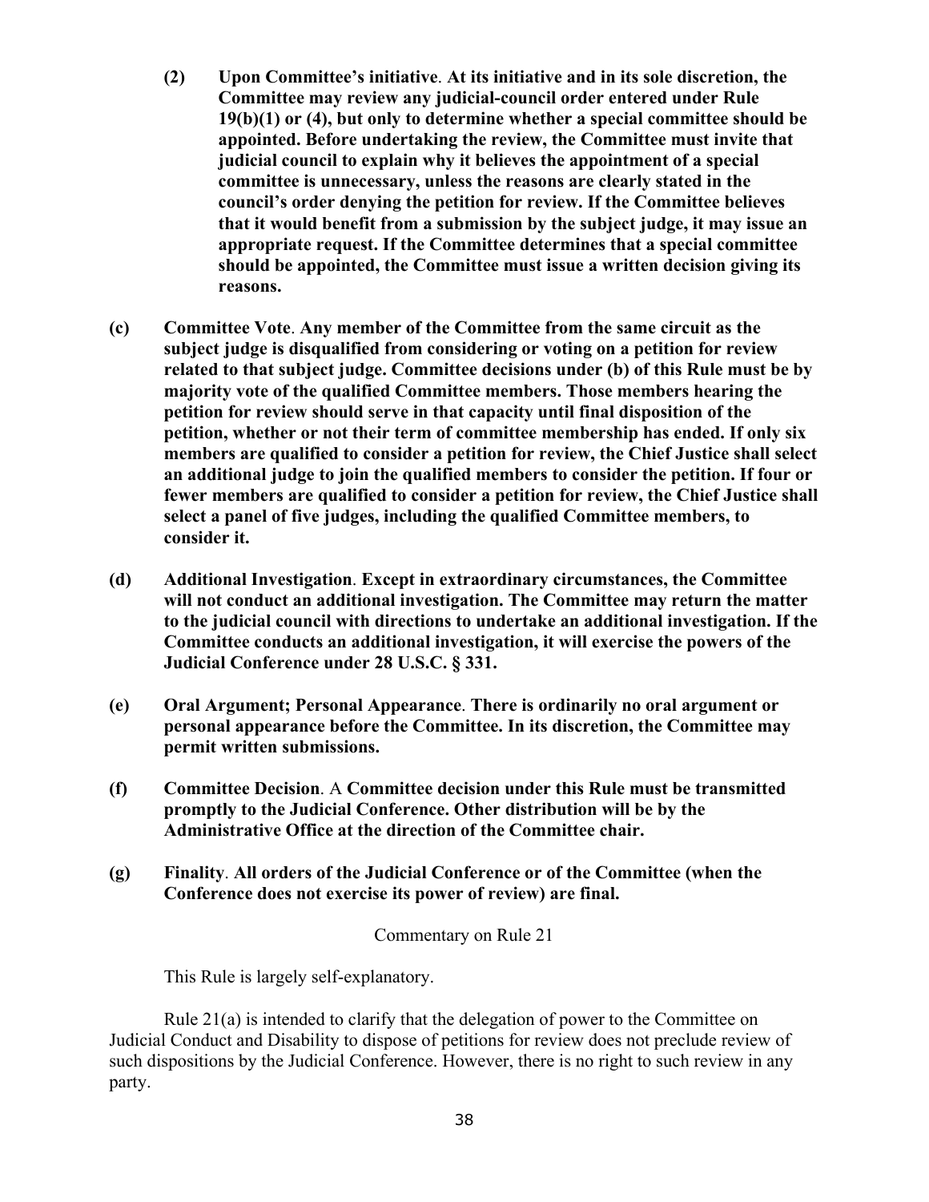**(2) Upon Committee's initiative. At its initiative and in its sole discretion, the Committee may review any judicial-council order entered under Rule 19(b)(1) or (4), but only to determine whether a special committee should be appointed. Before undertaking the review, the Committee must invite that judicial council to explain why it believes the appointment of a special committee is unnecessary, unless the reasons are clearly stated in the council's order denying the petition for review. If the Committee believes that it would benefit from a submission by the subject judge, it may issue an appropriate request. If the Committee determines that a special committee should be appointed, the Committee must issue a written decision giving its reasons.**

**(c) Committee Vote. Any member of the Committee from the same circuit as the subject judge is disqualified from considering or voting on a petition for review related to that subject judge. Committee decisions under (b) of this Rule must be by majority vote of the qualified Committee members. Those members hearing the petition for review should serve in that capacity until final disposition of the petition, whether or not their term of committee membership has ended. If only six members are qualified to consider a petition for review, the Chief Justice shall select an additional judge to join the qualified members to consider the petition. If four or fewer members are qualified to consider a petition for review, the Chief Justice shall select a panel of five judges, including the qualified Committee members, to consider it.**

**(d) Additional Investigation. Except in extraordinary circumstances, the Committee will not conduct an additional investigation. The Committee may return the matter to the judicial council with directions to undertake an additional investigation. If the Committee conducts an additional investigation, it will exercise the powers of the Judicial Conference under 28 U.S.C. § 331.**

**(e) Oral Argument; Personal Appearance. There is ordinarily no oral argument or personal appearance before the Committee. In its discretion, the Committee may permit written submissions.**

**(f) Committee Decision.** A **Committee decision under this Rule must be transmitted promptly to the Judicial Conference. Other distribution will be by the Administrative Office at the direction of the Committee chair.**

**(g) Finality. All orders of the Judicial Conference or of the Committee (when the Conference does not exercise its power of review) are final.**

Commentary on Rule 21

This Rule is largely self-explanatory.

Rule 21(a) is intended to clarify that the delegation of power to the Committee on Judicial Conduct and Disability to dispose of petitions for review does not preclude review of such dispositions by the Judicial Conference. However, there is no right to such review in any party.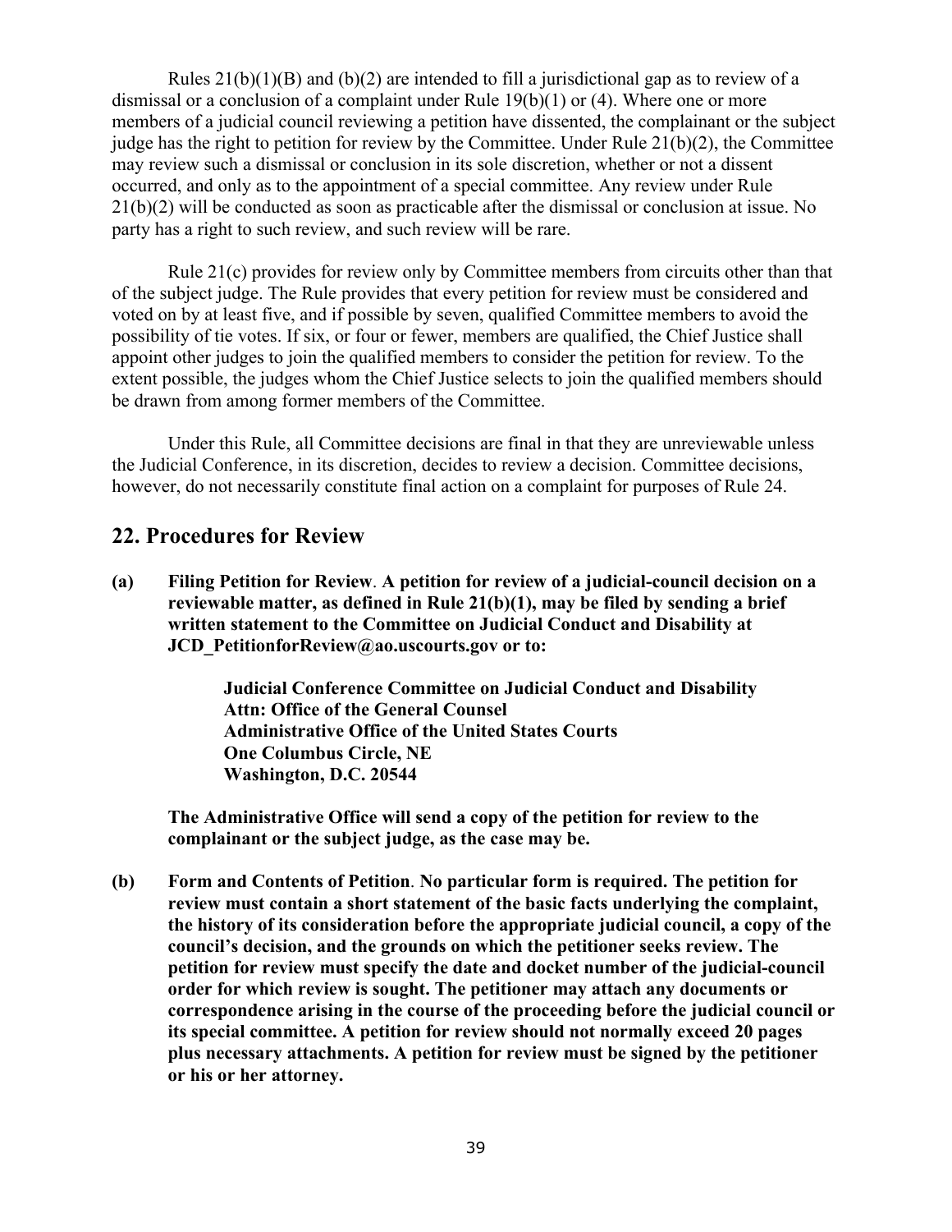Rules 21(b)(1)(B) and (b)(2) are intended to fill a jurisdictional gap as to review of a dismissal or a conclusion of a complaint under Rule 19(b)(1) or (4). Where one or more members of a judicial council reviewing a petition have dissented, the complainant or the subject judge has the right to petition for review by the Committee. Under Rule 21(b)(2), the Committee may review such a dismissal or conclusion in its sole discretion, whether or not a dissent occurred, and only as to the appointment of a special committee. Any review under Rule 21(b)(2) will be conducted as soon as practicable after the dismissal or conclusion at issue. No party has a right to such review, and such review will be rare.

Rule 21(c) provides for review only by Committee members from circuits other than that of the subject judge. The Rule provides that every petition for review must be considered and voted on by at least five, and if possible by seven, qualified Committee members to avoid the possibility of tie votes. If six, or four or fewer, members are qualified, the Chief Justice shall appoint other judges to join the qualified members to consider the petition for review. To the extent possible, the judges whom the Chief Justice selects to join the qualified members should be drawn from among former members of the Committee.

Under this Rule, all Committee decisions are final in that they are unreviewable unless the Judicial Conference, in its discretion, decides to review a decision. Committee decisions, however, do not necessarily constitute final action on a complaint for purposes of Rule 24.

## 22. Procedures for Review

**(a) Filing Petition for Review. A petition for review of a judicial-council decision on a reviewable matter, as defined in Rule 21(b)(1), may be filed by sending a brief written statement to the Committee on Judicial Conduct and Disability at JCD_PetitionforReview@ao.uscourts.gov or to:**

**Judicial Conference Committee on Judicial Conduct and Disability**
**Attn: Office of the General Counsel**
**Administrative Office of the United States Courts**
**One Columbus Circle, NE**
**Washington, D.C. 20544**

**The Administrative Office will send a copy of the petition for review to the complainant or the subject judge, as the case may be.**

**(b) Form and Contents of Petition. No particular form is required. The petition for review must contain a short statement of the basic facts underlying the complaint, the history of its consideration before the appropriate judicial council, a copy of the council's decision, and the grounds on which the petitioner seeks review. The petition for review must specify the date and docket number of the judicial-council order for which review is sought. The petitioner may attach any documents or correspondence arising in the course of the proceeding before the judicial council or its special committee. A petition for review should not normally exceed 20 pages plus necessary attachments. A petition for review must be signed by the petitioner or his or her attorney.**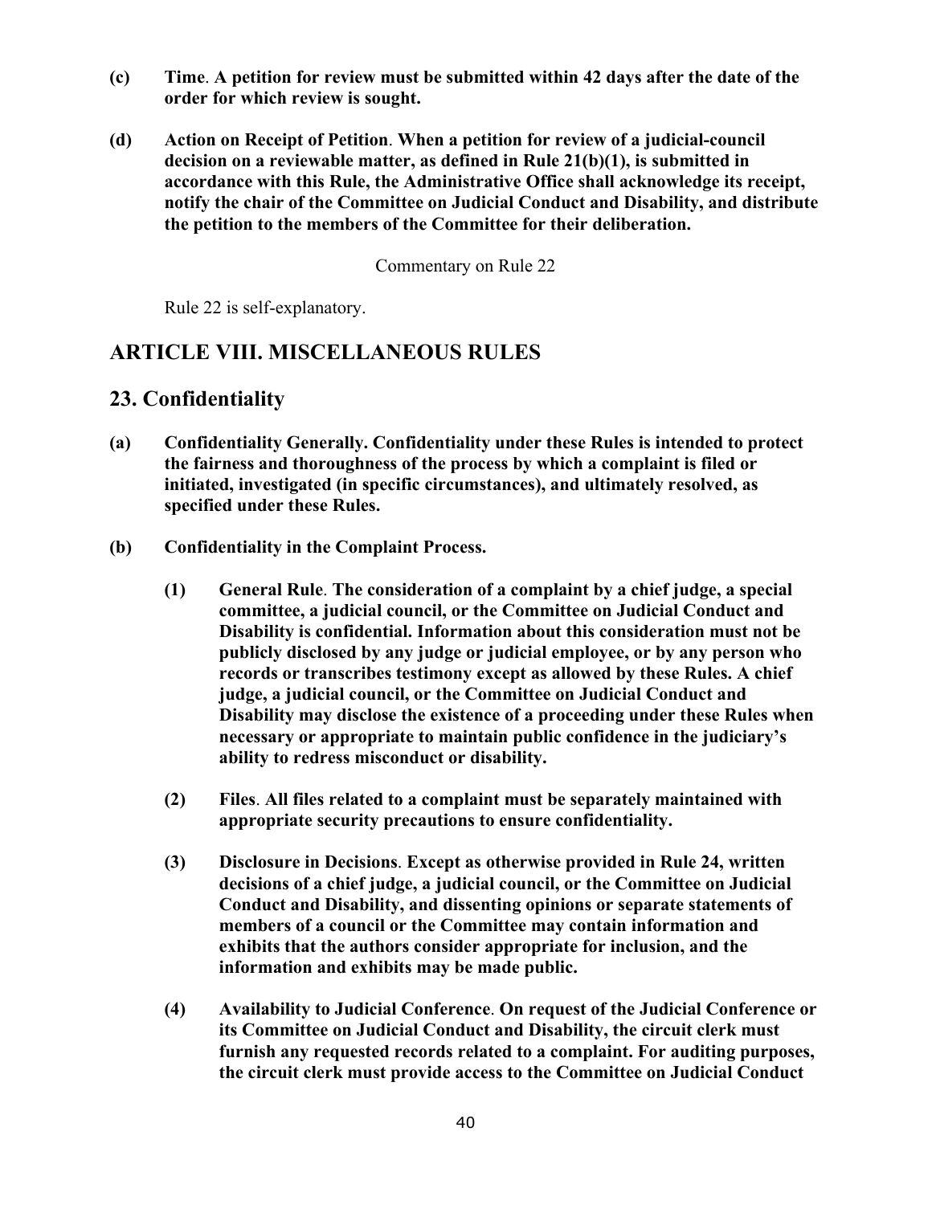**(c) Time. A petition for review must be submitted within 42 days after the date of the order for which review is sought.**

**(d) Action on Receipt of Petition. When a petition for review of a judicial-council decision on a reviewable matter, as defined in Rule 21(b)(1), is submitted in accordance with this Rule, the Administrative Office shall acknowledge its receipt, notify the chair of the Committee on Judicial Conduct and Disability, and distribute the petition to the members of the Committee for their deliberation.**

Commentary on Rule 22

Rule 22 is self-explanatory.

# ARTICLE VIII. MISCELLANEOUS RULES

## 23. Confidentiality

**(a) Confidentiality Generally. Confidentiality under these Rules is intended to protect the fairness and thoroughness of the process by which a complaint is filed or initiated, investigated (in specific circumstances), and ultimately resolved, as specified under these Rules.**

**(b) Confidentiality in the Complaint Process.**

**(1) General Rule. The consideration of a complaint by a chief judge, a special committee, a judicial council, or the Committee on Judicial Conduct and Disability is confidential. Information about this consideration must not be publicly disclosed by any judge or judicial employee, or by any person who records or transcribes testimony except as allowed by these Rules. A chief judge, a judicial council, or the Committee on Judicial Conduct and Disability may disclose the existence of a proceeding under these Rules when necessary or appropriate to maintain public confidence in the judiciary's ability to redress misconduct or disability.**

**(2) Files. All files related to a complaint must be separately maintained with appropriate security precautions to ensure confidentiality.**

**(3) Disclosure in Decisions. Except as otherwise provided in Rule 24, written decisions of a chief judge, a judicial council, or the Committee on Judicial Conduct and Disability, and dissenting opinions or separate statements of members of a council or the Committee may contain information and exhibits that the authors consider appropriate for inclusion, and the information and exhibits may be made public.**

**(4) Availability to Judicial Conference. On request of the Judicial Conference or its Committee on Judicial Conduct and Disability, the circuit clerk must furnish any requested records related to a complaint. For auditing purposes, the circuit clerk must provide access to the Committee on Judicial Conduct**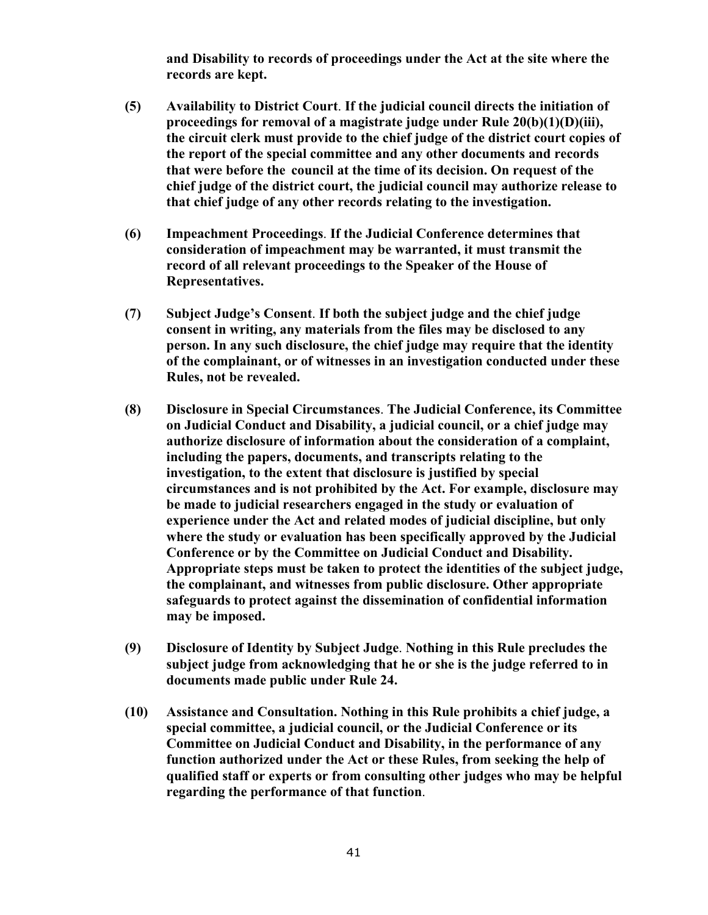**and Disability to records of proceedings under the Act at the site where the records are kept.**

**(5) Availability to District Court**. **If the judicial council directs the initiation of proceedings for removal of a magistrate judge under Rule 20(b)(1)(D)(iii), the circuit clerk must provide to the chief judge of the district court copies of the report of the special committee and any other documents and records that were before the council at the time of its decision. On request of the chief judge of the district court, the judicial council may authorize release to that chief judge of any other records relating to the investigation.**

**(6) Impeachment Proceedings**. **If the Judicial Conference determines that consideration of impeachment may be warranted, it must transmit the record of all relevant proceedings to the Speaker of the House of Representatives.**

**(7) Subject Judge's Consent**. **If both the subject judge and the chief judge consent in writing, any materials from the files may be disclosed to any person. In any such disclosure, the chief judge may require that the identity of the complainant, or of witnesses in an investigation conducted under these Rules, not be revealed.**

**(8) Disclosure in Special Circumstances**. **The Judicial Conference, its Committee on Judicial Conduct and Disability, a judicial council, or a chief judge may authorize disclosure of information about the consideration of a complaint, including the papers, documents, and transcripts relating to the investigation, to the extent that disclosure is justified by special circumstances and is not prohibited by the Act. For example, disclosure may be made to judicial researchers engaged in the study or evaluation of experience under the Act and related modes of judicial discipline, but only where the study or evaluation has been specifically approved by the Judicial Conference or by the Committee on Judicial Conduct and Disability. Appropriate steps must be taken to protect the identities of the subject judge, the complainant, and witnesses from public disclosure. Other appropriate safeguards to protect against the dissemination of confidential information may be imposed.**

**(9) Disclosure of Identity by Subject Judge**. **Nothing in this Rule precludes the subject judge from acknowledging that he or she is the judge referred to in documents made public under Rule 24.**

**(10) Assistance and Consultation. Nothing in this Rule prohibits a chief judge, a special committee, a judicial council, or the Judicial Conference or its Committee on Judicial Conduct and Disability, in the performance of any function authorized under the Act or these Rules, from seeking the help of qualified staff or experts or from consulting other judges who may be helpful regarding the performance of that function**.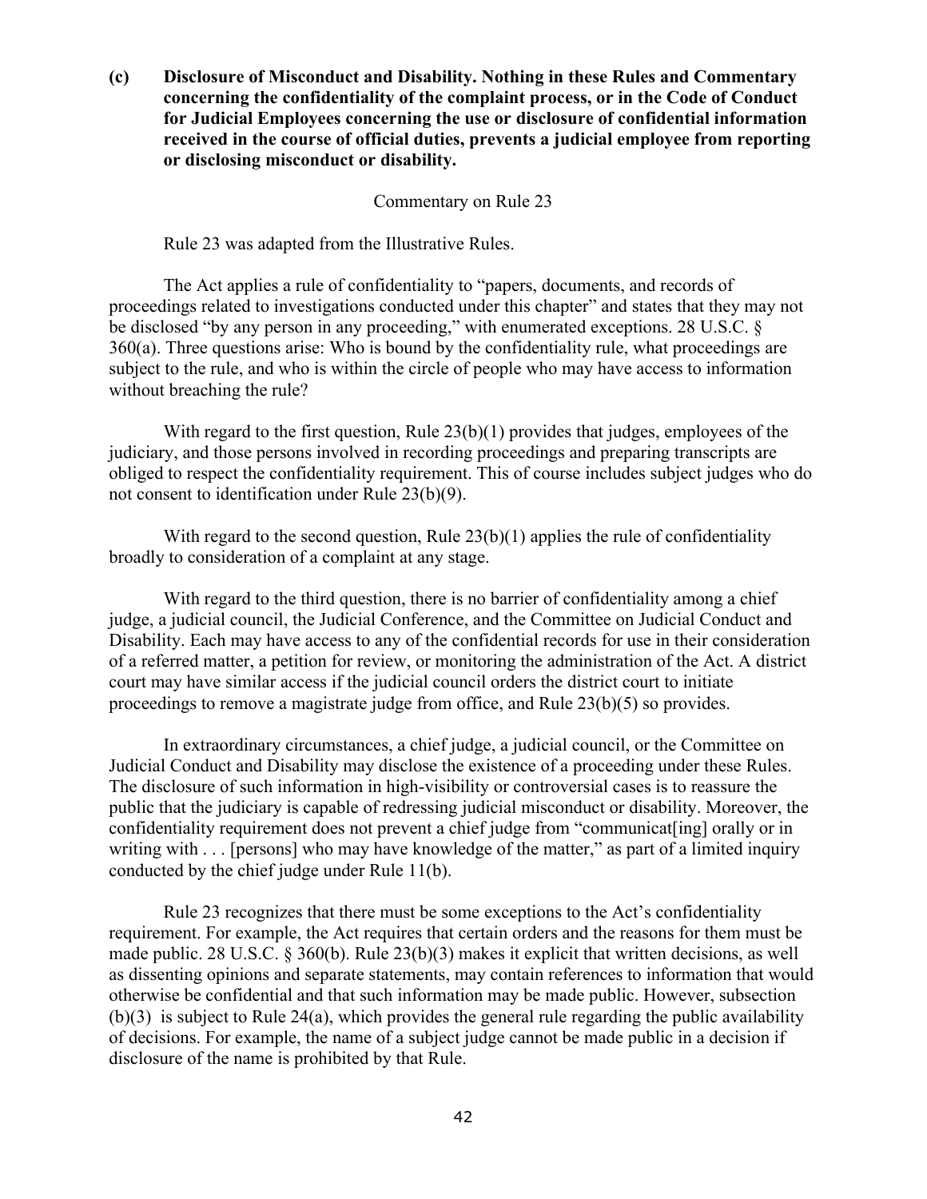**(c) Disclosure of Misconduct and Disability. Nothing in these Rules and Commentary concerning the confidentiality of the complaint process, or in the Code of Conduct for Judicial Employees concerning the use or disclosure of confidential information received in the course of official duties, prevents a judicial employee from reporting or disclosing misconduct or disability.**

Commentary on Rule 23

Rule 23 was adapted from the Illustrative Rules.

The Act applies a rule of confidentiality to "papers, documents, and records of proceedings related to investigations conducted under this chapter" and states that they may not be disclosed "by any person in any proceeding," with enumerated exceptions. 28 U.S.C. § 360(a). Three questions arise: Who is bound by the confidentiality rule, what proceedings are subject to the rule, and who is within the circle of people who may have access to information without breaching the rule?

With regard to the first question, Rule 23(b)(1) provides that judges, employees of the judiciary, and those persons involved in recording proceedings and preparing transcripts are obliged to respect the confidentiality requirement. This of course includes subject judges who do not consent to identification under Rule 23(b)(9).

With regard to the second question, Rule 23(b)(1) applies the rule of confidentiality broadly to consideration of a complaint at any stage.

With regard to the third question, there is no barrier of confidentiality among a chief judge, a judicial council, the Judicial Conference, and the Committee on Judicial Conduct and Disability. Each may have access to any of the confidential records for use in their consideration of a referred matter, a petition for review, or monitoring the administration of the Act. A district court may have similar access if the judicial council orders the district court to initiate proceedings to remove a magistrate judge from office, and Rule 23(b)(5) so provides.

In extraordinary circumstances, a chief judge, a judicial council, or the Committee on Judicial Conduct and Disability may disclose the existence of a proceeding under these Rules. The disclosure of such information in high-visibility or controversial cases is to reassure the public that the judiciary is capable of redressing judicial misconduct or disability. Moreover, the confidentiality requirement does not prevent a chief judge from "communicat[ing] orally or in writing with . . . [persons] who may have knowledge of the matter," as part of a limited inquiry conducted by the chief judge under Rule 11(b).

Rule 23 recognizes that there must be some exceptions to the Act's confidentiality requirement. For example, the Act requires that certain orders and the reasons for them must be made public. 28 U.S.C. § 360(b). Rule 23(b)(3) makes it explicit that written decisions, as well as dissenting opinions and separate statements, may contain references to information that would otherwise be confidential and that such information may be made public. However, subsection (b)(3) is subject to Rule 24(a), which provides the general rule regarding the public availability of decisions. For example, the name of a subject judge cannot be made public in a decision if disclosure of the name is prohibited by that Rule.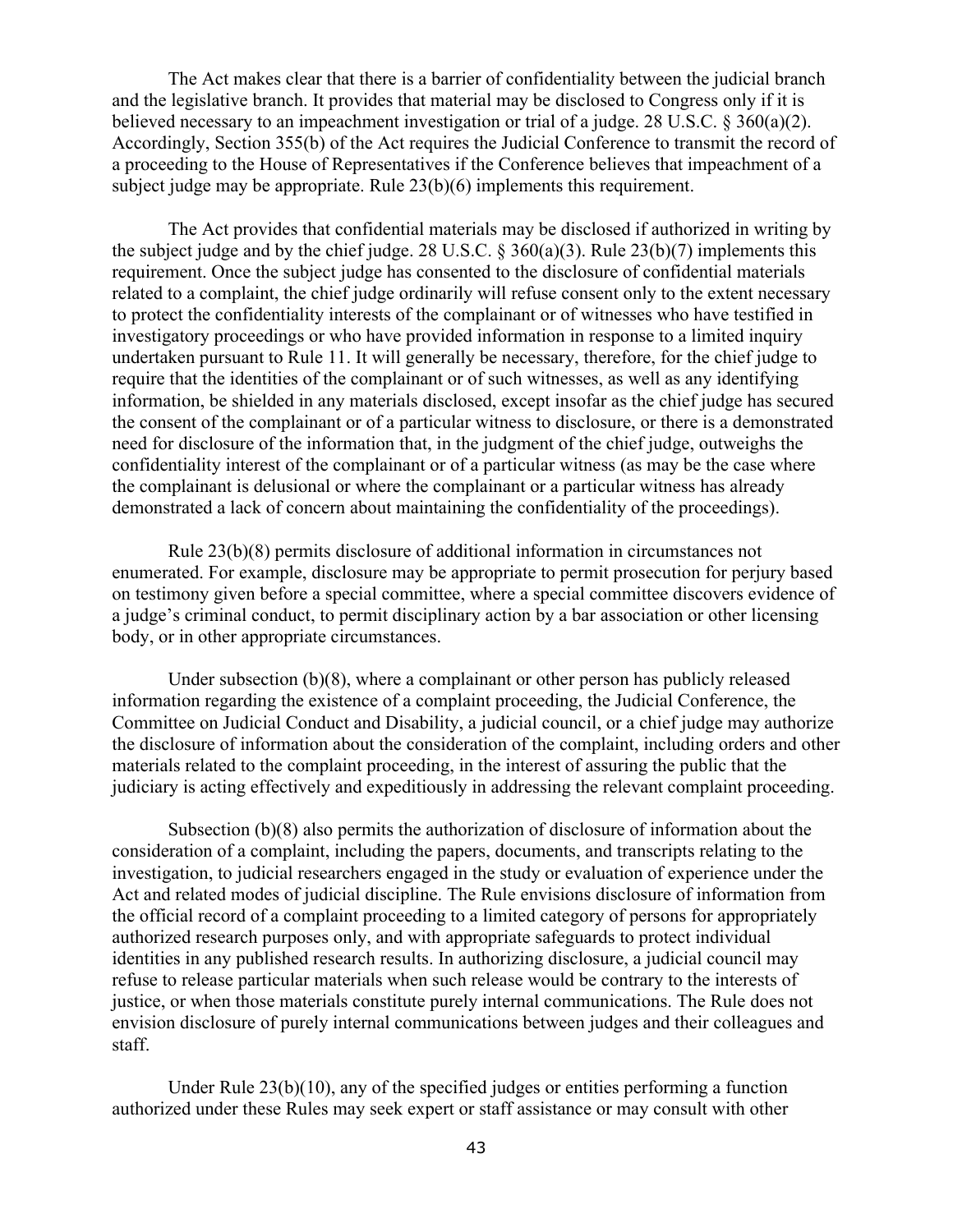The Act makes clear that there is a barrier of confidentiality between the judicial branch and the legislative branch. It provides that material may be disclosed to Congress only if it is believed necessary to an impeachment investigation or trial of a judge. 28 U.S.C. § 360(a)(2). Accordingly, Section 355(b) of the Act requires the Judicial Conference to transmit the record of a proceeding to the House of Representatives if the Conference believes that impeachment of a subject judge may be appropriate. Rule 23(b)(6) implements this requirement.

The Act provides that confidential materials may be disclosed if authorized in writing by the subject judge and by the chief judge. 28 U.S.C. § 360(a)(3). Rule 23(b)(7) implements this requirement. Once the subject judge has consented to the disclosure of confidential materials related to a complaint, the chief judge ordinarily will refuse consent only to the extent necessary to protect the confidentiality interests of the complainant or of witnesses who have testified in investigatory proceedings or who have provided information in response to a limited inquiry undertaken pursuant to Rule 11. It will generally be necessary, therefore, for the chief judge to require that the identities of the complainant or of such witnesses, as well as any identifying information, be shielded in any materials disclosed, except insofar as the chief judge has secured the consent of the complainant or of a particular witness to disclosure, or there is a demonstrated need for disclosure of the information that, in the judgment of the chief judge, outweighs the confidentiality interest of the complainant or of a particular witness (as may be the case where the complainant is delusional or where the complainant or a particular witness has already demonstrated a lack of concern about maintaining the confidentiality of the proceedings).

Rule 23(b)(8) permits disclosure of additional information in circumstances not enumerated. For example, disclosure may be appropriate to permit prosecution for perjury based on testimony given before a special committee, where a special committee discovers evidence of a judge's criminal conduct, to permit disciplinary action by a bar association or other licensing body, or in other appropriate circumstances.

Under subsection (b)(8), where a complainant or other person has publicly released information regarding the existence of a complaint proceeding, the Judicial Conference, the Committee on Judicial Conduct and Disability, a judicial council, or a chief judge may authorize the disclosure of information about the consideration of the complaint, including orders and other materials related to the complaint proceeding, in the interest of assuring the public that the judiciary is acting effectively and expeditiously in addressing the relevant complaint proceeding.

Subsection (b)(8) also permits the authorization of disclosure of information about the consideration of a complaint, including the papers, documents, and transcripts relating to the investigation, to judicial researchers engaged in the study or evaluation of experience under the Act and related modes of judicial discipline. The Rule envisions disclosure of information from the official record of a complaint proceeding to a limited category of persons for appropriately authorized research purposes only, and with appropriate safeguards to protect individual identities in any published research results. In authorizing disclosure, a judicial council may refuse to release particular materials when such release would be contrary to the interests of justice, or when those materials constitute purely internal communications. The Rule does not envision disclosure of purely internal communications between judges and their colleagues and staff.

Under Rule 23(b)(10), any of the specified judges or entities performing a function authorized under these Rules may seek expert or staff assistance or may consult with other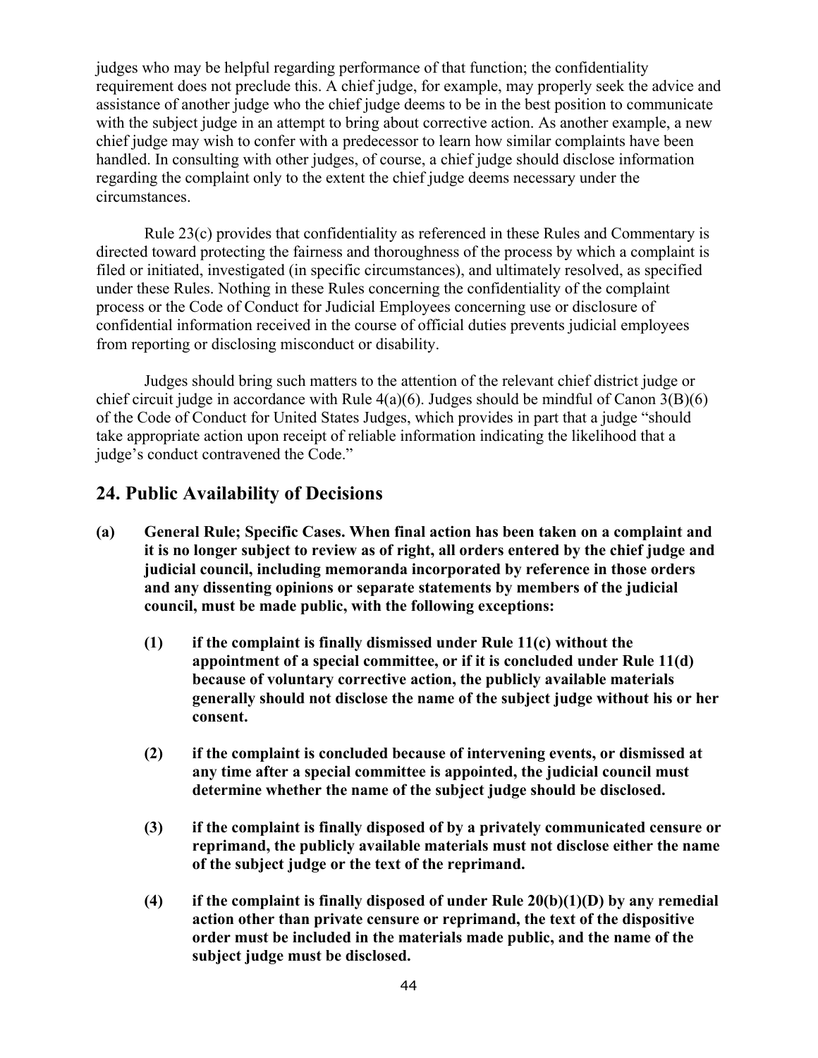judges who may be helpful regarding performance of that function; the confidentiality requirement does not preclude this. A chief judge, for example, may properly seek the advice and assistance of another judge who the chief judge deems to be in the best position to communicate with the subject judge in an attempt to bring about corrective action. As another example, a new chief judge may wish to confer with a predecessor to learn how similar complaints have been handled. In consulting with other judges, of course, a chief judge should disclose information regarding the complaint only to the extent the chief judge deems necessary under the circumstances.

Rule 23(c) provides that confidentiality as referenced in these Rules and Commentary is directed toward protecting the fairness and thoroughness of the process by which a complaint is filed or initiated, investigated (in specific circumstances), and ultimately resolved, as specified under these Rules. Nothing in these Rules concerning the confidentiality of the complaint process or the Code of Conduct for Judicial Employees concerning use or disclosure of confidential information received in the course of official duties prevents judicial employees from reporting or disclosing misconduct or disability.

Judges should bring such matters to the attention of the relevant chief district judge or chief circuit judge in accordance with Rule 4(a)(6). Judges should be mindful of Canon 3(B)(6) of the Code of Conduct for United States Judges, which provides in part that a judge "should take appropriate action upon receipt of reliable information indicating the likelihood that a judge's conduct contravened the Code."

## 24. Public Availability of Decisions

**(a) General Rule; Specific Cases. When final action has been taken on a complaint and it is no longer subject to review as of right, all orders entered by the chief judge and judicial council, including memoranda incorporated by reference in those orders and any dissenting opinions or separate statements by members of the judicial council, must be made public, with the following exceptions:**

**(1) if the complaint is finally dismissed under Rule 11(c) without the appointment of a special committee, or if it is concluded under Rule 11(d) because of voluntary corrective action, the publicly available materials generally should not disclose the name of the subject judge without his or her consent.**

**(2) if the complaint is concluded because of intervening events, or dismissed at any time after a special committee is appointed, the judicial council must determine whether the name of the subject judge should be disclosed.**

**(3) if the complaint is finally disposed of by a privately communicated censure or reprimand, the publicly available materials must not disclose either the name of the subject judge or the text of the reprimand.**

**(4) if the complaint is finally disposed of under Rule 20(b)(1)(D) by any remedial action other than private censure or reprimand, the text of the dispositive order must be included in the materials made public, and the name of the subject judge must be disclosed.**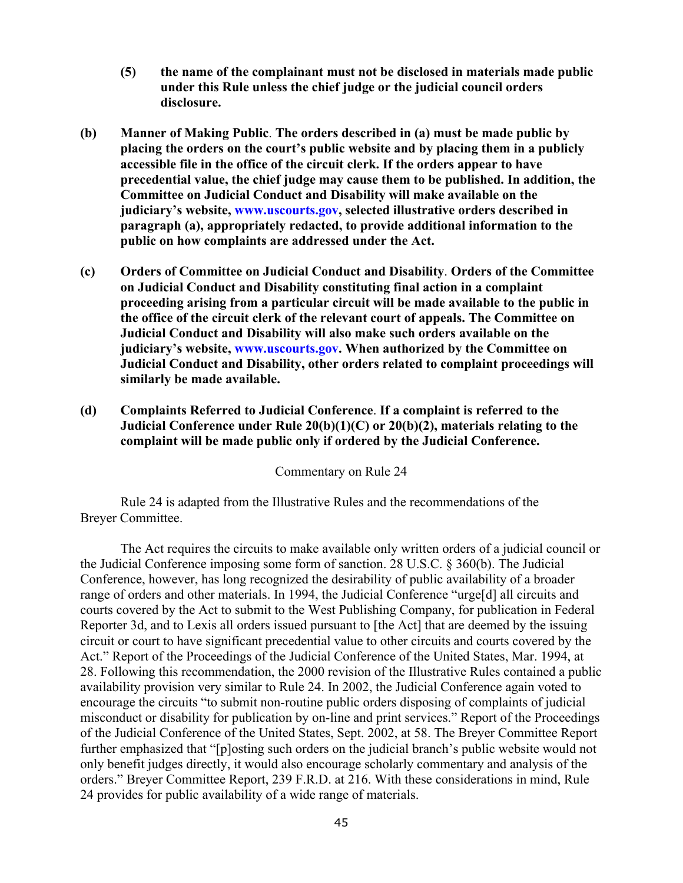**(5) the name of the complainant must not be disclosed in materials made public under this Rule unless the chief judge or the judicial council orders disclosure.**

**(b) Manner of Making Public. The orders described in (a) must be made public by placing the orders on the court's public website and by placing them in a publicly accessible file in the office of the circuit clerk. If the orders appear to have precedential value, the chief judge may cause them to be published. In addition, the Committee on Judicial Conduct and Disability will make available on the judiciary's website, www.uscourts.gov, selected illustrative orders described in paragraph (a), appropriately redacted, to provide additional information to the public on how complaints are addressed under the Act.**

**(c) Orders of Committee on Judicial Conduct and Disability. Orders of the Committee on Judicial Conduct and Disability constituting final action in a complaint proceeding arising from a particular circuit will be made available to the public in the office of the circuit clerk of the relevant court of appeals. The Committee on Judicial Conduct and Disability will also make such orders available on the judiciary's website, www.uscourts.gov. When authorized by the Committee on Judicial Conduct and Disability, other orders related to complaint proceedings will similarly be made available.**

**(d) Complaints Referred to Judicial Conference. If a complaint is referred to the Judicial Conference under Rule 20(b)(1)(C) or 20(b)(2), materials relating to the complaint will be made public only if ordered by the Judicial Conference.**

Commentary on Rule 24

Rule 24 is adapted from the Illustrative Rules and the recommendations of the Breyer Committee.

The Act requires the circuits to make available only written orders of a judicial council or the Judicial Conference imposing some form of sanction. 28 U.S.C. § 360(b). The Judicial Conference, however, has long recognized the desirability of public availability of a broader range of orders and other materials. In 1994, the Judicial Conference "urge[d] all circuits and courts covered by the Act to submit to the West Publishing Company, for publication in Federal Reporter 3d, and to Lexis all orders issued pursuant to [the Act] that are deemed by the issuing circuit or court to have significant precedential value to other circuits and courts covered by the Act." Report of the Proceedings of the Judicial Conference of the United States, Mar. 1994, at 28. Following this recommendation, the 2000 revision of the Illustrative Rules contained a public availability provision very similar to Rule 24. In 2002, the Judicial Conference again voted to encourage the circuits "to submit non-routine public orders disposing of complaints of judicial misconduct or disability for publication by on-line and print services." Report of the Proceedings of the Judicial Conference of the United States, Sept. 2002, at 58. The Breyer Committee Report further emphasized that "[p]osting such orders on the judicial branch's public website would not only benefit judges directly, it would also encourage scholarly commentary and analysis of the orders." Breyer Committee Report, 239 F.R.D. at 216. With these considerations in mind, Rule 24 provides for public availability of a wide range of materials.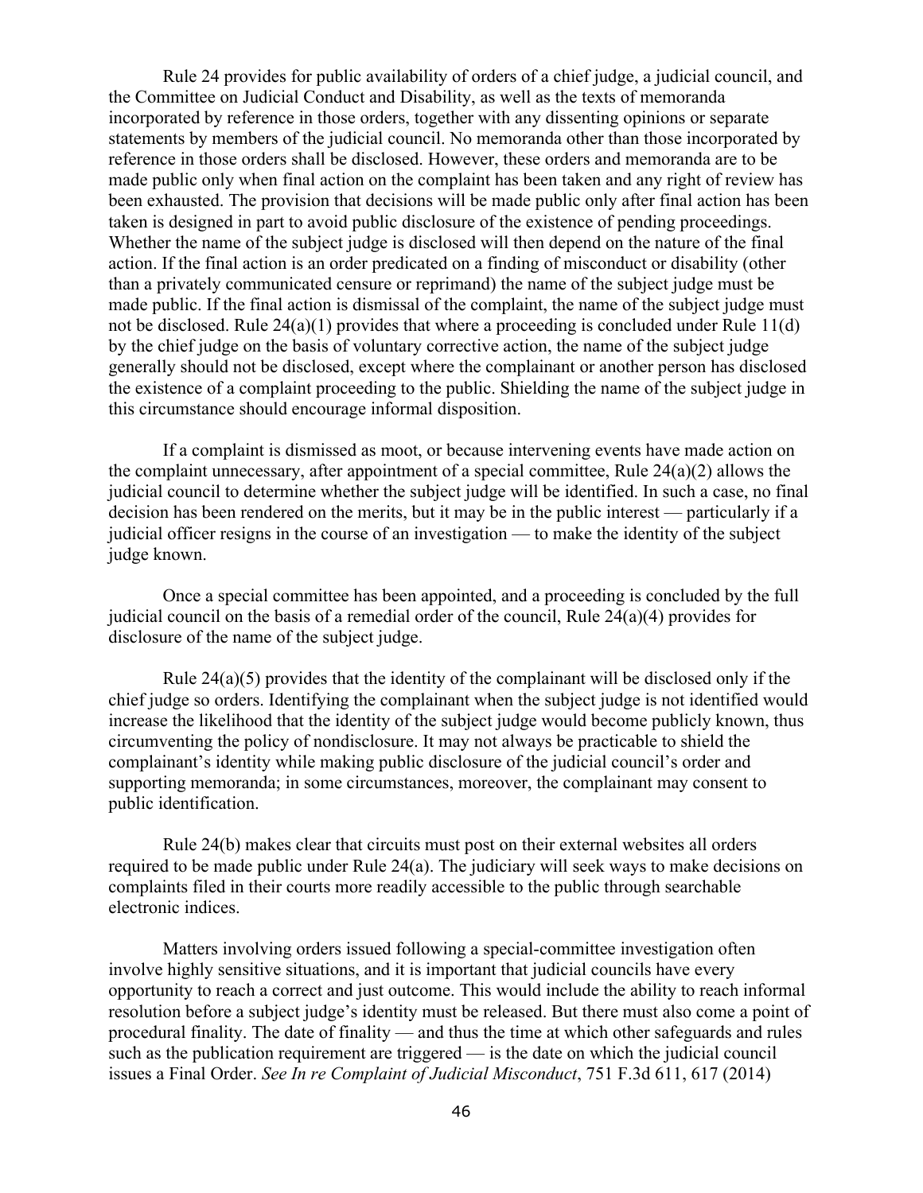Rule 24 provides for public availability of orders of a chief judge, a judicial council, and the Committee on Judicial Conduct and Disability, as well as the texts of memoranda incorporated by reference in those orders, together with any dissenting opinions or separate statements by members of the judicial council. No memoranda other than those incorporated by reference in those orders shall be disclosed. However, these orders and memoranda are to be made public only when final action on the complaint has been taken and any right of review has been exhausted. The provision that decisions will be made public only after final action has been taken is designed in part to avoid public disclosure of the existence of pending proceedings. Whether the name of the subject judge is disclosed will then depend on the nature of the final action. If the final action is an order predicated on a finding of misconduct or disability (other than a privately communicated censure or reprimand) the name of the subject judge must be made public. If the final action is dismissal of the complaint, the name of the subject judge must not be disclosed. Rule 24(a)(1) provides that where a proceeding is concluded under Rule 11(d) by the chief judge on the basis of voluntary corrective action, the name of the subject judge generally should not be disclosed, except where the complainant or another person has disclosed the existence of a complaint proceeding to the public. Shielding the name of the subject judge in this circumstance should encourage informal disposition.

If a complaint is dismissed as moot, or because intervening events have made action on the complaint unnecessary, after appointment of a special committee, Rule 24(a)(2) allows the judicial council to determine whether the subject judge will be identified. In such a case, no final decision has been rendered on the merits, but it may be in the public interest — particularly if a judicial officer resigns in the course of an investigation — to make the identity of the subject judge known.

Once a special committee has been appointed, and a proceeding is concluded by the full judicial council on the basis of a remedial order of the council, Rule 24(a)(4) provides for disclosure of the name of the subject judge.

Rule 24(a)(5) provides that the identity of the complainant will be disclosed only if the chief judge so orders. Identifying the complainant when the subject judge is not identified would increase the likelihood that the identity of the subject judge would become publicly known, thus circumventing the policy of nondisclosure. It may not always be practicable to shield the complainant's identity while making public disclosure of the judicial council's order and supporting memoranda; in some circumstances, moreover, the complainant may consent to public identification.

Rule 24(b) makes clear that circuits must post on their external websites all orders required to be made public under Rule 24(a). The judiciary will seek ways to make decisions on complaints filed in their courts more readily accessible to the public through searchable electronic indices.

Matters involving orders issued following a special-committee investigation often involve highly sensitive situations, and it is important that judicial councils have every opportunity to reach a correct and just outcome. This would include the ability to reach informal resolution before a subject judge's identity must be released. But there must also come a point of procedural finality. The date of finality — and thus the time at which other safeguards and rules such as the publication requirement are triggered — is the date on which the judicial council issues a Final Order. *See In re Complaint of Judicial Misconduct*, 751 F.3d 611, 617 (2014)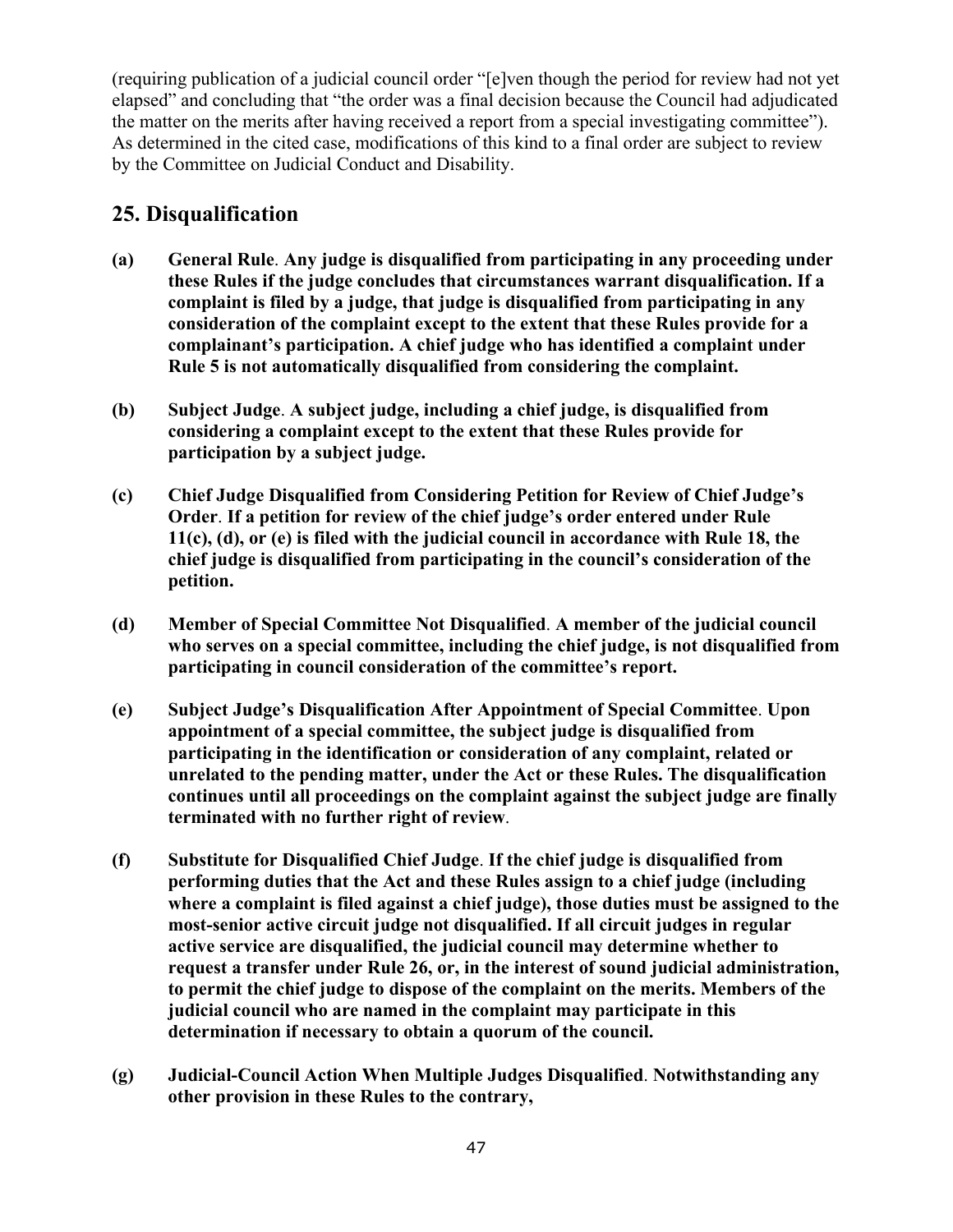(requiring publication of a judicial council order "[e]ven though the period for review had not yet elapsed" and concluding that "the order was a final decision because the Council had adjudicated the matter on the merits after having received a report from a special investigating committee"). As determined in the cited case, modifications of this kind to a final order are subject to review by the Committee on Judicial Conduct and Disability.

## 25. Disqualification

**(a) General Rule**. **Any judge is disqualified from participating in any proceeding under these Rules if the judge concludes that circumstances warrant disqualification. If a complaint is filed by a judge, that judge is disqualified from participating in any consideration of the complaint except to the extent that these Rules provide for a complainant's participation. A chief judge who has identified a complaint under Rule 5 is not automatically disqualified from considering the complaint.**

**(b) Subject Judge**. **A subject judge, including a chief judge, is disqualified from considering a complaint except to the extent that these Rules provide for participation by a subject judge.**

**(c) Chief Judge Disqualified from Considering Petition for Review of Chief Judge's Order**. **If a petition for review of the chief judge's order entered under Rule 11(c), (d), or (e) is filed with the judicial council in accordance with Rule 18, the chief judge is disqualified from participating in the council's consideration of the petition.**

**(d) Member of Special Committee Not Disqualified**. **A member of the judicial council who serves on a special committee, including the chief judge, is not disqualified from participating in council consideration of the committee's report.**

**(e) Subject Judge's Disqualification After Appointment of Special Committee**. **Upon appointment of a special committee, the subject judge is disqualified from participating in the identification or consideration of any complaint, related or unrelated to the pending matter, under the Act or these Rules. The disqualification continues until all proceedings on the complaint against the subject judge are finally terminated with no further right of review**.

**(f) Substitute for Disqualified Chief Judge**. **If the chief judge is disqualified from performing duties that the Act and these Rules assign to a chief judge (including where a complaint is filed against a chief judge), those duties must be assigned to the most-senior active circuit judge not disqualified. If all circuit judges in regular active service are disqualified, the judicial council may determine whether to request a transfer under Rule 26, or, in the interest of sound judicial administration, to permit the chief judge to dispose of the complaint on the merits. Members of the judicial council who are named in the complaint may participate in this determination if necessary to obtain a quorum of the council.**

**(g) Judicial-Council Action When Multiple Judges Disqualified**. **Notwithstanding any other provision in these Rules to the contrary,**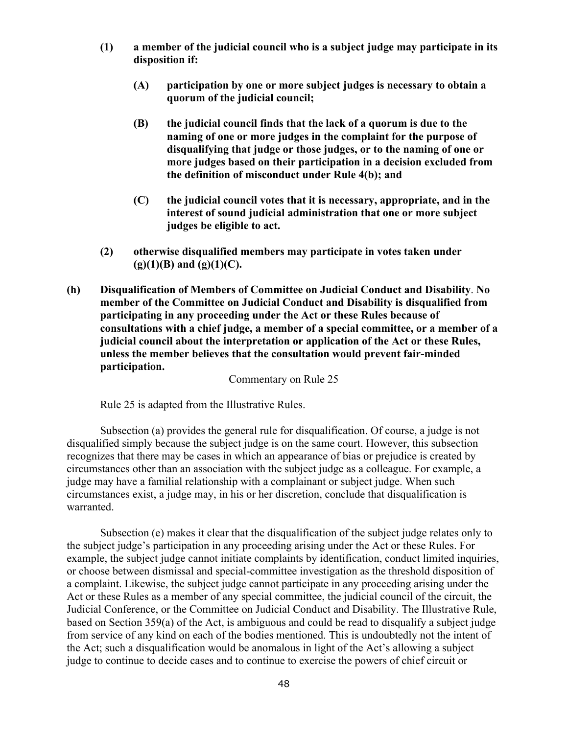**(1) a member of the judicial council who is a subject judge may participate in its disposition if:**

**(A) participation by one or more subject judges is necessary to obtain a quorum of the judicial council;**

**(B) the judicial council finds that the lack of a quorum is due to the naming of one or more judges in the complaint for the purpose of disqualifying that judge or those judges, or to the naming of one or more judges based on their participation in a decision excluded from the definition of misconduct under Rule 4(b); and**

**(C) the judicial council votes that it is necessary, appropriate, and in the interest of sound judicial administration that one or more subject judges be eligible to act.**

**(2) otherwise disqualified members may participate in votes taken under (g)(1)(B) and (g)(1)(C).**

**(h) Disqualification of Members of Committee on Judicial Conduct and Disability. No member of the Committee on Judicial Conduct and Disability is disqualified from participating in any proceeding under the Act or these Rules because of consultations with a chief judge, a member of a special committee, or a member of a judicial council about the interpretation or application of the Act or these Rules, unless the member believes that the consultation would prevent fair-minded participation.**

Commentary on Rule 25

Rule 25 is adapted from the Illustrative Rules.

Subsection (a) provides the general rule for disqualification. Of course, a judge is not disqualified simply because the subject judge is on the same court. However, this subsection recognizes that there may be cases in which an appearance of bias or prejudice is created by circumstances other than an association with the subject judge as a colleague. For example, a judge may have a familial relationship with a complainant or subject judge. When such circumstances exist, a judge may, in his or her discretion, conclude that disqualification is warranted.

Subsection (e) makes it clear that the disqualification of the subject judge relates only to the subject judge's participation in any proceeding arising under the Act or these Rules. For example, the subject judge cannot initiate complaints by identification, conduct limited inquiries, or choose between dismissal and special-committee investigation as the threshold disposition of a complaint. Likewise, the subject judge cannot participate in any proceeding arising under the Act or these Rules as a member of any special committee, the judicial council of the circuit, the Judicial Conference, or the Committee on Judicial Conduct and Disability. The Illustrative Rule, based on Section 359(a) of the Act, is ambiguous and could be read to disqualify a subject judge from service of any kind on each of the bodies mentioned. This is undoubtedly not the intent of the Act; such a disqualification would be anomalous in light of the Act's allowing a subject judge to continue to decide cases and to continue to exercise the powers of chief circuit or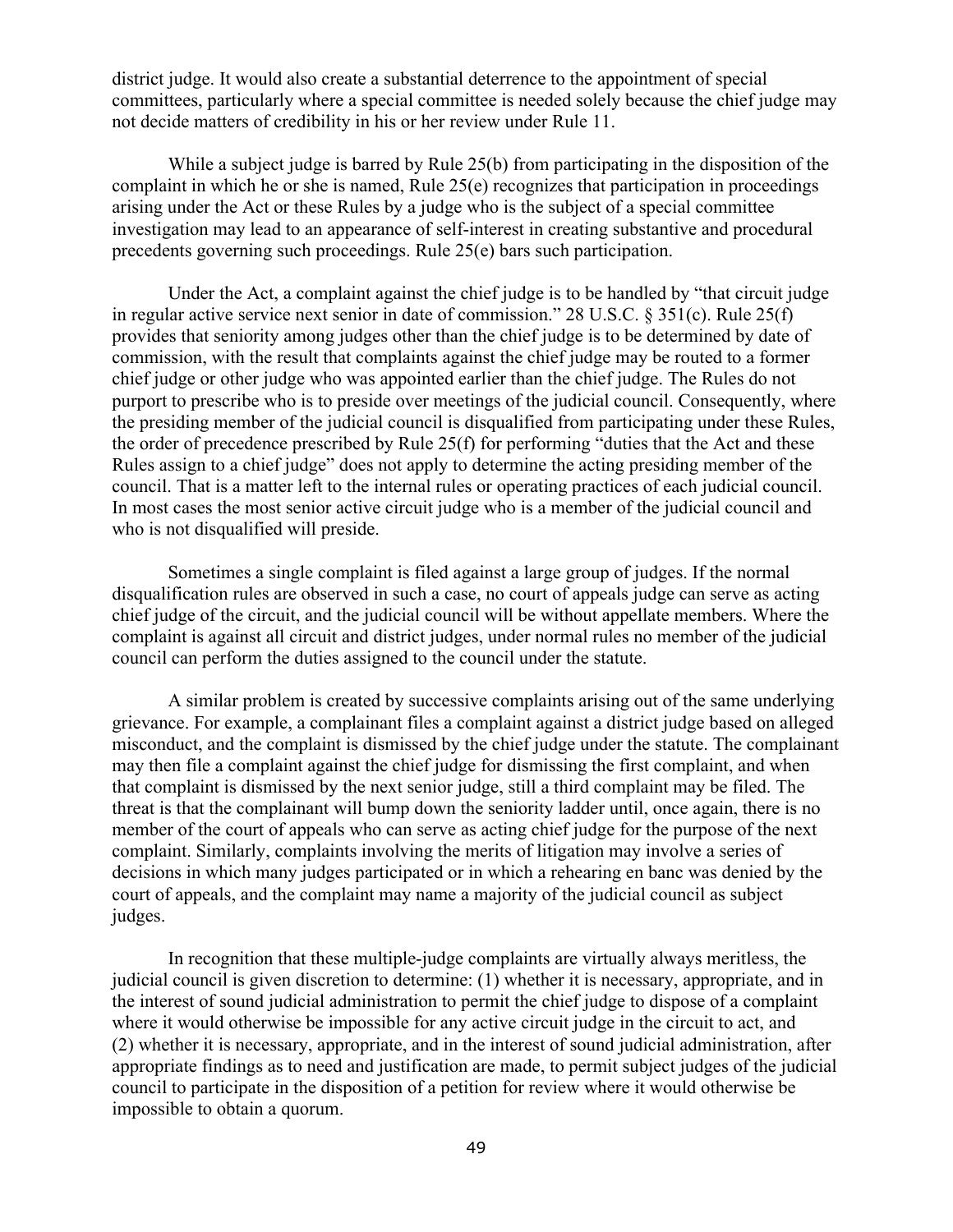district judge. It would also create a substantial deterrence to the appointment of special committees, particularly where a special committee is needed solely because the chief judge may not decide matters of credibility in his or her review under Rule 11.

While a subject judge is barred by Rule 25(b) from participating in the disposition of the complaint in which he or she is named, Rule 25(e) recognizes that participation in proceedings arising under the Act or these Rules by a judge who is the subject of a special committee investigation may lead to an appearance of self-interest in creating substantive and procedural precedents governing such proceedings. Rule 25(e) bars such participation.

Under the Act, a complaint against the chief judge is to be handled by "that circuit judge in regular active service next senior in date of commission." 28 U.S.C. § 351(c). Rule 25(f) provides that seniority among judges other than the chief judge is to be determined by date of commission, with the result that complaints against the chief judge may be routed to a former chief judge or other judge who was appointed earlier than the chief judge. The Rules do not purport to prescribe who is to preside over meetings of the judicial council. Consequently, where the presiding member of the judicial council is disqualified from participating under these Rules, the order of precedence prescribed by Rule 25(f) for performing "duties that the Act and these Rules assign to a chief judge" does not apply to determine the acting presiding member of the council. That is a matter left to the internal rules or operating practices of each judicial council. In most cases the most senior active circuit judge who is a member of the judicial council and who is not disqualified will preside.

Sometimes a single complaint is filed against a large group of judges. If the normal disqualification rules are observed in such a case, no court of appeals judge can serve as acting chief judge of the circuit, and the judicial council will be without appellate members. Where the complaint is against all circuit and district judges, under normal rules no member of the judicial council can perform the duties assigned to the council under the statute.

A similar problem is created by successive complaints arising out of the same underlying grievance. For example, a complainant files a complaint against a district judge based on alleged misconduct, and the complaint is dismissed by the chief judge under the statute. The complainant may then file a complaint against the chief judge for dismissing the first complaint, and when that complaint is dismissed by the next senior judge, still a third complaint may be filed. The threat is that the complainant will bump down the seniority ladder until, once again, there is no member of the court of appeals who can serve as acting chief judge for the purpose of the next complaint. Similarly, complaints involving the merits of litigation may involve a series of decisions in which many judges participated or in which a rehearing en banc was denied by the court of appeals, and the complaint may name a majority of the judicial council as subject judges.

In recognition that these multiple-judge complaints are virtually always meritless, the judicial council is given discretion to determine: (1) whether it is necessary, appropriate, and in the interest of sound judicial administration to permit the chief judge to dispose of a complaint where it would otherwise be impossible for any active circuit judge in the circuit to act, and (2) whether it is necessary, appropriate, and in the interest of sound judicial administration, after appropriate findings as to need and justification are made, to permit subject judges of the judicial council to participate in the disposition of a petition for review where it would otherwise be impossible to obtain a quorum.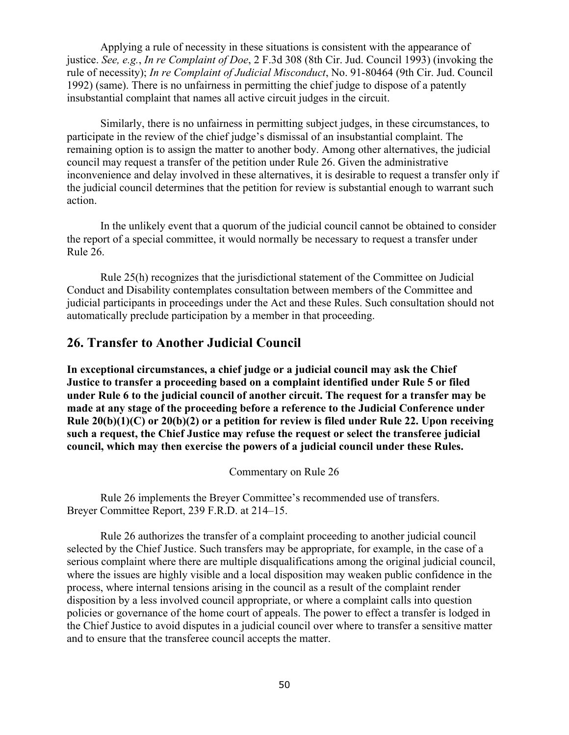Applying a rule of necessity in these situations is consistent with the appearance of justice. *See, e.g.*, *In re Complaint of Doe*, 2 F.3d 308 (8th Cir. Jud. Council 1993) (invoking the rule of necessity); *In re Complaint of Judicial Misconduct*, No. 91-80464 (9th Cir. Jud. Council 1992) (same). There is no unfairness in permitting the chief judge to dispose of a patently insubstantial complaint that names all active circuit judges in the circuit.

Similarly, there is no unfairness in permitting subject judges, in these circumstances, to participate in the review of the chief judge's dismissal of an insubstantial complaint. The remaining option is to assign the matter to another body. Among other alternatives, the judicial council may request a transfer of the petition under Rule 26. Given the administrative inconvenience and delay involved in these alternatives, it is desirable to request a transfer only if the judicial council determines that the petition for review is substantial enough to warrant such action.

In the unlikely event that a quorum of the judicial council cannot be obtained to consider the report of a special committee, it would normally be necessary to request a transfer under Rule 26.

Rule 25(h) recognizes that the jurisdictional statement of the Committee on Judicial Conduct and Disability contemplates consultation between members of the Committee and judicial participants in proceedings under the Act and these Rules. Such consultation should not automatically preclude participation by a member in that proceeding.

## 26. Transfer to Another Judicial Council

**In exceptional circumstances, a chief judge or a judicial council may ask the Chief Justice to transfer a proceeding based on a complaint identified under Rule 5 or filed under Rule 6 to the judicial council of another circuit. The request for a transfer may be made at any stage of the proceeding before a reference to the Judicial Conference under Rule 20(b)(1)(C) or 20(b)(2) or a petition for review is filed under Rule 22. Upon receiving such a request, the Chief Justice may refuse the request or select the transferee judicial council, which may then exercise the powers of a judicial council under these Rules.**

Commentary on Rule 26

Rule 26 implements the Breyer Committee's recommended use of transfers. Breyer Committee Report, 239 F.R.D. at 214–15.

Rule 26 authorizes the transfer of a complaint proceeding to another judicial council selected by the Chief Justice. Such transfers may be appropriate, for example, in the case of a serious complaint where there are multiple disqualifications among the original judicial council, where the issues are highly visible and a local disposition may weaken public confidence in the process, where internal tensions arising in the council as a result of the complaint render disposition by a less involved council appropriate, or where a complaint calls into question policies or governance of the home court of appeals. The power to effect a transfer is lodged in the Chief Justice to avoid disputes in a judicial council over where to transfer a sensitive matter and to ensure that the transferee council accepts the matter.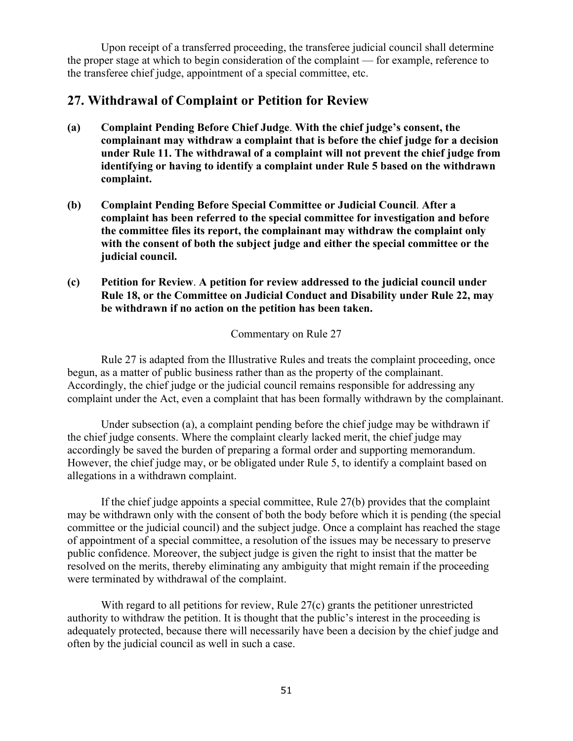Upon receipt of a transferred proceeding, the transferee judicial council shall determine the proper stage at which to begin consideration of the complaint — for example, reference to the transferee chief judge, appointment of a special committee, etc.

## 27. Withdrawal of Complaint or Petition for Review

**(a) Complaint Pending Before Chief Judge. With the chief judge's consent, the complainant may withdraw a complaint that is before the chief judge for a decision under Rule 11. The withdrawal of a complaint will not prevent the chief judge from identifying or having to identify a complaint under Rule 5 based on the withdrawn complaint.**

**(b) Complaint Pending Before Special Committee or Judicial Council. After a complaint has been referred to the special committee for investigation and before the committee files its report, the complainant may withdraw the complaint only with the consent of both the subject judge and either the special committee or the judicial council.**

**(c) Petition for Review. A petition for review addressed to the judicial council under Rule 18, or the Committee on Judicial Conduct and Disability under Rule 22, may be withdrawn if no action on the petition has been taken.**

Commentary on Rule 27

Rule 27 is adapted from the Illustrative Rules and treats the complaint proceeding, once begun, as a matter of public business rather than as the property of the complainant. Accordingly, the chief judge or the judicial council remains responsible for addressing any complaint under the Act, even a complaint that has been formally withdrawn by the complainant.

Under subsection (a), a complaint pending before the chief judge may be withdrawn if the chief judge consents. Where the complaint clearly lacked merit, the chief judge may accordingly be saved the burden of preparing a formal order and supporting memorandum. However, the chief judge may, or be obligated under Rule 5, to identify a complaint based on allegations in a withdrawn complaint.

If the chief judge appoints a special committee, Rule 27(b) provides that the complaint may be withdrawn only with the consent of both the body before which it is pending (the special committee or the judicial council) and the subject judge. Once a complaint has reached the stage of appointment of a special committee, a resolution of the issues may be necessary to preserve public confidence. Moreover, the subject judge is given the right to insist that the matter be resolved on the merits, thereby eliminating any ambiguity that might remain if the proceeding were terminated by withdrawal of the complaint.

With regard to all petitions for review, Rule 27(c) grants the petitioner unrestricted authority to withdraw the petition. It is thought that the public's interest in the proceeding is adequately protected, because there will necessarily have been a decision by the chief judge and often by the judicial council as well in such a case.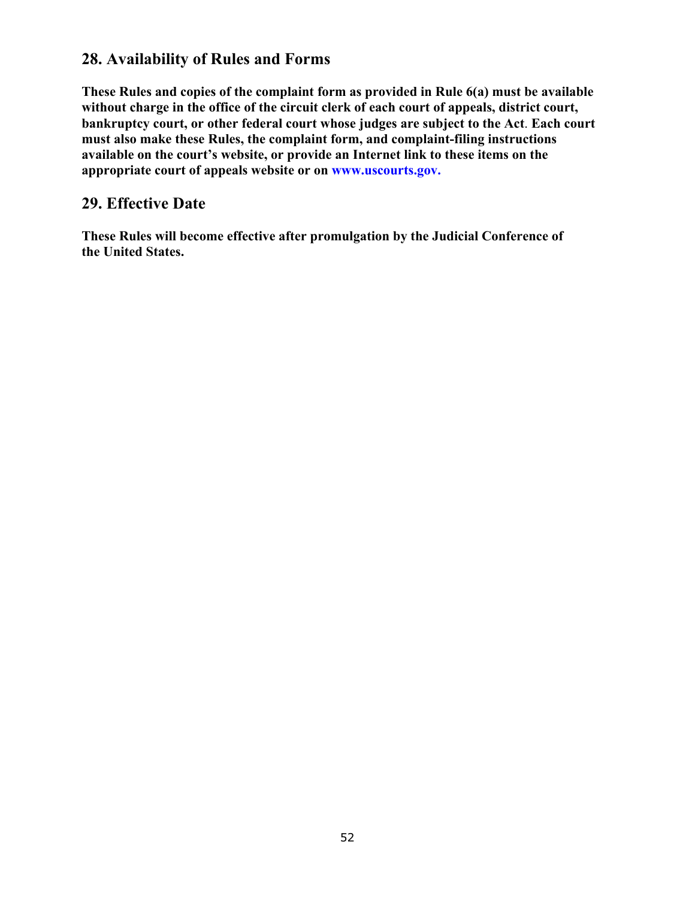## 28. Availability of Rules and Forms

**These Rules and copies of the complaint form as provided in Rule 6(a) must be available without charge in the office of the circuit clerk of each court of appeals, district court, bankruptcy court, or other federal court whose judges are subject to the Act. Each court must also make these Rules, the complaint form, and complaint-filing instructions available on the court's website, or provide an Internet link to these items on the appropriate court of appeals website or on www.uscourts.gov.**

## 29. Effective Date

**These Rules will become effective after promulgation by the Judicial Conference of the United States.**